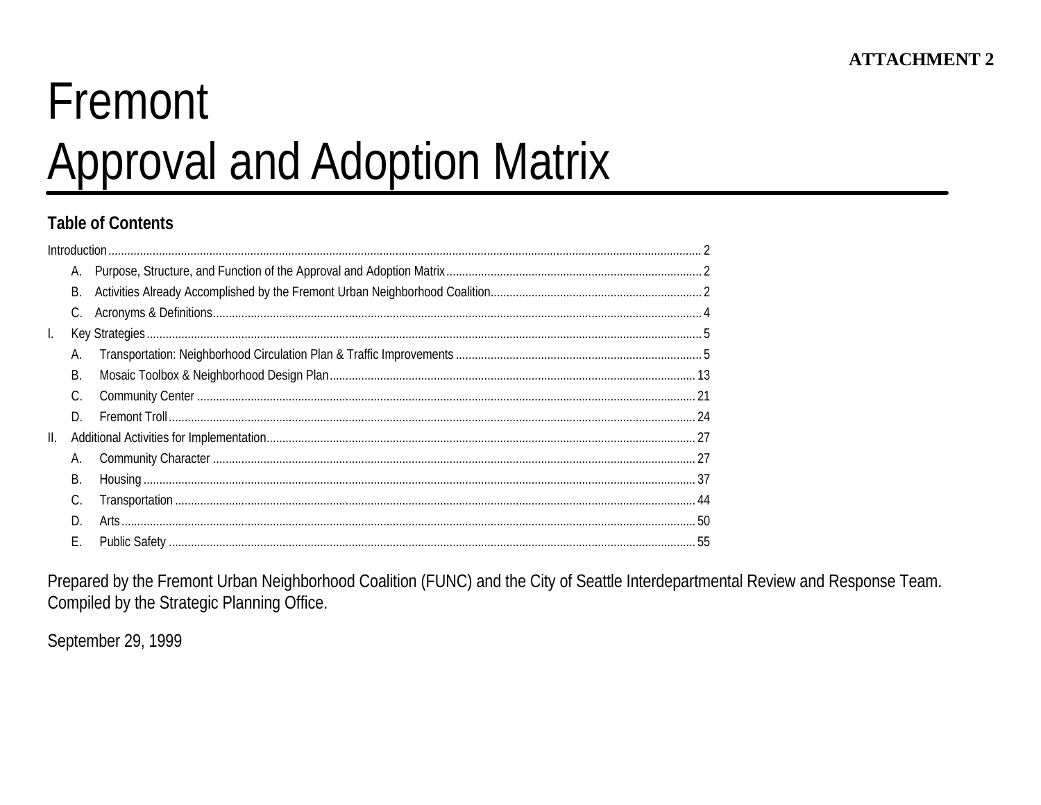**ATTACHMENT 2**

# Fremont
# Approval and Adoption Matrix

## Table of Contents

Introduction ........ 2

- A. Purpose, Structure, and Function of the Approval and Adoption Matrix ........ 2
- B. Activities Already Accomplished by the Fremont Urban Neighborhood Coalition ........ 2
- C. Acronyms & Definitions ........ 4

I. Key Strategies ........ 5

- A. Transportation: Neighborhood Circulation Plan & Traffic Improvements ........ 5
- B. Mosaic Toolbox & Neighborhood Design Plan ........ 13
- C. Community Center ........ 21
- D. Fremont Troll ........ 24

II. Additional Activities for Implementation ........ 27

- A. Community Character ........ 27
- B. Housing ........ 37
- C. Transportation ........ 44
- D. Arts ........ 50
- E. Public Safety ........ 55

Prepared by the Fremont Urban Neighborhood Coalition (FUNC) and the City of Seattle Interdepartmental Review and Response Team. Compiled by the Strategic Planning Office.

September 29, 1999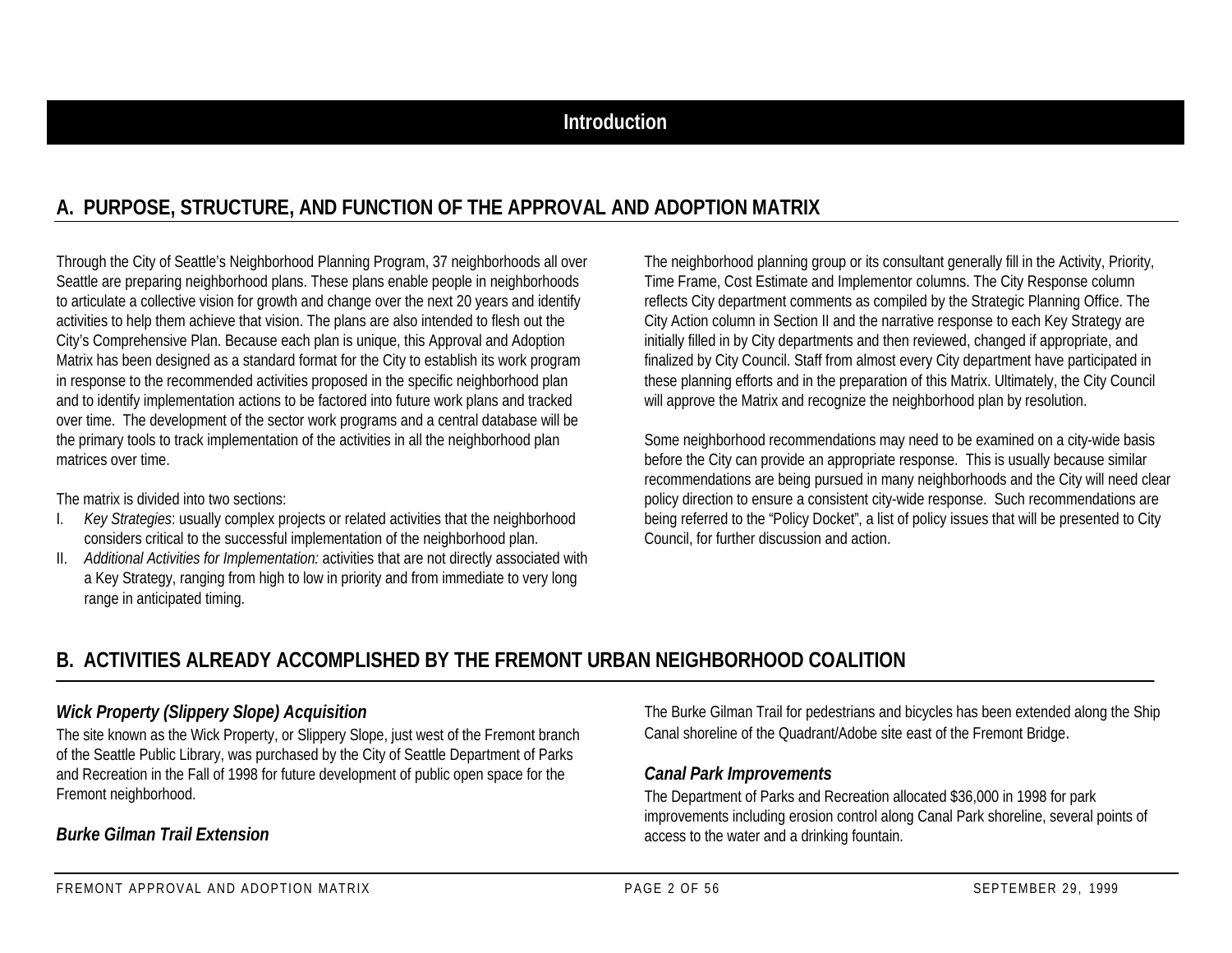# Introduction

## A. PURPOSE, STRUCTURE, AND FUNCTION OF THE APPROVAL AND ADOPTION MATRIX

Through the City of Seattle's Neighborhood Planning Program, 37 neighborhoods all over Seattle are preparing neighborhood plans. These plans enable people in neighborhoods to articulate a collective vision for growth and change over the next 20 years and identify activities to help them achieve that vision. The plans are also intended to flesh out the City's Comprehensive Plan. Because each plan is unique, this Approval and Adoption Matrix has been designed as a standard format for the City to establish its work program in response to the recommended activities proposed in the specific neighborhood plan and to identify implementation actions to be factored into future work plans and tracked over time. The development of the sector work programs and a central database will be the primary tools to track implementation of the activities in all the neighborhood plan matrices over time.

The matrix is divided into two sections:

I. *Key Strategies*: usually complex projects or related activities that the neighborhood considers critical to the successful implementation of the neighborhood plan.
II. *Additional Activities for Implementation:* activities that are not directly associated with a Key Strategy, ranging from high to low in priority and from immediate to very long range in anticipated timing.

The neighborhood planning group or its consultant generally fill in the Activity, Priority, Time Frame, Cost Estimate and Implementor columns. The City Response column reflects City department comments as compiled by the Strategic Planning Office. The City Action column in Section II and the narrative response to each Key Strategy are initially filled in by City departments and then reviewed, changed if appropriate, and finalized by City Council. Staff from almost every City department have participated in these planning efforts and in the preparation of this Matrix. Ultimately, the City Council will approve the Matrix and recognize the neighborhood plan by resolution.

Some neighborhood recommendations may need to be examined on a city-wide basis before the City can provide an appropriate response. This is usually because similar recommendations are being pursued in many neighborhoods and the City will need clear policy direction to ensure a consistent city-wide response. Such recommendations are being referred to the "Policy Docket", a list of policy issues that will be presented to City Council, for further discussion and action.

## B. ACTIVITIES ALREADY ACCOMPLISHED BY THE FREMONT URBAN NEIGHBORHOOD COALITION

### *Wick Property (Slippery Slope) Acquisition*

The site known as the Wick Property, or Slippery Slope, just west of the Fremont branch of the Seattle Public Library, was purchased by the City of Seattle Department of Parks and Recreation in the Fall of 1998 for future development of public open space for the Fremont neighborhood.

### *Burke Gilman Trail Extension*

The Burke Gilman Trail for pedestrians and bicycles has been extended along the Ship Canal shoreline of the Quadrant/Adobe site east of the Fremont Bridge.

### *Canal Park Improvements*

The Department of Parks and Recreation allocated $36,000 in 1998 for park improvements including erosion control along Canal Park shoreline, several points of access to the water and a drinking fountain.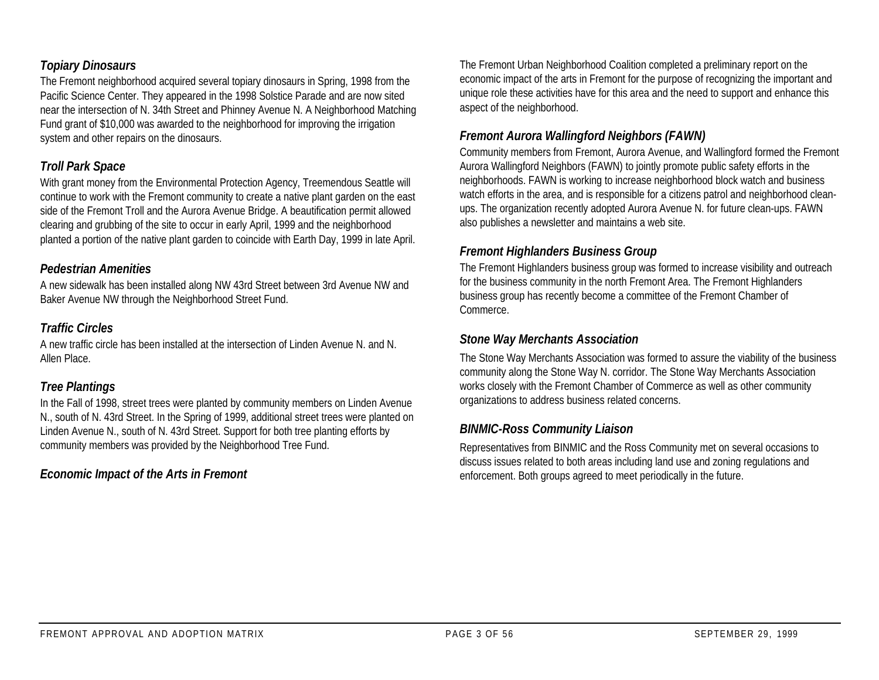### *Topiary Dinosaurs*

The Fremont neighborhood acquired several topiary dinosaurs in Spring, 1998 from the Pacific Science Center. They appeared in the 1998 Solstice Parade and are now sited near the intersection of N. 34th Street and Phinney Avenue N. A Neighborhood Matching Fund grant of $10,000 was awarded to the neighborhood for improving the irrigation system and other repairs on the dinosaurs.

### *Troll Park Space*

With grant money from the Environmental Protection Agency, Treemendous Seattle will continue to work with the Fremont community to create a native plant garden on the east side of the Fremont Troll and the Aurora Avenue Bridge. A beautification permit allowed clearing and grubbing of the site to occur in early April, 1999 and the neighborhood planted a portion of the native plant garden to coincide with Earth Day, 1999 in late April.

### *Pedestrian Amenities*

A new sidewalk has been installed along NW 43rd Street between 3rd Avenue NW and Baker Avenue NW through the Neighborhood Street Fund.

### *Traffic Circles*

A new traffic circle has been installed at the intersection of Linden Avenue N. and N. Allen Place.

### *Tree Plantings*

In the Fall of 1998, street trees were planted by community members on Linden Avenue N., south of N. 43rd Street. In the Spring of 1999, additional street trees were planted on Linden Avenue N., south of N. 43rd Street. Support for both tree planting efforts by community members was provided by the Neighborhood Tree Fund.

### *Economic Impact of the Arts in Fremont*

The Fremont Urban Neighborhood Coalition completed a preliminary report on the economic impact of the arts in Fremont for the purpose of recognizing the important and unique role these activities have for this area and the need to support and enhance this aspect of the neighborhood.

### *Fremont Aurora Wallingford Neighbors (FAWN)*

Community members from Fremont, Aurora Avenue, and Wallingford formed the Fremont Aurora Wallingford Neighbors (FAWN) to jointly promote public safety efforts in the neighborhoods. FAWN is working to increase neighborhood block watch and business watch efforts in the area, and is responsible for a citizens patrol and neighborhood clean-ups. The organization recently adopted Aurora Avenue N. for future clean-ups. FAWN also publishes a newsletter and maintains a web site.

### *Fremont Highlanders Business Group*

The Fremont Highlanders business group was formed to increase visibility and outreach for the business community in the north Fremont Area. The Fremont Highlanders business group has recently become a committee of the Fremont Chamber of Commerce.

### *Stone Way Merchants Association*

The Stone Way Merchants Association was formed to assure the viability of the business community along the Stone Way N. corridor. The Stone Way Merchants Association works closely with the Fremont Chamber of Commerce as well as other community organizations to address business related concerns.

### *BINMIC-Ross Community Liaison*

Representatives from BINMIC and the Ross Community met on several occasions to discuss issues related to both areas including land use and zoning regulations and enforcement. Both groups agreed to meet periodically in the future.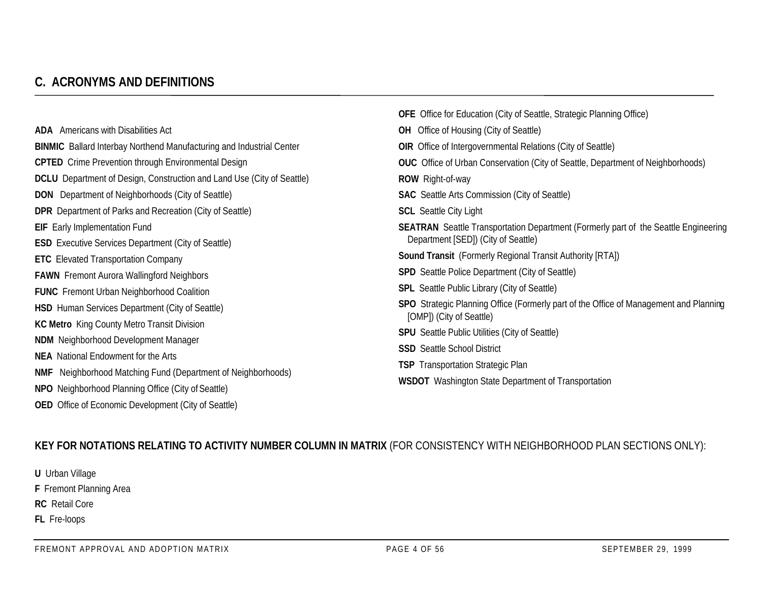## C. ACRONYMS AND DEFINITIONS

**ADA** Americans with Disabilities Act

**BINMIC** Ballard Interbay Northend Manufacturing and Industrial Center

**CPTED** Crime Prevention through Environmental Design

**DCLU** Department of Design, Construction and Land Use (City of Seattle)

**DON** Department of Neighborhoods (City of Seattle)

**DPR** Department of Parks and Recreation (City of Seattle)

**EIF** Early Implementation Fund

**ESD** Executive Services Department (City of Seattle)

**ETC** Elevated Transportation Company

**FAWN** Fremont Aurora Wallingford Neighbors

**FUNC** Fremont Urban Neighborhood Coalition

**HSD** Human Services Department (City of Seattle)

**KC Metro** King County Metro Transit Division

**NDM** Neighborhood Development Manager

**NEA** National Endowment for the Arts

**NMF** Neighborhood Matching Fund (Department of Neighborhoods)

**NPO** Neighborhood Planning Office (City of Seattle)

**OED** Office of Economic Development (City of Seattle)

**OFE** Office for Education (City of Seattle, Strategic Planning Office)

**OH** Office of Housing (City of Seattle)

**OIR** Office of Intergovernmental Relations (City of Seattle)

**OUC** Office of Urban Conservation (City of Seattle, Department of Neighborhoods)

**ROW** Right-of-way

**SAC** Seattle Arts Commission (City of Seattle)

**SCL** Seattle City Light

**SEATRAN** Seattle Transportation Department (Formerly part of the Seattle Engineering Department [SED]) (City of Seattle)

**Sound Transit** (Formerly Regional Transit Authority [RTA])

**SPD** Seattle Police Department (City of Seattle)

**SPL** Seattle Public Library (City of Seattle)

**SPO** Strategic Planning Office (Formerly part of the Office of Management and Planning [OMP]) (City of Seattle)

**SPU** Seattle Public Utilities (City of Seattle)

**SSD** Seattle School District

**TSP** Transportation Strategic Plan

**WSDOT** Washington State Department of Transportation

**KEY FOR NOTATIONS RELATING TO ACTIVITY NUMBER COLUMN IN MATRIX** (FOR CONSISTENCY WITH NEIGHBORHOOD PLAN SECTIONS ONLY):

**U** Urban Village

**F** Fremont Planning Area

**RC** Retail Core

**FL** Fre-loops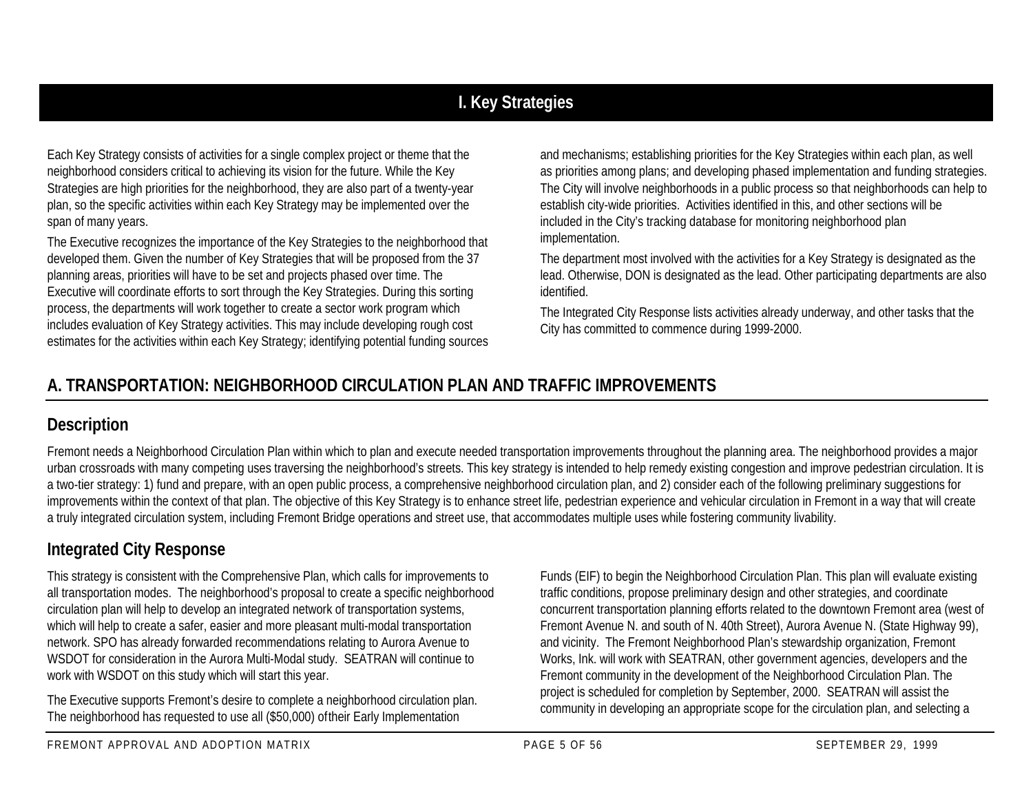# I. Key Strategies

Each Key Strategy consists of activities for a single complex project or theme that the neighborhood considers critical to achieving its vision for the future. While the Key Strategies are high priorities for the neighborhood, they are also part of a twenty-year plan, so the specific activities within each Key Strategy may be implemented over the span of many years.

The Executive recognizes the importance of the Key Strategies to the neighborhood that developed them. Given the number of Key Strategies that will be proposed from the 37 planning areas, priorities will have to be set and projects phased over time. The Executive will coordinate efforts to sort through the Key Strategies. During this sorting process, the departments will work together to create a sector work program which includes evaluation of Key Strategy activities. This may include developing rough cost estimates for the activities within each Key Strategy; identifying potential funding sources and mechanisms; establishing priorities for the Key Strategies within each plan, as well as priorities among plans; and developing phased implementation and funding strategies. The City will involve neighborhoods in a public process so that neighborhoods can help to establish city-wide priorities. Activities identified in this, and other sections will be included in the City's tracking database for monitoring neighborhood plan implementation.

The department most involved with the activities for a Key Strategy is designated as the lead. Otherwise, DON is designated as the lead. Other participating departments are also identified.

The Integrated City Response lists activities already underway, and other tasks that the City has committed to commence during 1999-2000.

## A. TRANSPORTATION: NEIGHBORHOOD CIRCULATION PLAN AND TRAFFIC IMPROVEMENTS

### Description

Fremont needs a Neighborhood Circulation Plan within which to plan and execute needed transportation improvements throughout the planning area. The neighborhood provides a major urban crossroads with many competing uses traversing the neighborhood's streets. This key strategy is intended to help remedy existing congestion and improve pedestrian circulation. It is a two-tier strategy: 1) fund and prepare, with an open public process, a comprehensive neighborhood circulation plan, and 2) consider each of the following preliminary suggestions for improvements within the context of that plan. The objective of this Key Strategy is to enhance street life, pedestrian experience and vehicular circulation in Fremont in a way that will create a truly integrated circulation system, including Fremont Bridge operations and street use, that accommodates multiple uses while fostering community livability.

### Integrated City Response

This strategy is consistent with the Comprehensive Plan, which calls for improvements to all transportation modes. The neighborhood's proposal to create a specific neighborhood circulation plan will help to develop an integrated network of transportation systems, which will help to create a safer, easier and more pleasant multi-modal transportation network. SPO has already forwarded recommendations relating to Aurora Avenue to WSDOT for consideration in the Aurora Multi-Modal study. SEATRAN will continue to work with WSDOT on this study which will start this year.

The Executive supports Fremont's desire to complete a neighborhood circulation plan. The neighborhood has requested to use all ($50,000) of their Early Implementation Funds (EIF) to begin the Neighborhood Circulation Plan. This plan will evaluate existing traffic conditions, propose preliminary design and other strategies, and coordinate concurrent transportation planning efforts related to the downtown Fremont area (west of Fremont Avenue N. and south of N. 40th Street), Aurora Avenue N. (State Highway 99), and vicinity. The Fremont Neighborhood Plan's stewardship organization, Fremont Works, Ink. will work with SEATRAN, other government agencies, developers and the Fremont community in the development of the Neighborhood Circulation Plan. The project is scheduled for completion by September, 2000. SEATRAN will assist the community in developing an appropriate scope for the circulation plan, and selecting a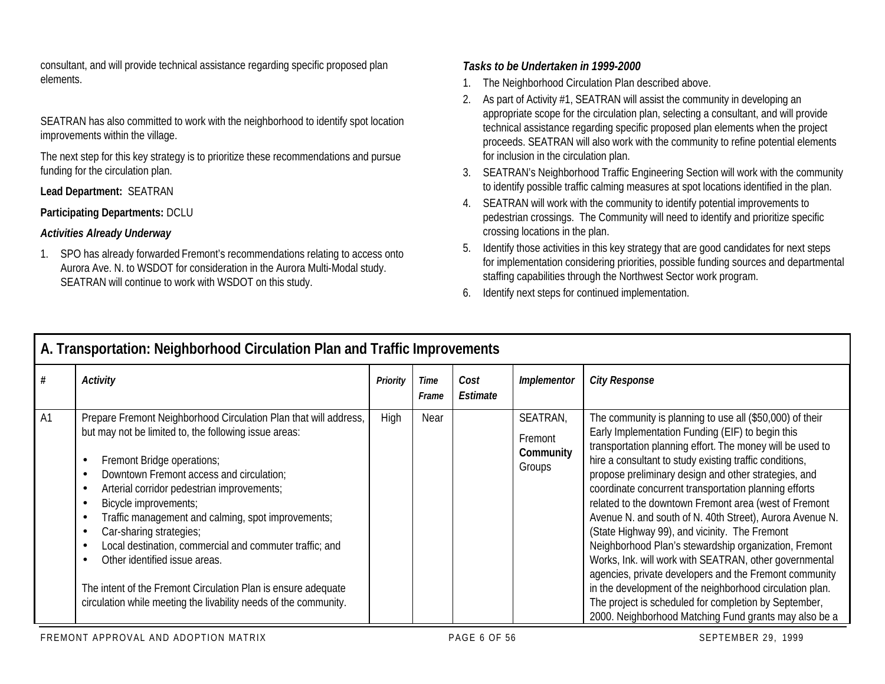consultant, and will provide technical assistance regarding specific proposed plan elements.

SEATRAN has also committed to work with the neighborhood to identify spot location improvements within the village.

The next step for this key strategy is to prioritize these recommendations and pursue funding for the circulation plan.

**Lead Department:** SEATRAN

**Participating Departments:** DCLU

***Activities Already Underway***

1. SPO has already forwarded Fremont's recommendations relating to access onto Aurora Ave. N. to WSDOT for consideration in the Aurora Multi-Modal study. SEATRAN will continue to work with WSDOT on this study.

***Tasks to be Undertaken in 1999-2000***

1. The Neighborhood Circulation Plan described above.
2. As part of Activity #1, SEATRAN will assist the community in developing an appropriate scope for the circulation plan, selecting a consultant, and will provide technical assistance regarding specific proposed plan elements when the project proceeds. SEATRAN will also work with the community to refine potential elements for inclusion in the circulation plan.
3. SEATRAN's Neighborhood Traffic Engineering Section will work with the community to identify possible traffic calming measures at spot locations identified in the plan.
4. SEATRAN will work with the community to identify potential improvements to pedestrian crossings. The Community will need to identify and prioritize specific crossing locations in the plan.
5. Identify those activities in this key strategy that are good candidates for next steps for implementation considering priorities, possible funding sources and departmental staffing capabilities through the Northwest Sector work program.
6. Identify next steps for continued implementation.

## A. Transportation: Neighborhood Circulation Plan and Traffic Improvements

| # | *Activity* | *Priority* | *Time Frame* | *Cost Estimate* | *Implementor* | *City Response* |
|---|---|---|---|---|---|---|
| A1 | Prepare Fremont Neighborhood Circulation Plan that will address, but may not be limited to, the following issue areas:<br>• Fremont Bridge operations;<br>• Downtown Fremont access and circulation;<br>• Arterial corridor pedestrian improvements;<br>• Bicycle improvements;<br>• Traffic management and calming, spot improvements;<br>• Car-sharing strategies;<br>• Local destination, commercial and commuter traffic; and<br>• Other identified issue areas.<br><br>The intent of the Fremont Circulation Plan is ensure adequate circulation while meeting the livability needs of the community. | High | Near | | SEATRAN, Fremont **Community** Groups | The community is planning to use all ($50,000) of their Early Implementation Funding (EIF) to begin this transportation planning effort. The money will be used to hire a consultant to study existing traffic conditions, propose preliminary design and other strategies, and coordinate concurrent transportation planning efforts related to the downtown Fremont area (west of Fremont Avenue N. and south of N. 40th Street), Aurora Avenue N. (State Highway 99), and vicinity. The Fremont Neighborhood Plan's stewardship organization, Fremont Works, Ink. will work with SEATRAN, other governmental agencies, private developers and the Fremont community in the development of the neighborhood circulation plan. The project is scheduled for completion by September, 2000. Neighborhood Matching Fund grants may also be a |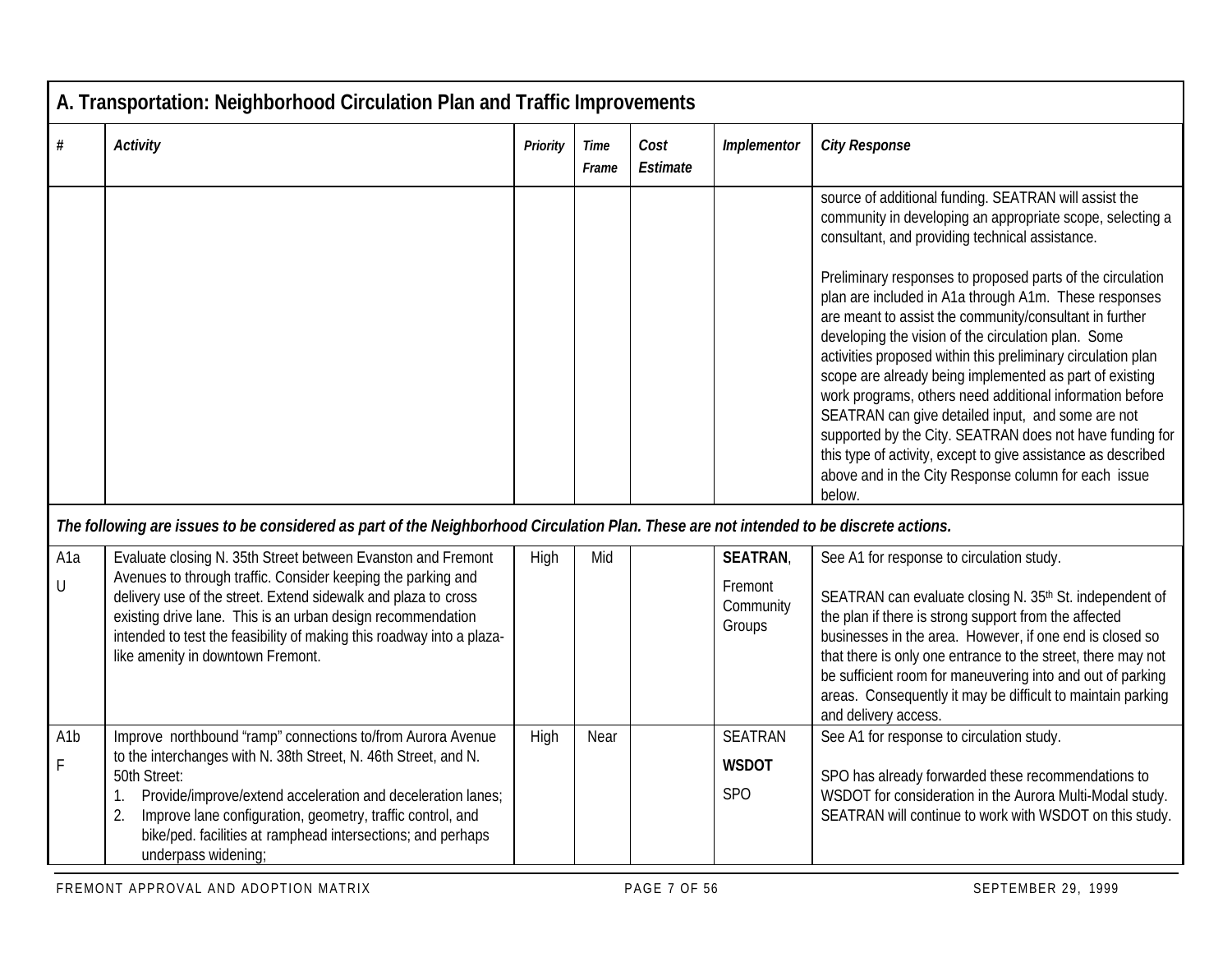## A. Transportation: Neighborhood Circulation Plan and Traffic Improvements

| # | Activity | Priority | Time Frame | Cost Estimate | Implementor | City Response |
|---|---|---|---|---|---|---|
| | | | | | | source of additional funding. SEATRAN will assist the community in developing an appropriate scope, selecting a consultant, and providing technical assistance.<br><br>Preliminary responses to proposed parts of the circulation plan are included in A1a through A1m. These responses are meant to assist the community/consultant in further developing the vision of the circulation plan. Some activities proposed within this preliminary circulation plan scope are already being implemented as part of existing work programs, others need additional information before SEATRAN can give detailed input, and some are not supported by the City. SEATRAN does not have funding for this type of activity, except to give assistance as described above and in the City Response column for each issue below. |
| ***The following are issues to be considered as part of the Neighborhood Circulation Plan. These are not intended to be discrete actions.*** | | | | | | |
| A1a<br><br>U | Evaluate closing N. 35th Street between Evanston and Fremont Avenues to through traffic. Consider keeping the parking and delivery use of the street. Extend sidewalk and plaza to cross existing drive lane. This is an urban design recommendation intended to test the feasibility of making this roadway into a plaza-like amenity in downtown Fremont. | High | Mid | | **SEATRAN**,<br><br>Fremont Community Groups | See A1 for response to circulation study.<br><br>SEATRAN can evaluate closing N. 35th St. independent of the plan if there is strong support from the affected businesses in the area. However, if one end is closed so that there is only one entrance to the street, there may not be sufficient room for maneuvering into and out of parking areas. Consequently it may be difficult to maintain parking and delivery access. |
| A1b<br><br>F | Improve northbound "ramp" connections to/from Aurora Avenue to the interchanges with N. 38th Street, N. 46th Street, and N. 50th Street:<br>1. Provide/improve/extend acceleration and deceleration lanes;<br>2. Improve lane configuration, geometry, traffic control, and bike/ped. facilities at ramphead intersections; and perhaps underpass widening; | High | Near | | SEATRAN<br><br>**WSDOT**<br><br>SPO | See A1 for response to circulation study.<br><br>SPO has already forwarded these recommendations to WSDOT for consideration in the Aurora Multi-Modal study. SEATRAN will continue to work with WSDOT on this study. |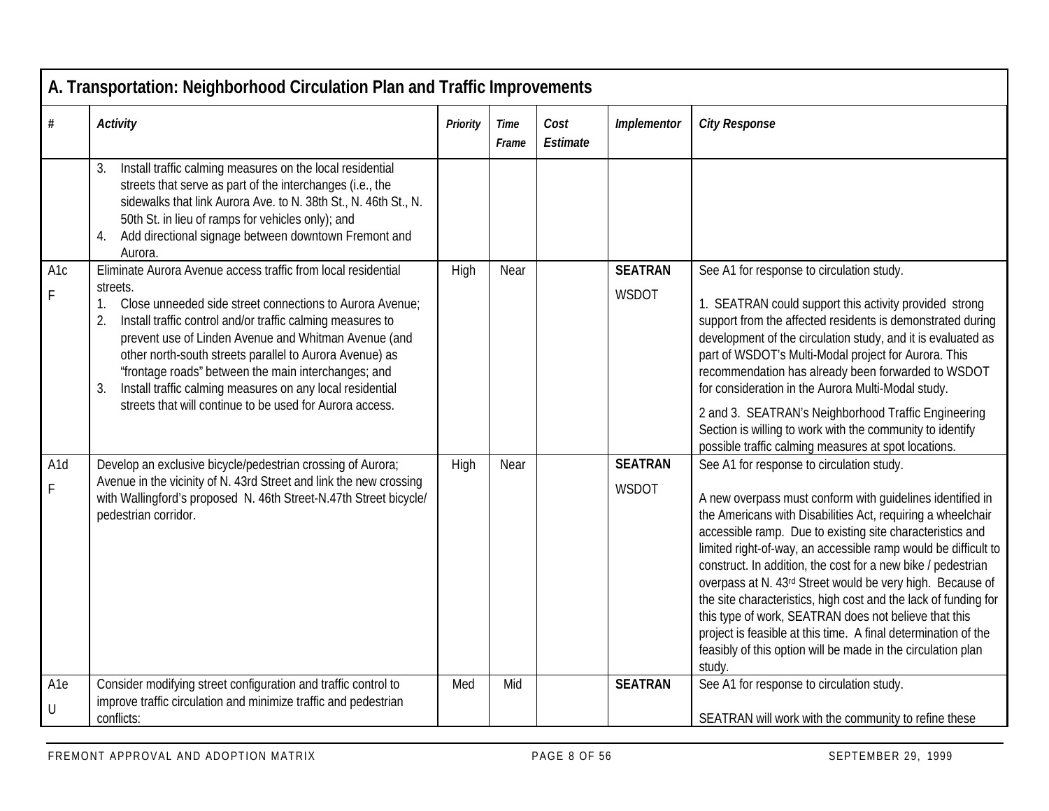## A. Transportation: Neighborhood Circulation Plan and Traffic Improvements

| # | Activity | Priority | Time Frame | Cost Estimate | Implementor | City Response |
|---|---|---|---|---|---|---|
| | 3. Install traffic calming measures on the local residential streets that serve as part of the interchanges (i.e., the sidewalks that link Aurora Ave. to N. 38th St., N. 46th St., N. 50th St. in lieu of ramps for vehicles only); and<br>4. Add directional signage between downtown Fremont and Aurora. | | | | | |
| A1c<br>F | Eliminate Aurora Avenue access traffic from local residential streets.<br>1. Close unneeded side street connections to Aurora Avenue;<br>2. Install traffic control and/or traffic calming measures to prevent use of Linden Avenue and Whitman Avenue (and other north-south streets parallel to Aurora Avenue) as "frontage roads" between the main interchanges; and<br>3. Install traffic calming measures on any local residential streets that will continue to be used for Aurora access. | High | Near | | **SEATRAN**<br>WSDOT | See A1 for response to circulation study.<br><br>1. SEATRAN could support this activity provided strong support from the affected residents is demonstrated during development of the circulation study, and it is evaluated as part of WSDOT's Multi-Modal project for Aurora. This recommendation has already been forwarded to WSDOT for consideration in the Aurora Multi-Modal study.<br><br>2 and 3. SEATRAN's Neighborhood Traffic Engineering Section is willing to work with the community to identify possible traffic calming measures at spot locations. |
| A1d<br>F | Develop an exclusive bicycle/pedestrian crossing of Aurora; Avenue in the vicinity of N. 43rd Street and link the new crossing with Wallingford's proposed N. 46th Street-N.47th Street bicycle/ pedestrian corridor. | High | Near | | **SEATRAN**<br>WSDOT | See A1 for response to circulation study.<br><br>A new overpass must conform with guidelines identified in the Americans with Disabilities Act, requiring a wheelchair accessible ramp. Due to existing site characteristics and limited right-of-way, an accessible ramp would be difficult to construct. In addition, the cost for a new bike / pedestrian overpass at N. 43rd Street would be very high. Because of the site characteristics, high cost and the lack of funding for this type of work, SEATRAN does not believe that this project is feasible at this time. A final determination of the feasibly of this option will be made in the circulation plan study. |
| A1e<br>U | Consider modifying street configuration and traffic control to improve traffic circulation and minimize traffic and pedestrian conflicts: | Med | Mid | | **SEATRAN** | See A1 for response to circulation study.<br><br>SEATRAN will work with the community to refine these |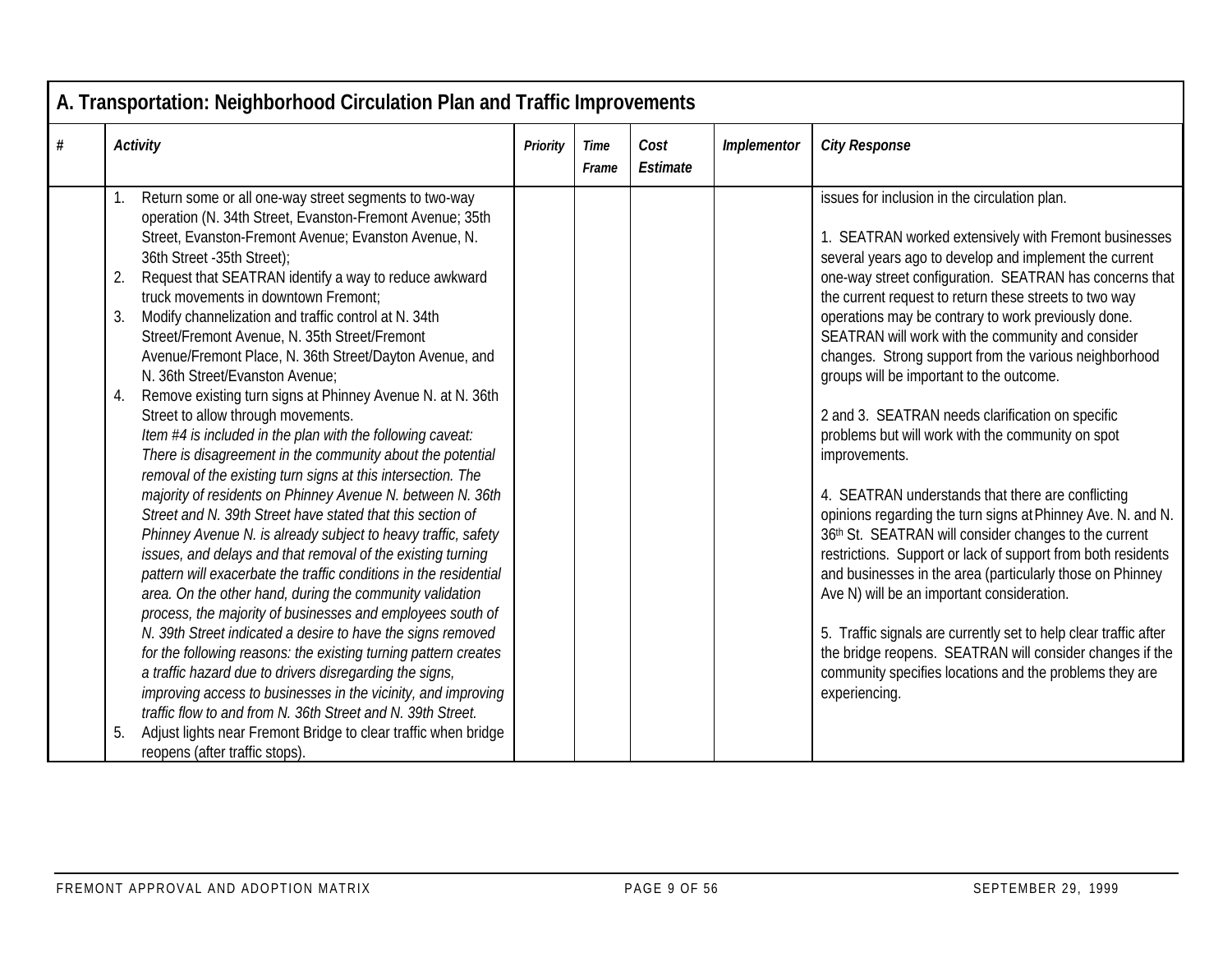## A. Transportation: Neighborhood Circulation Plan and Traffic Improvements

| # | Activity | Priority | Time Frame | Cost Estimate | Implementor | City Response |
|---|---|---|---|---|---|---|
| | 1. Return some or all one-way street segments to two-way operation (N. 34th Street, Evanston-Fremont Avenue; 35th Street, Evanston-Fremont Avenue; Evanston Avenue, N. 36th Street -35th Street);<br>2. Request that SEATRAN identify a way to reduce awkward truck movements in downtown Fremont;<br>3. Modify channelization and traffic control at N. 34th Street/Fremont Avenue, N. 35th Street/Fremont Avenue/Fremont Place, N. 36th Street/Dayton Avenue, and N. 36th Street/Evanston Avenue;<br>4. Remove existing turn signs at Phinney Avenue N. at N. 36th Street to allow through movements.<br>*Item #4 is included in the plan with the following caveat: There is disagreement in the community about the potential removal of the existing turn signs at this intersection. The majority of residents on Phinney Avenue N. between N. 36th Street and N. 39th Street have stated that this section of Phinney Avenue N. is already subject to heavy traffic, safety issues, and delays and that removal of the existing turning pattern will exacerbate the traffic conditions in the residential area. On the other hand, during the community validation process, the majority of businesses and employees south of N. 39th Street indicated a desire to have the signs removed for the following reasons: the existing turning pattern creates a traffic hazard due to drivers disregarding the signs, improving access to businesses in the vicinity, and improving traffic flow to and from N. 36th Street and N. 39th Street.*<br>5. Adjust lights near Fremont Bridge to clear traffic when bridge reopens (after traffic stops). | | | | | issues for inclusion in the circulation plan.<br><br>1. SEATRAN worked extensively with Fremont businesses several years ago to develop and implement the current one-way street configuration. SEATRAN has concerns that the current request to return these streets to two way operations may be contrary to work previously done. SEATRAN will work with the community and consider changes. Strong support from the various neighborhood groups will be important to the outcome.<br><br>2 and 3. SEATRAN needs clarification on specific problems but will work with the community on spot improvements.<br><br>4. SEATRAN understands that there are conflicting opinions regarding the turn signs at Phinney Ave. N. and N. 36th St. SEATRAN will consider changes to the current restrictions. Support or lack of support from both residents and businesses in the area (particularly those on Phinney Ave N) will be an important consideration.<br><br>5. Traffic signals are currently set to help clear traffic after the bridge reopens. SEATRAN will consider changes if the community specifies locations and the problems they are experiencing. |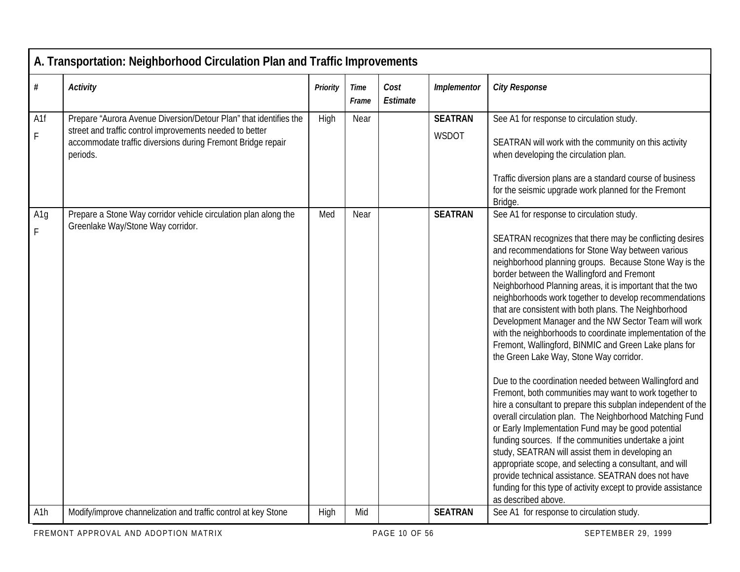## A. Transportation: Neighborhood Circulation Plan and Traffic Improvements

| # | *Activity* | *Priority* | *Time Frame* | *Cost Estimate* | *Implementor* | *City Response* |
|---|---|---|---|---|---|---|
| A1f F | Prepare "Aurora Avenue Diversion/Detour Plan" that identifies the street and traffic control improvements needed to better accommodate traffic diversions during Fremont Bridge repair periods. | High | Near | | **SEATRAN** WSDOT | See A1 for response to circulation study. SEATRAN will work with the community on this activity when developing the circulation plan. Traffic diversion plans are a standard course of business for the seismic upgrade work planned for the Fremont Bridge. |
| A1g F | Prepare a Stone Way corridor vehicle circulation plan along the Greenlake Way/Stone Way corridor. | Med | Near | | **SEATRAN** | See A1 for response to circulation study. SEATRAN recognizes that there may be conflicting desires and recommendations for Stone Way between various neighborhood planning groups. Because Stone Way is the border between the Wallingford and Fremont Neighborhood Planning areas, it is important that the two neighborhoods work together to develop recommendations that are consistent with both plans. The Neighborhood Development Manager and the NW Sector Team will work with the neighborhoods to coordinate implementation of the Fremont, Wallingford, BINMIC and Green Lake plans for the Green Lake Way, Stone Way corridor. Due to the coordination needed between Wallingford and Fremont, both communities may want to work together to hire a consultant to prepare this subplan independent of the overall circulation plan. The Neighborhood Matching Fund or Early Implementation Fund may be good potential funding sources. If the communities undertake a joint study, SEATRAN will assist them in developing an appropriate scope, and selecting a consultant, and will provide technical assistance. SEATRAN does not have funding for this type of activity except to provide assistance as described above. |
| A1h | Modify/improve channelization and traffic control at key Stone | High | Mid | | **SEATRAN** | See A1 for response to circulation study. |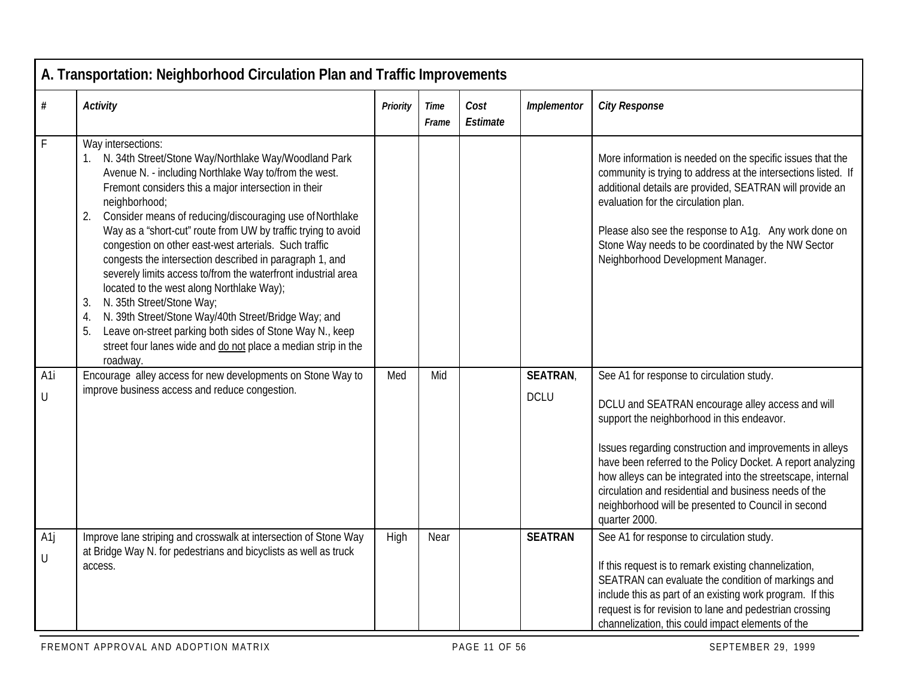## A. Transportation: Neighborhood Circulation Plan and Traffic Improvements

| # | Activity | Priority | Time Frame | Cost Estimate | Implementor | City Response |
|---|---|---|---|---|---|---|
| F | Way intersections:<br>1. N. 34th Street/Stone Way/Northlake Way/Woodland Park Avenue N. - including Northlake Way to/from the west. Fremont considers this a major intersection in their neighborhood;<br>2. Consider means of reducing/discouraging use of Northlake Way as a "short-cut" route from UW by traffic trying to avoid congestion on other east-west arterials. Such traffic congests the intersection described in paragraph 1, and severely limits access to/from the waterfront industrial area located to the west along Northlake Way);<br>3. N. 35th Street/Stone Way;<br>4. N. 39th Street/Stone Way/40th Street/Bridge Way; and<br>5. Leave on-street parking both sides of Stone Way N., keep street four lanes wide and <u>do not</u> place a median strip in the roadway. | | | | | More information is needed on the specific issues that the community is trying to address at the intersections listed. If additional details are provided, SEATRAN will provide an evaluation for the circulation plan.<br><br>Please also see the response to A1g. Any work done on Stone Way needs to be coordinated by the NW Sector Neighborhood Development Manager. |
| A1i<br>U | Encourage alley access for new developments on Stone Way to improve business access and reduce congestion. | Med | Mid | | **SEATRAN**,<br>DCLU | See A1 for response to circulation study.<br><br>DCLU and SEATRAN encourage alley access and will support the neighborhood in this endeavor.<br><br>Issues regarding construction and improvements in alleys have been referred to the Policy Docket. A report analyzing how alleys can be integrated into the streetscape, internal circulation and residential and business needs of the neighborhood will be presented to Council in second quarter 2000. |
| A1j<br>U | Improve lane striping and crosswalk at intersection of Stone Way at Bridge Way N. for pedestrians and bicyclists as well as truck access. | High | Near | | **SEATRAN** | See A1 for response to circulation study.<br><br>If this request is to remark existing channelization, SEATRAN can evaluate the condition of markings and include this as part of an existing work program. If this request is for revision to lane and pedestrian crossing channelization, this could impact elements of the |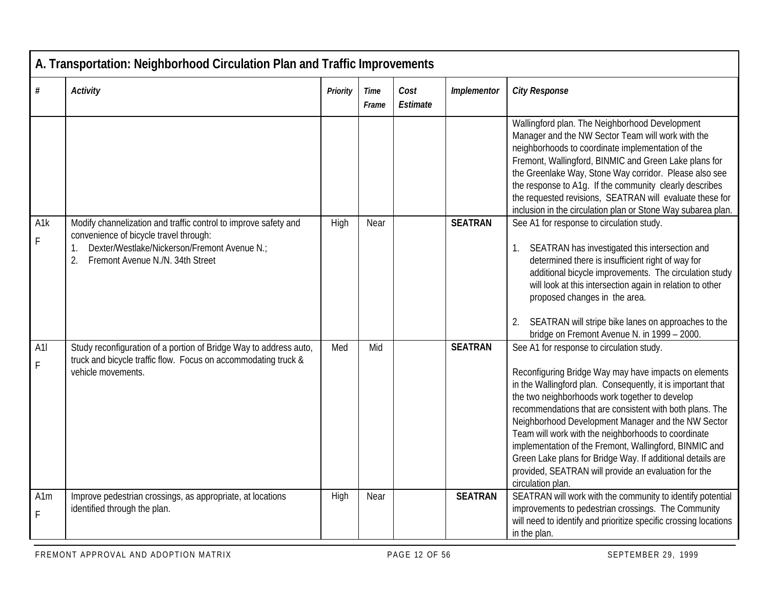| A. Transportation: Neighborhood Circulation Plan and Traffic Improvements | | | | | | |
|---|---|---|---|---|---|---|
| **#** | ***Activity*** | ***Priority*** | ***Time Frame*** | ***Cost Estimate*** | ***Implementor*** | ***City Response*** |
| | | | | | | Wallingford plan. The Neighborhood Development Manager and the NW Sector Team will work with the neighborhoods to coordinate implementation of the Fremont, Wallingford, BINMIC and Green Lake plans for the Greenlake Way, Stone Way corridor. Please also see the response to A1g. If the community clearly describes the requested revisions, SEATRAN will evaluate these for inclusion in the circulation plan or Stone Way subarea plan. |
| A1k<br>F | Modify channelization and traffic control to improve safety and convenience of bicycle travel through:<br>1. Dexter/Westlake/Nickerson/Fremont Avenue N.;<br>2. Fremont Avenue N./N. 34th Street | High | Near | | **SEATRAN** | See A1 for response to circulation study.<br><br>1. SEATRAN has investigated this intersection and determined there is insufficient right of way for additional bicycle improvements. The circulation study will look at this intersection again in relation to other proposed changes in the area.<br><br>2. SEATRAN will stripe bike lanes on approaches to the bridge on Fremont Avenue N. in 1999 – 2000. |
| A1l<br>F | Study reconfiguration of a portion of Bridge Way to address auto, truck and bicycle traffic flow. Focus on accommodating truck & vehicle movements. | Med | Mid | | **SEATRAN** | See A1 for response to circulation study.<br><br>Reconfiguring Bridge Way may have impacts on elements in the Wallingford plan. Consequently, it is important that the two neighborhoods work together to develop recommendations that are consistent with both plans. The Neighborhood Development Manager and the NW Sector Team will work with the neighborhoods to coordinate implementation of the Fremont, Wallingford, BINMIC and Green Lake plans for Bridge Way. If additional details are provided, SEATRAN will provide an evaluation for the circulation plan. |
| A1m<br>F | Improve pedestrian crossings, as appropriate, at locations identified through the plan. | High | Near | | **SEATRAN** | SEATRAN will work with the community to identify potential improvements to pedestrian crossings. The Community will need to identify and prioritize specific crossing locations in the plan. |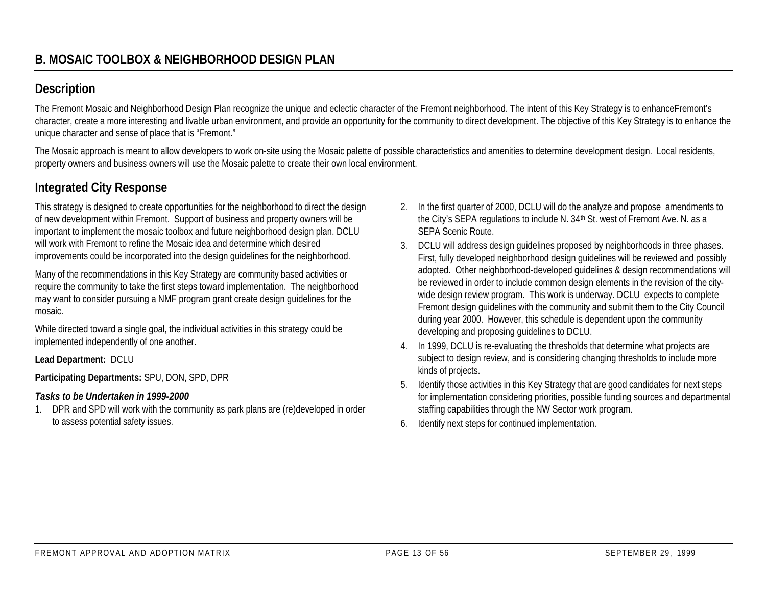## B. MOSAIC TOOLBOX & NEIGHBORHOOD DESIGN PLAN

### Description

The Fremont Mosaic and Neighborhood Design Plan recognize the unique and eclectic character of the Fremont neighborhood. The intent of this Key Strategy is to enhanceFremont's character, create a more interesting and livable urban environment, and provide an opportunity for the community to direct development. The objective of this Key Strategy is to enhance the unique character and sense of place that is "Fremont."

The Mosaic approach is meant to allow developers to work on-site using the Mosaic palette of possible characteristics and amenities to determine development design. Local residents, property owners and business owners will use the Mosaic palette to create their own local environment.

### Integrated City Response

This strategy is designed to create opportunities for the neighborhood to direct the design of new development within Fremont. Support of business and property owners will be important to implement the mosaic toolbox and future neighborhood design plan. DCLU will work with Fremont to refine the Mosaic idea and determine which desired improvements could be incorporated into the design guidelines for the neighborhood.

Many of the recommendations in this Key Strategy are community based activities or require the community to take the first steps toward implementation. The neighborhood may want to consider pursuing a NMF program grant create design guidelines for the mosaic.

While directed toward a single goal, the individual activities in this strategy could be implemented independently of one another.

**Lead Department:** DCLU

**Participating Departments:** SPU, DON, SPD, DPR

***Tasks to be Undertaken in 1999-2000***

1. DPR and SPD will work with the community as park plans are (re)developed in order to assess potential safety issues.
2. In the first quarter of 2000, DCLU will do the analyze and propose amendments to the City's SEPA regulations to include N. 34th St. west of Fremont Ave. N. as a SEPA Scenic Route.
3. DCLU will address design guidelines proposed by neighborhoods in three phases. First, fully developed neighborhood design guidelines will be reviewed and possibly adopted. Other neighborhood-developed guidelines & design recommendations will be reviewed in order to include common design elements in the revision of the city-wide design review program. This work is underway. DCLU expects to complete Fremont design guidelines with the community and submit them to the City Council during year 2000. However, this schedule is dependent upon the community developing and proposing guidelines to DCLU.
4. In 1999, DCLU is re-evaluating the thresholds that determine what projects are subject to design review, and is considering changing thresholds to include more kinds of projects.
5. Identify those activities in this Key Strategy that are good candidates for next steps for implementation considering priorities, possible funding sources and departmental staffing capabilities through the NW Sector work program.
6. Identify next steps for continued implementation.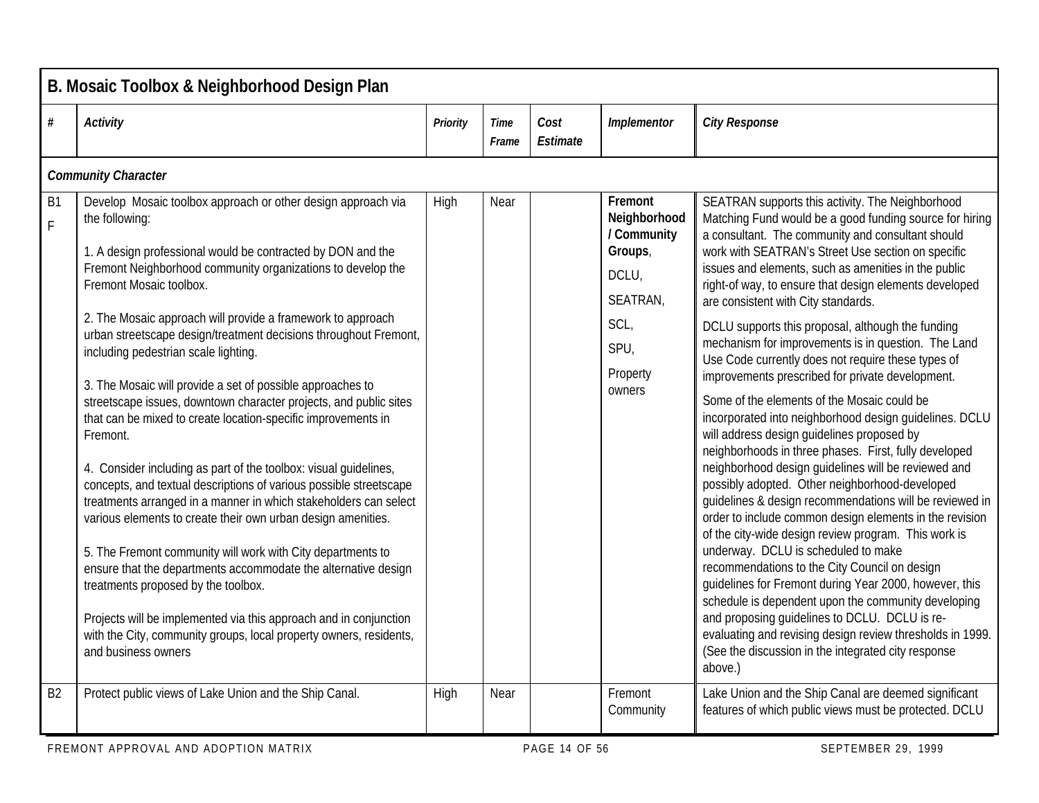## B. Mosaic Toolbox & Neighborhood Design Plan

| # | *Activity* | *Priority* | *Time Frame* | *Cost Estimate* | *Implementor* | *City Response* |
|---|---|---|---|---|---|---|
| ***Community Character*** | | | | | | |
| B1 F | Develop Mosaic toolbox approach or other design approach via the following:<br><br>1. A design professional would be contracted by DON and the Fremont Neighborhood community organizations to develop the Fremont Mosaic toolbox.<br><br>2. The Mosaic approach will provide a framework to approach urban streetscape design/treatment decisions throughout Fremont, including pedestrian scale lighting.<br><br>3. The Mosaic will provide a set of possible approaches to streetscape issues, downtown character projects, and public sites that can be mixed to create location-specific improvements in Fremont.<br><br>4. Consider including as part of the toolbox: visual guidelines, concepts, and textual descriptions of various possible streetscape treatments arranged in a manner in which stakeholders can select various elements to create their own urban design amenities.<br><br>5. The Fremont community will work with City departments to ensure that the departments accommodate the alternative design treatments proposed by the toolbox.<br><br>Projects will be implemented via this approach and in conjunction with the City, community groups, local property owners, residents, and business owners | High | Near | | **Fremont Neighborhood / Community Groups**, DCLU, SEATRAN, SCL, SPU, Property owners | SEATRAN supports this activity. The Neighborhood Matching Fund would be a good funding source for hiring a consultant. The community and consultant should work with SEATRAN's Street Use section on specific issues and elements, such as amenities in the public right-of way, to ensure that design elements developed are consistent with City standards.<br><br>DCLU supports this proposal, although the funding mechanism for improvements is in question. The Land Use Code currently does not require these types of improvements prescribed for private development.<br><br>Some of the elements of the Mosaic could be incorporated into neighborhood design guidelines. DCLU will address design guidelines proposed by neighborhoods in three phases. First, fully developed neighborhood design guidelines will be reviewed and possibly adopted. Other neighborhood-developed guidelines & design recommendations will be reviewed in order to include common design elements in the revision of the city-wide design review program. This work is underway. DCLU is scheduled to make recommendations to the City Council on design guidelines for Fremont during Year 2000, however, this schedule is dependent upon the community developing and proposing guidelines to DCLU. DCLU is re-evaluating and revising design review thresholds in 1999. (See the discussion in the integrated city response above.) |
| B2 | Protect public views of Lake Union and the Ship Canal. | High | Near | | Fremont Community | Lake Union and the Ship Canal are deemed significant features of which public views must be protected. DCLU |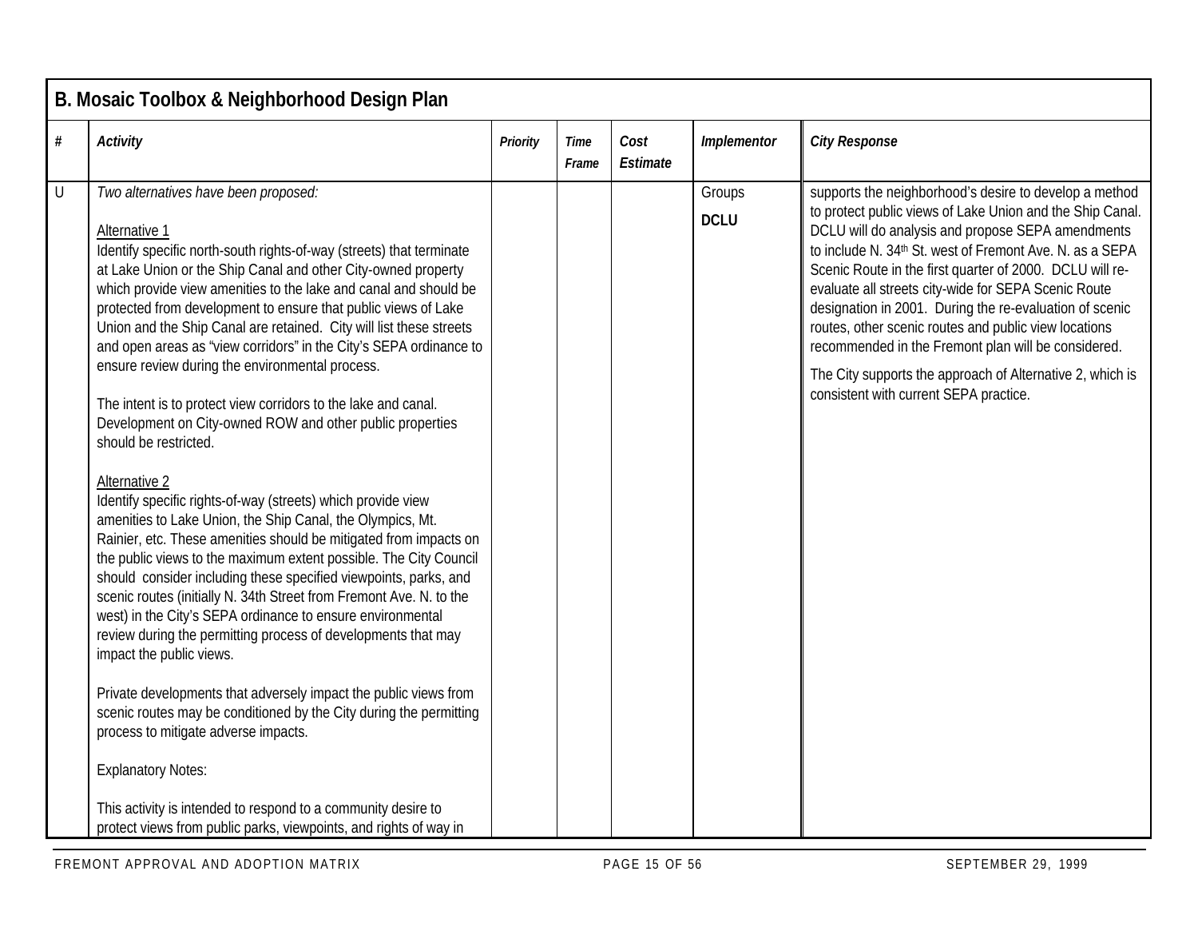## B. Mosaic Toolbox & Neighborhood Design Plan

| # | Activity | Priority | Time Frame | Cost Estimate | Implementor | City Response |
|---|---|---|---|---|---|---|
| U | *Two alternatives have been proposed:*<br><br>Alternative 1<br>Identify specific north-south rights-of-way (streets) that terminate at Lake Union or the Ship Canal and other City-owned property which provide view amenities to the lake and canal and should be protected from development to ensure that public views of Lake Union and the Ship Canal are retained. City will list these streets and open areas as "view corridors" in the City's SEPA ordinance to ensure review during the environmental process.<br><br>The intent is to protect view corridors to the lake and canal. Development on City-owned ROW and other public properties should be restricted.<br><br>Alternative 2<br>Identify specific rights-of-way (streets) which provide view amenities to Lake Union, the Ship Canal, the Olympics, Mt. Rainier, etc. These amenities should be mitigated from impacts on the public views to the maximum extent possible. The City Council should consider including these specified viewpoints, parks, and scenic routes (initially N. 34th Street from Fremont Ave. N. to the west) in the City's SEPA ordinance to ensure environmental review during the permitting process of developments that may impact the public views.<br><br>Private developments that adversely impact the public views from scenic routes may be conditioned by the City during the permitting process to mitigate adverse impacts.<br><br>Explanatory Notes:<br><br>This activity is intended to respond to a community desire to protect views from public parks, viewpoints, and rights of way in | | | | Groups<br>**DCLU** | supports the neighborhood's desire to develop a method to protect public views of Lake Union and the Ship Canal. DCLU will do analysis and propose SEPA amendments to include N. 34th St. west of Fremont Ave. N. as a SEPA Scenic Route in the first quarter of 2000. DCLU will re-evaluate all streets city-wide for SEPA Scenic Route designation in 2001. During the re-evaluation of scenic routes, other scenic routes and public view locations recommended in the Fremont plan will be considered.<br><br>The City supports the approach of Alternative 2, which is consistent with current SEPA practice. |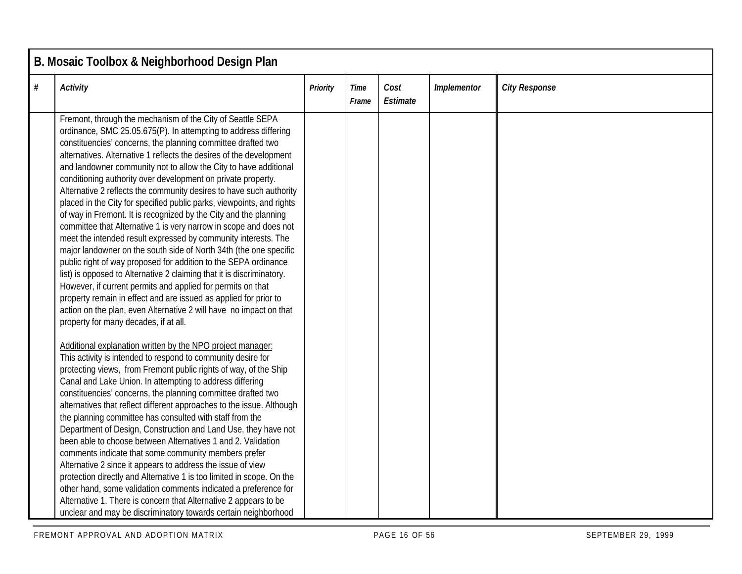## B. Mosaic Toolbox & Neighborhood Design Plan

| # | *Activity* | *Priority* | *Time Frame* | *Cost Estimate* | *Implementor* | *City Response* |
|---|---|---|---|---|---|---|
| | Fremont, through the mechanism of the City of Seattle SEPA ordinance, SMC 25.05.675(P). In attempting to address differing constituencies' concerns, the planning committee drafted two alternatives. Alternative 1 reflects the desires of the development and landowner community not to allow the City to have additional conditioning authority over development on private property. Alternative 2 reflects the community desires to have such authority placed in the City for specified public parks, viewpoints, and rights of way in Fremont. It is recognized by the City and the planning committee that Alternative 1 is very narrow in scope and does not meet the intended result expressed by community interests. The major landowner on the south side of North 34th (the one specific public right of way proposed for addition to the SEPA ordinance list) is opposed to Alternative 2 claiming that it is discriminatory. However, if current permits and applied for permits on that property remain in effect and are issued as applied for prior to action on the plan, even Alternative 2 will have no impact on that property for many decades, if at all.<br><br><u>Additional explanation written by the NPO project manager:</u><br>This activity is intended to respond to community desire for protecting views, from Fremont public rights of way, of the Ship Canal and Lake Union. In attempting to address differing constituencies' concerns, the planning committee drafted two alternatives that reflect different approaches to the issue. Although the planning committee has consulted with staff from the Department of Design, Construction and Land Use, they have not been able to choose between Alternatives 1 and 2. Validation comments indicate that some community members prefer Alternative 2 since it appears to address the issue of view protection directly and Alternative 1 is too limited in scope. On the other hand, some validation comments indicated a preference for Alternative 1. There is concern that Alternative 2 appears to be unclear and may be discriminatory towards certain neighborhood | | | | | |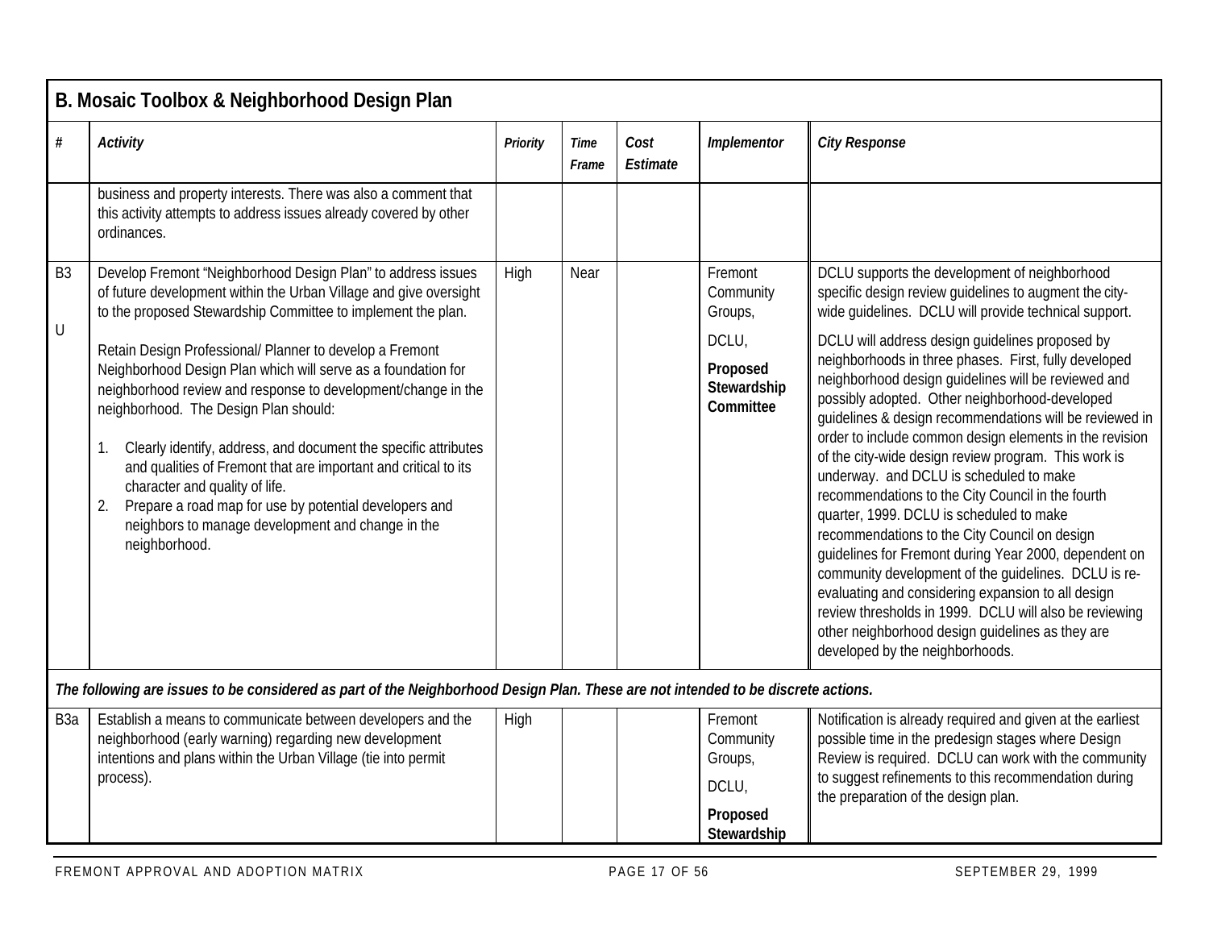## B. Mosaic Toolbox & Neighborhood Design Plan

| # | Activity | Priority | Time Frame | Cost Estimate | Implementor | City Response |
|---|---|---|---|---|---|---|
| | business and property interests. There was also a comment that this activity attempts to address issues already covered by other ordinances. | | | | | |
| B3<br><br>U | Develop Fremont "Neighborhood Design Plan" to address issues of future development within the Urban Village and give oversight to the proposed Stewardship Committee to implement the plan.<br><br>Retain Design Professional/ Planner to develop a Fremont Neighborhood Design Plan which will serve as a foundation for neighborhood review and response to development/change in the neighborhood. The Design Plan should:<br><br>1. Clearly identify, address, and document the specific attributes and qualities of Fremont that are important and critical to its character and quality of life.<br>2. Prepare a road map for use by potential developers and neighbors to manage development and change in the neighborhood. | High | Near | | Fremont Community Groups,<br><br>DCLU,<br><br>**Proposed Stewardship Committee** | DCLU supports the development of neighborhood specific design review guidelines to augment the city-wide guidelines. DCLU will provide technical support.<br><br>DCLU will address design guidelines proposed by neighborhoods in three phases. First, fully developed neighborhood design guidelines will be reviewed and possibly adopted. Other neighborhood-developed guidelines & design recommendations will be reviewed in order to include common design elements in the revision of the city-wide design review program. This work is underway. and DCLU is scheduled to make recommendations to the City Council in the fourth quarter, 1999. DCLU is scheduled to make recommendations to the City Council on design guidelines for Fremont during Year 2000, dependent on community development of the guidelines. DCLU is re-evaluating and considering expansion to all design review thresholds in 1999. DCLU will also be reviewing other neighborhood design guidelines as they are developed by the neighborhoods. |
| ***The following are issues to be considered as part of the Neighborhood Design Plan. These are not intended to be discrete actions.*** | | | | | | |
| B3a | Establish a means to communicate between developers and the neighborhood (early warning) regarding new development intentions and plans within the Urban Village (tie into permit process). | High | | | Fremont Community Groups,<br><br>DCLU,<br><br>**Proposed Stewardship** | Notification is already required and given at the earliest possible time in the predesign stages where Design Review is required. DCLU can work with the community to suggest refinements to this recommendation during the preparation of the design plan. |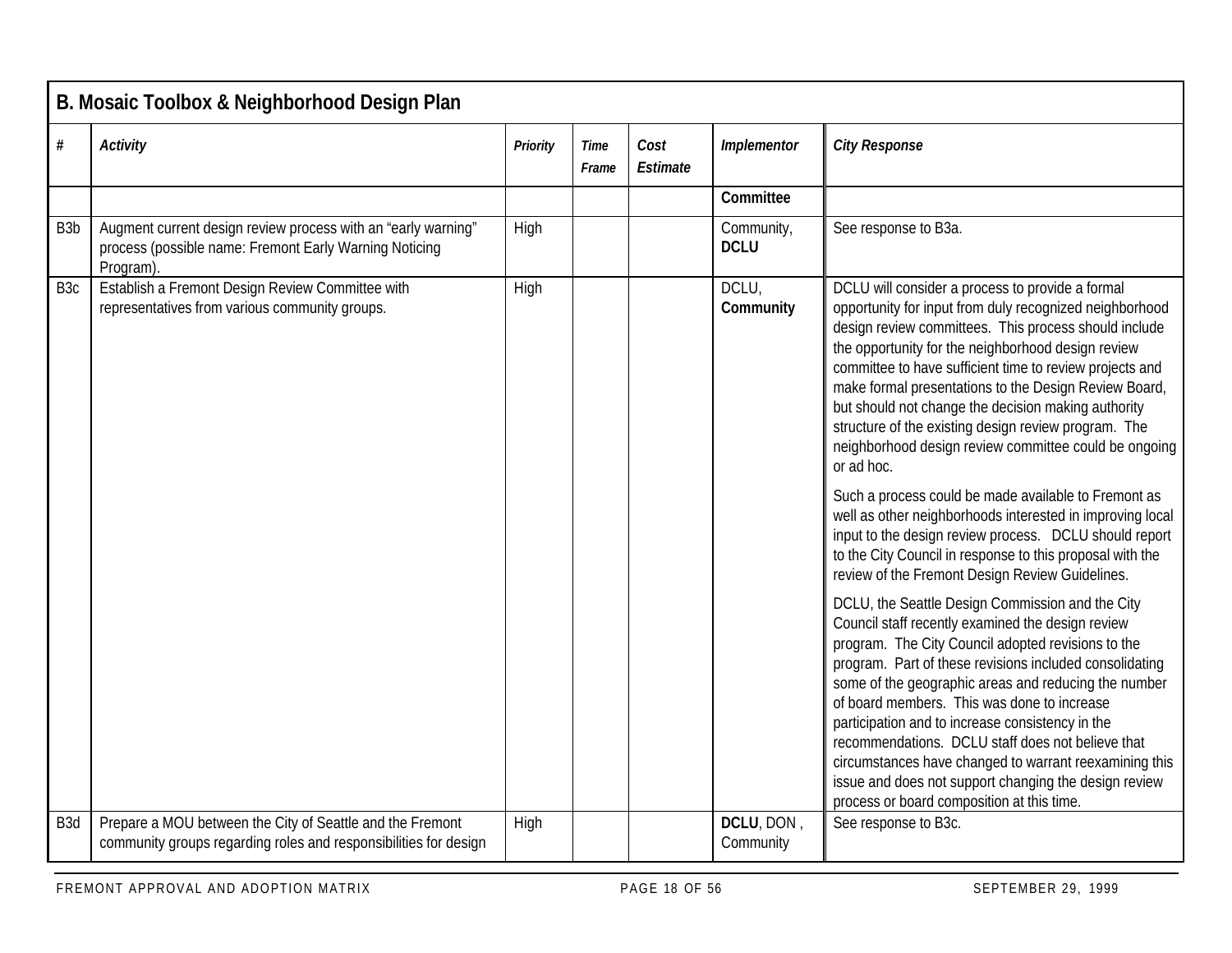## B. Mosaic Toolbox & Neighborhood Design Plan

| # | *Activity* | *Priority* | *Time Frame* | *Cost Estimate* | *Implementor* | *City Response* |
|---|---|---|---|---|---|---|
| | | | | | **Committee** | |
| B3b | Augment current design review process with an "early warning" process (possible name: Fremont Early Warning Noticing Program). | High | | | Community, **DCLU** | See response to B3a. |
| B3c | Establish a Fremont Design Review Committee with representatives from various community groups. | High | | | DCLU, **Community** | DCLU will consider a process to provide a formal opportunity for input from duly recognized neighborhood design review committees. This process should include the opportunity for the neighborhood design review committee to have sufficient time to review projects and make formal presentations to the Design Review Board, but should not change the decision making authority structure of the existing design review program. The neighborhood design review committee could be ongoing or ad hoc.<br><br>Such a process could be made available to Fremont as well as other neighborhoods interested in improving local input to the design review process. DCLU should report to the City Council in response to this proposal with the review of the Fremont Design Review Guidelines.<br><br>DCLU, the Seattle Design Commission and the City Council staff recently examined the design review program. The City Council adopted revisions to the program. Part of these revisions included consolidating some of the geographic areas and reducing the number of board members. This was done to increase participation and to increase consistency in the recommendations. DCLU staff does not believe that circumstances have changed to warrant reexamining this issue and does not support changing the design review process or board composition at this time. |
| B3d | Prepare a MOU between the City of Seattle and the Fremont community groups regarding roles and responsibilities for design | High | | | **DCLU**, DON , Community | See response to B3c. |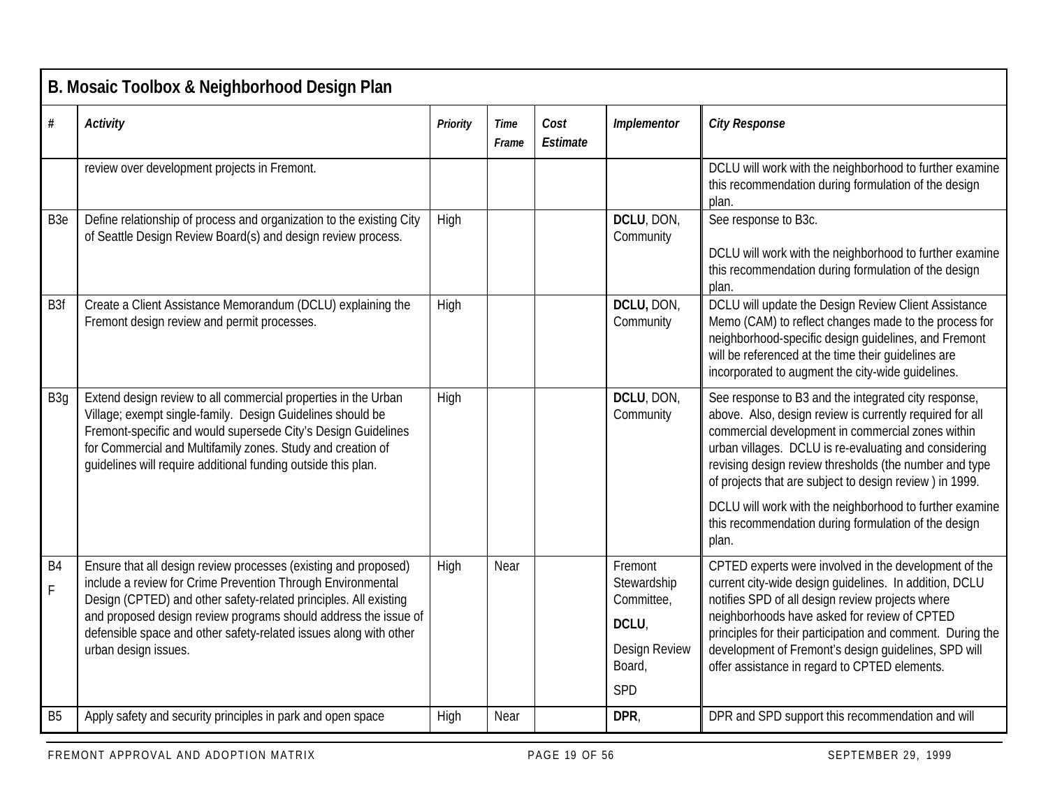## B. Mosaic Toolbox & Neighborhood Design Plan

| # | Activity | Priority | Time Frame | Cost Estimate | Implementor | City Response |
|---|---|---|---|---|---|---|
| | review over development projects in Fremont. | | | | | DCLU will work with the neighborhood to further examine this recommendation during formulation of the design plan. |
| B3e | Define relationship of process and organization to the existing City of Seattle Design Review Board(s) and design review process. | High | | | **DCLU**, DON, Community | See response to B3c.<br><br>DCLU will work with the neighborhood to further examine this recommendation during formulation of the design plan. |
| B3f | Create a Client Assistance Memorandum (DCLU) explaining the Fremont design review and permit processes. | High | | | **DCLU,** DON, Community | DCLU will update the Design Review Client Assistance Memo (CAM) to reflect changes made to the process for neighborhood-specific design guidelines, and Fremont will be referenced at the time their guidelines are incorporated to augment the city-wide guidelines. |
| B3g | Extend design review to all commercial properties in the Urban Village; exempt single-family. Design Guidelines should be Fremont-specific and would supersede City's Design Guidelines for Commercial and Multifamily zones. Study and creation of guidelines will require additional funding outside this plan. | High | | | **DCLU**, DON, Community | See response to B3 and the integrated city response, above. Also, design review is currently required for all commercial development in commercial zones within urban villages. DCLU is re-evaluating and considering revising design review thresholds (the number and type of projects that are subject to design review ) in 1999.<br><br>DCLU will work with the neighborhood to further examine this recommendation during formulation of the design plan. |
| B4 F | Ensure that all design review processes (existing and proposed) include a review for Crime Prevention Through Environmental Design (CPTED) and other safety-related principles. All existing and proposed design review programs should address the issue of defensible space and other safety-related issues along with other urban design issues. | High | Near | | Fremont Stewardship Committee, **DCLU**, Design Review Board, SPD | CPTED experts were involved in the development of the current city-wide design guidelines. In addition, DCLU notifies SPD of all design review projects where neighborhoods have asked for review of CPTED principles for their participation and comment. During the development of Fremont's design guidelines, SPD will offer assistance in regard to CPTED elements. |
| B5 | Apply safety and security principles in park and open space | High | Near | | **DPR**, | DPR and SPD support this recommendation and will |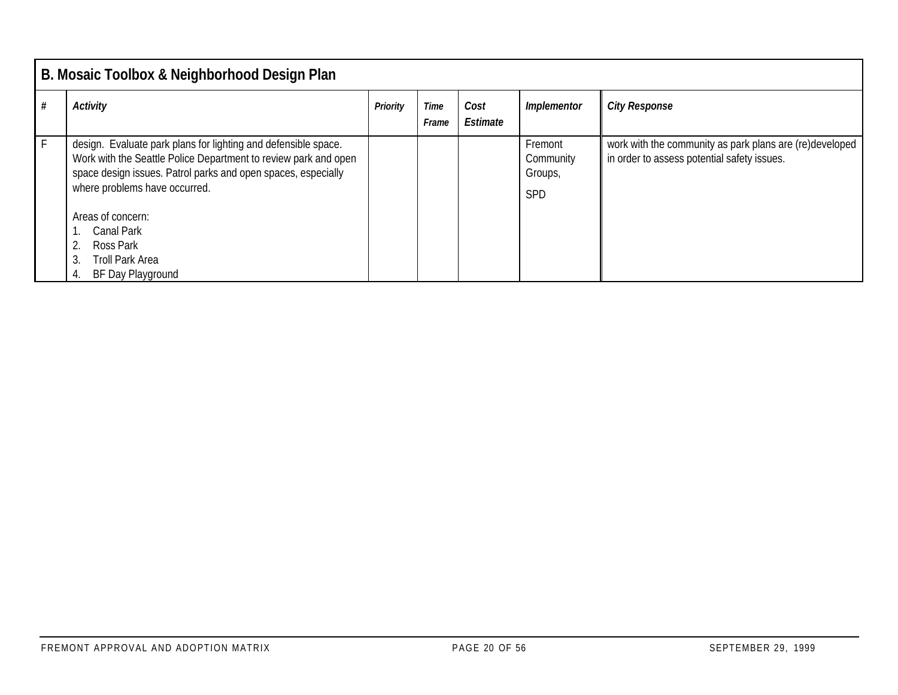## B. Mosaic Toolbox & Neighborhood Design Plan

| # | *Activity* | *Priority* | *Time Frame* | *Cost Estimate* | *Implementor* | *City Response* |
|---|---|---|---|---|---|---|
| F | design. Evaluate park plans for lighting and defensible space. Work with the Seattle Police Department to review park and open space design issues. Patrol parks and open spaces, especially where problems have occurred.<br><br>Areas of concern:<br>1. Canal Park<br>2. Ross Park<br>3. Troll Park Area<br>4. BF Day Playground | | | | Fremont Community Groups,<br><br>SPD | work with the community as park plans are (re)developed in order to assess potential safety issues. |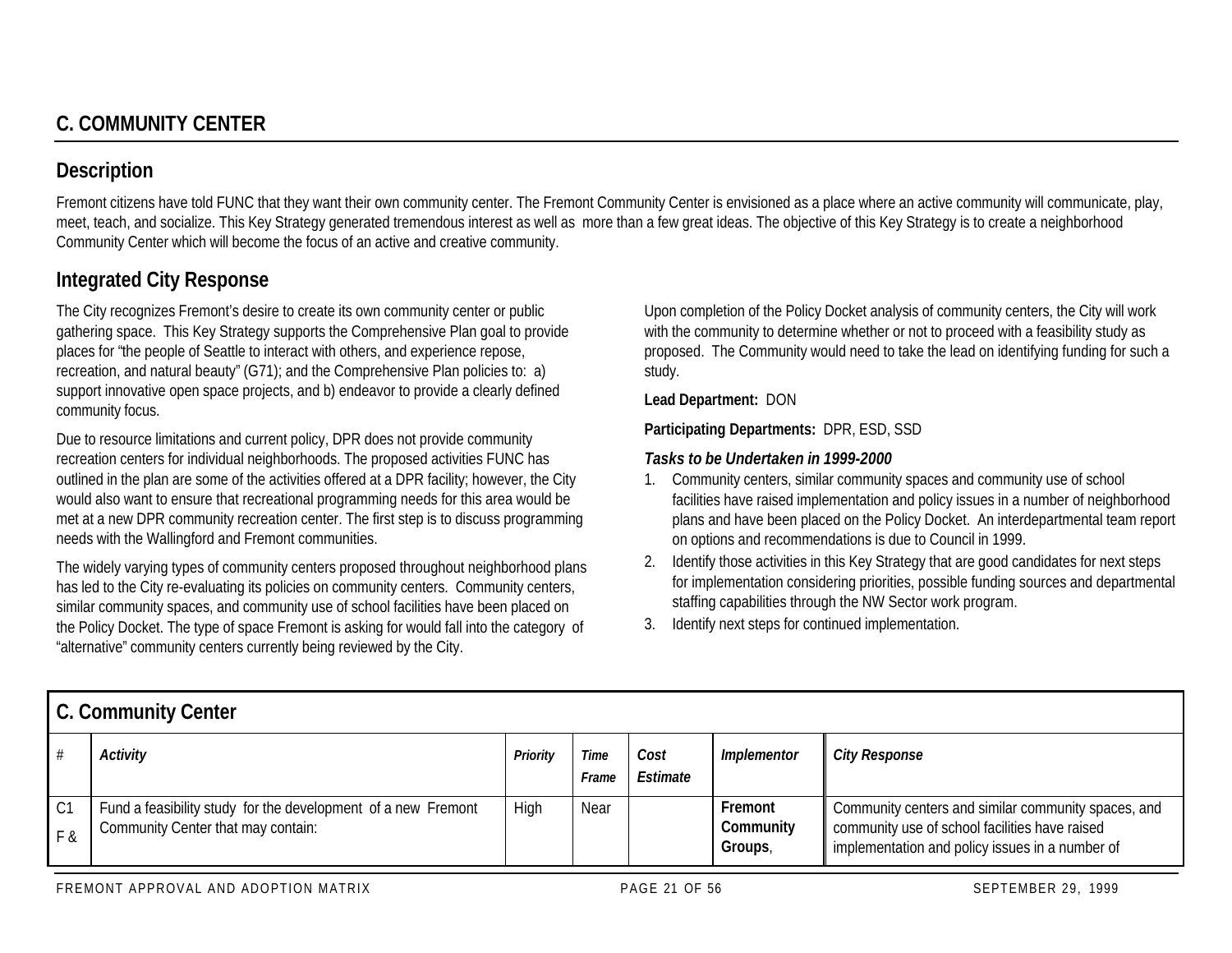## C. COMMUNITY CENTER

### Description

Fremont citizens have told FUNC that they want their own community center. The Fremont Community Center is envisioned as a place where an active community will communicate, play, meet, teach, and socialize. This Key Strategy generated tremendous interest as well as more than a few great ideas. The objective of this Key Strategy is to create a neighborhood Community Center which will become the focus of an active and creative community.

### Integrated City Response

The City recognizes Fremont's desire to create its own community center or public gathering space. This Key Strategy supports the Comprehensive Plan goal to provide places for "the people of Seattle to interact with others, and experience repose, recreation, and natural beauty" (G71); and the Comprehensive Plan policies to: a) support innovative open space projects, and b) endeavor to provide a clearly defined community focus.

Due to resource limitations and current policy, DPR does not provide community recreation centers for individual neighborhoods. The proposed activities FUNC has outlined in the plan are some of the activities offered at a DPR facility; however, the City would also want to ensure that recreational programming needs for this area would be met at a new DPR community recreation center. The first step is to discuss programming needs with the Wallingford and Fremont communities.

The widely varying types of community centers proposed throughout neighborhood plans has led to the City re-evaluating its policies on community centers. Community centers, similar community spaces, and community use of school facilities have been placed on the Policy Docket. The type of space Fremont is asking for would fall into the category of "alternative" community centers currently being reviewed by the City.

Upon completion of the Policy Docket analysis of community centers, the City will work with the community to determine whether or not to proceed with a feasibility study as proposed. The Community would need to take the lead on identifying funding for such a study.

**Lead Department:** DON

**Participating Departments:** DPR, ESD, SSD

***Tasks to be Undertaken in 1999-2000***

1. Community centers, similar community spaces and community use of school facilities have raised implementation and policy issues in a number of neighborhood plans and have been placed on the Policy Docket. An interdepartmental team report on options and recommendations is due to Council in 1999.
2. Identify those activities in this Key Strategy that are good candidates for next steps for implementation considering priorities, possible funding sources and departmental staffing capabilities through the NW Sector work program.
3. Identify next steps for continued implementation.

| C. Community Center | | | | | | |
|---|---|---|---|---|---|---|
| # | *Activity* | *Priority* | *Time Frame* | *Cost Estimate* | *Implementor* | *City Response* |
| C1 F & | Fund a feasibility study for the development of a new Fremont Community Center that may contain: | High | Near | | **Fremont Community Groups**, | Community centers and similar community spaces, and community use of school facilities have raised implementation and policy issues in a number of |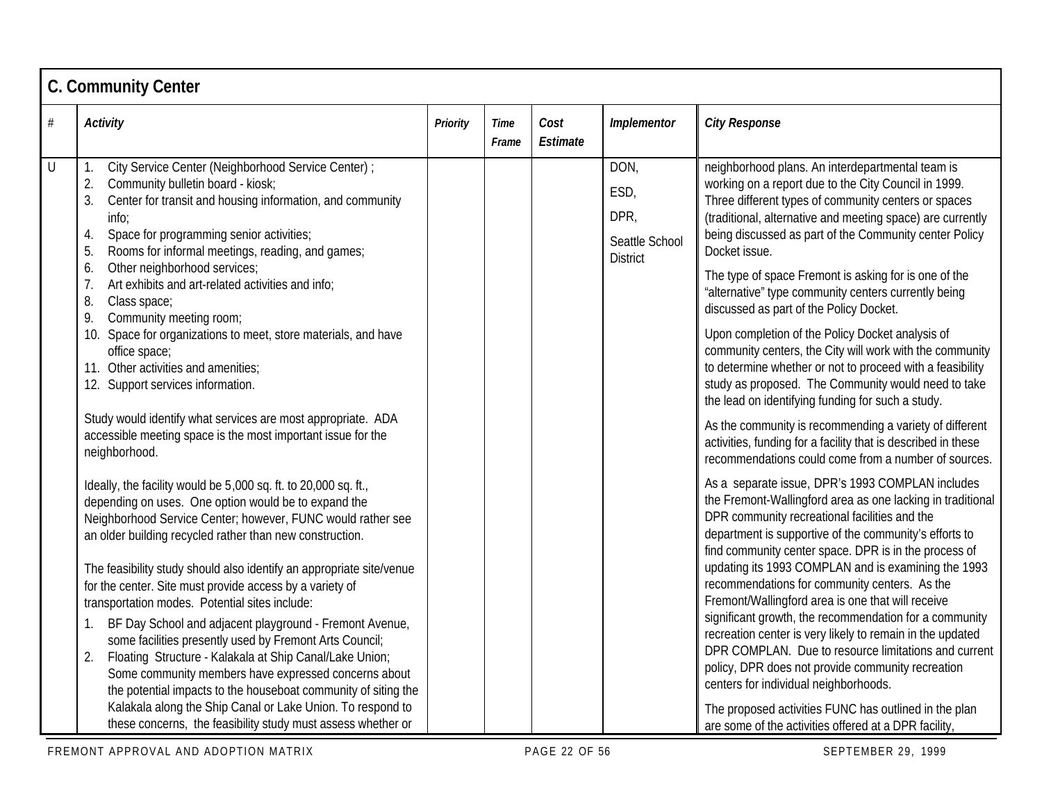## C. Community Center

| # | Activity | Priority | Time Frame | Cost Estimate | Implementor | City Response |
|---|---|---|---|---|---|---|
| U | 1. City Service Center (Neighborhood Service Center) ;<br>2. Community bulletin board - kiosk;<br>3. Center for transit and housing information, and community info;<br>4. Space for programming senior activities;<br>5. Rooms for informal meetings, reading, and games;<br>6. Other neighborhood services;<br>7. Art exhibits and art-related activities and info;<br>8. Class space;<br>9. Community meeting room;<br>10. Space for organizations to meet, store materials, and have office space;<br>11. Other activities and amenities;<br>12. Support services information.<br><br>Study would identify what services are most appropriate. ADA accessible meeting space is the most important issue for the neighborhood.<br><br>Ideally, the facility would be 5,000 sq. ft. to 20,000 sq. ft., depending on uses. One option would be to expand the Neighborhood Service Center; however, FUNC would rather see an older building recycled rather than new construction.<br><br>The feasibility study should also identify an appropriate site/venue for the center. Site must provide access by a variety of transportation modes. Potential sites include:<br>1. BF Day School and adjacent playground - Fremont Avenue, some facilities presently used by Fremont Arts Council;<br>2. Floating Structure - Kalakala at Ship Canal/Lake Union; Some community members have expressed concerns about the potential impacts to the houseboat community of siting the Kalakala along the Ship Canal or Lake Union. To respond to these concerns, the feasibility study must assess whether or | | | | DON,<br>ESD,<br>DPR,<br>Seattle School District | neighborhood plans. An interdepartmental team is working on a report due to the City Council in 1999. Three different types of community centers or spaces (traditional, alternative and meeting space) are currently being discussed as part of the Community center Policy Docket issue.<br><br>The type of space Fremont is asking for is one of the "alternative" type community centers currently being discussed as part of the Policy Docket.<br><br>Upon completion of the Policy Docket analysis of community centers, the City will work with the community to determine whether or not to proceed with a feasibility study as proposed. The Community would need to take the lead on identifying funding for such a study.<br><br>As the community is recommending a variety of different activities, funding for a facility that is described in these recommendations could come from a number of sources.<br><br>As a separate issue, DPR's 1993 COMPLAN includes the Fremont-Wallingford area as one lacking in traditional DPR community recreational facilities and the department is supportive of the community's efforts to find community center space. DPR is in the process of updating its 1993 COMPLAN and is examining the 1993 recommendations for community centers. As the Fremont/Wallingford area is one that will receive significant growth, the recommendation for a community recreation center is very likely to remain in the updated DPR COMPLAN. Due to resource limitations and current policy, DPR does not provide community recreation centers for individual neighborhoods.<br><br>The proposed activities FUNC has outlined in the plan are some of the activities offered at a DPR facility, |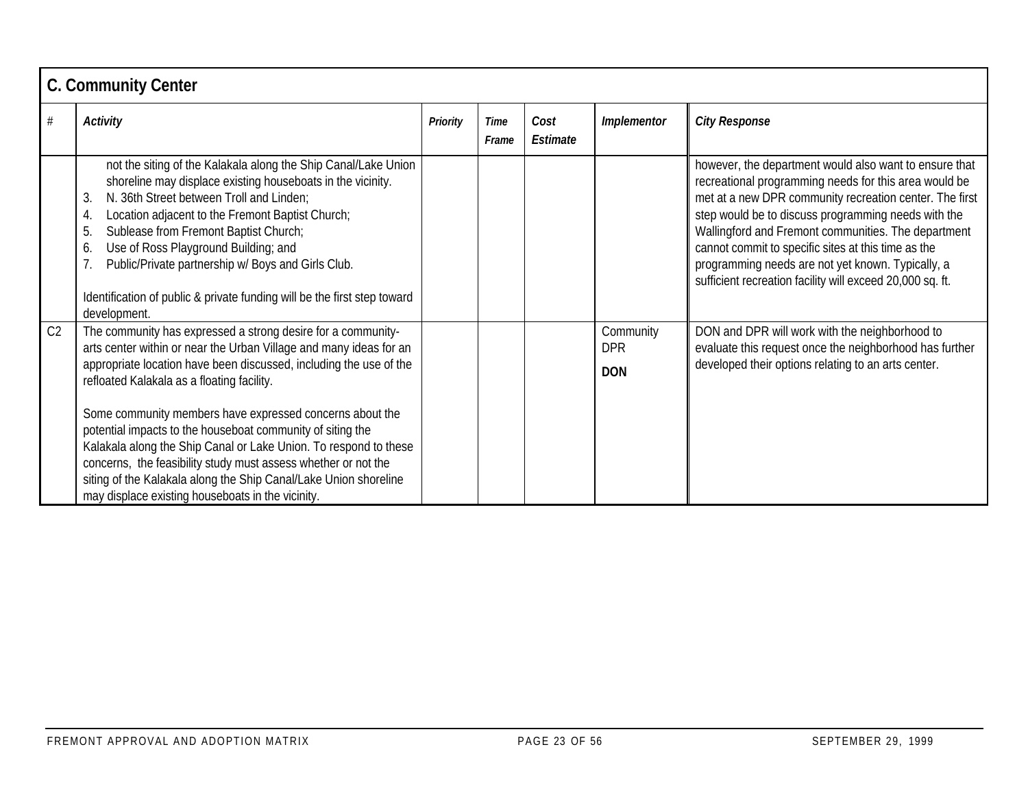## C. Community Center

| # | Activity | Priority | Time Frame | Cost Estimate | Implementor | City Response |
|---|---|---|---|---|---|---|
| | not the siting of the Kalakala along the Ship Canal/Lake Union shoreline may displace existing houseboats in the vicinity.<br>3. N. 36th Street between Troll and Linden;<br>4. Location adjacent to the Fremont Baptist Church;<br>5. Sublease from Fremont Baptist Church;<br>6. Use of Ross Playground Building; and<br>7. Public/Private partnership w/ Boys and Girls Club.<br><br>Identification of public & private funding will be the first step toward development. | | | | | however, the department would also want to ensure that recreational programming needs for this area would be met at a new DPR community recreation center. The first step would be to discuss programming needs with the Wallingford and Fremont communities. The department cannot commit to specific sites at this time as the programming needs are not yet known. Typically, a sufficient recreation facility will exceed 20,000 sq. ft. |
| C2 | The community has expressed a strong desire for a community-arts center within or near the Urban Village and many ideas for an appropriate location have been discussed, including the use of the refloated Kalakala as a floating facility.<br><br>Some community members have expressed concerns about the potential impacts to the houseboat community of siting the Kalakala along the Ship Canal or Lake Union. To respond to these concerns, the feasibility study must assess whether or not the siting of the Kalakala along the Ship Canal/Lake Union shoreline may displace existing houseboats in the vicinity. | | | | Community<br>DPR<br>**DON** | DON and DPR will work with the neighborhood to evaluate this request once the neighborhood has further developed their options relating to an arts center. |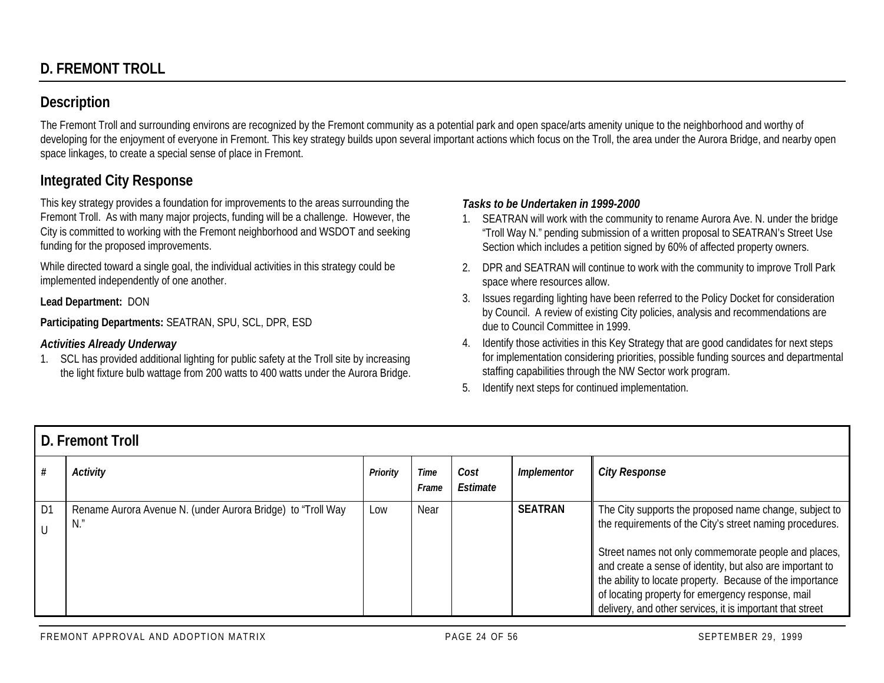## D. FREMONT TROLL

### Description

The Fremont Troll and surrounding environs are recognized by the Fremont community as a potential park and open space/arts amenity unique to the neighborhood and worthy of developing for the enjoyment of everyone in Fremont. This key strategy builds upon several important actions which focus on the Troll, the area under the Aurora Bridge, and nearby open space linkages, to create a special sense of place in Fremont.

### Integrated City Response

This key strategy provides a foundation for improvements to the areas surrounding the Fremont Troll. As with many major projects, funding will be a challenge. However, the City is committed to working with the Fremont neighborhood and WSDOT and seeking funding for the proposed improvements.

While directed toward a single goal, the individual activities in this strategy could be implemented independently of one another.

**Lead Department:** DON

**Participating Departments:** SEATRAN, SPU, SCL, DPR, ESD

***Activities Already Underway***

1. SCL has provided additional lighting for public safety at the Troll site by increasing the light fixture bulb wattage from 200 watts to 400 watts under the Aurora Bridge.

***Tasks to be Undertaken in 1999-2000***

1. SEATRAN will work with the community to rename Aurora Ave. N. under the bridge "Troll Way N." pending submission of a written proposal to SEATRAN's Street Use Section which includes a petition signed by 60% of affected property owners.
2. DPR and SEATRAN will continue to work with the community to improve Troll Park space where resources allow.
3. Issues regarding lighting have been referred to the Policy Docket for consideration by Council. A review of existing City policies, analysis and recommendations are due to Council Committee in 1999.
4. Identify those activities in this Key Strategy that are good candidates for next steps for implementation considering priorities, possible funding sources and departmental staffing capabilities through the NW Sector work program.
5. Identify next steps for continued implementation.

**D. Fremont Troll**

| # | *Activity* | *Priority* | *Time Frame* | *Cost Estimate* | *Implementor* | *City Response* |
|---|---|---|---|---|---|---|
| D1 U | Rename Aurora Avenue N. (under Aurora Bridge) to "Troll Way N." | Low | Near | | **SEATRAN** | The City supports the proposed name change, subject to the requirements of the City's street naming procedures.<br><br>Street names not only commemorate people and places, and create a sense of identity, but also are important to the ability to locate property. Because of the importance of locating property for emergency response, mail delivery, and other services, it is important that street |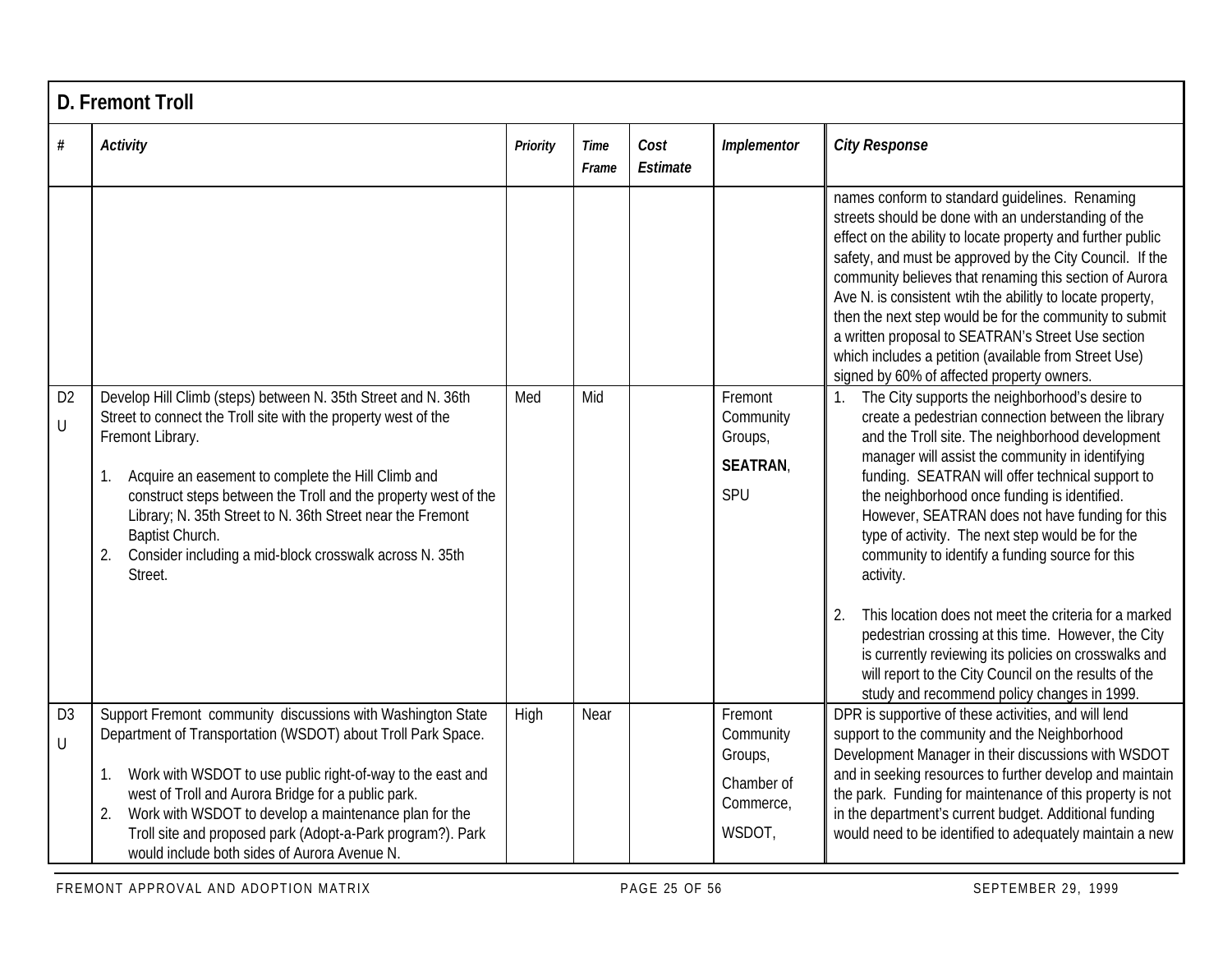## D. Fremont Troll

| # | *Activity* | *Priority* | *Time Frame* | *Cost Estimate* | *Implementor* | *City Response* |
|---|---|---|---|---|---|---|
| | | | | | | names conform to standard guidelines. Renaming streets should be done with an understanding of the effect on the ability to locate property and further public safety, and must be approved by the City Council. If the community believes that renaming this section of Aurora Ave N. is consistent wtih the abilitly to locate property, then the next step would be for the community to submit a written proposal to SEATRAN's Street Use section which includes a petition (available from Street Use) signed by 60% of affected property owners. |
| D2 U | Develop Hill Climb (steps) between N. 35th Street and N. 36th Street to connect the Troll site with the property west of the Fremont Library.<br><br>1. Acquire an easement to complete the Hill Climb and construct steps between the Troll and the property west of the Library; N. 35th Street to N. 36th Street near the Fremont Baptist Church.<br>2. Consider including a mid-block crosswalk across N. 35th Street. | Med | Mid | | Fremont Community Groups, **SEATRAN**, SPU | 1. The City supports the neighborhood's desire to create a pedestrian connection between the library and the Troll site. The neighborhood development manager will assist the community in identifying funding. SEATRAN will offer technical support to the neighborhood once funding is identified. However, SEATRAN does not have funding for this type of activity. The next step would be for the community to identify a funding source for this activity.<br><br>2. This location does not meet the criteria for a marked pedestrian crossing at this time. However, the City is currently reviewing its policies on crosswalks and will report to the City Council on the results of the study and recommend policy changes in 1999. |
| D3 U | Support Fremont community discussions with Washington State Department of Transportation (WSDOT) about Troll Park Space.<br><br>1. Work with WSDOT to use public right-of-way to the east and west of Troll and Aurora Bridge for a public park.<br>2. Work with WSDOT to develop a maintenance plan for the Troll site and proposed park (Adopt-a-Park program?). Park would include both sides of Aurora Avenue N. | High | Near | | Fremont Community Groups, Chamber of Commerce, WSDOT, | DPR is supportive of these activities, and will lend support to the community and the Neighborhood Development Manager in their discussions with WSDOT and in seeking resources to further develop and maintain the park. Funding for maintenance of this property is not in the department's current budget. Additional funding would need to be identified to adequately maintain a new |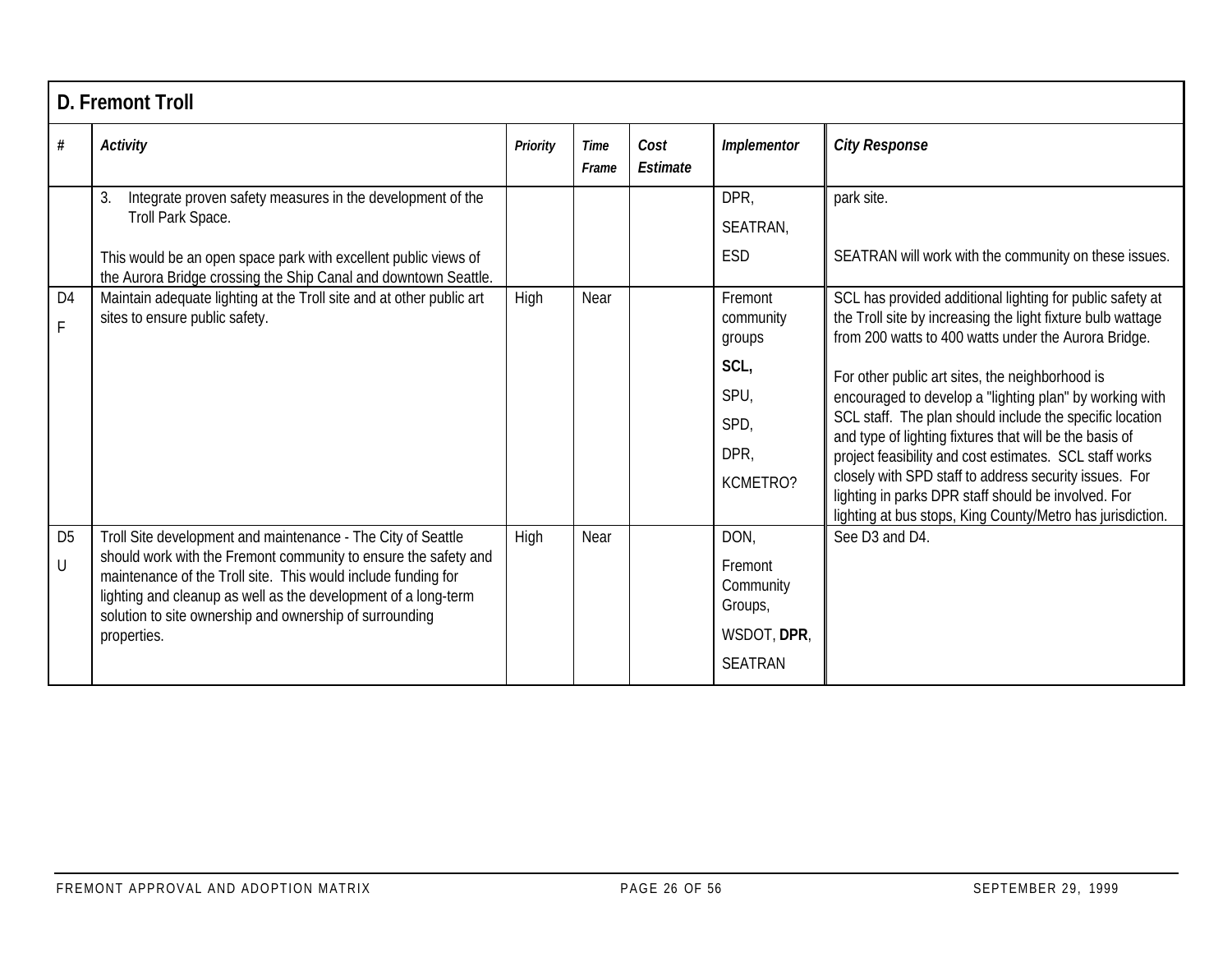## D. Fremont Troll

| # | *Activity* | *Priority* | *Time Frame* | *Cost Estimate* | *Implementor* | *City Response* |
|---|---|---|---|---|---|---|
| | 3. Integrate proven safety measures in the development of the Troll Park Space.<br><br>This would be an open space park with excellent public views of the Aurora Bridge crossing the Ship Canal and downtown Seattle. | | | | DPR,<br>SEATRAN,<br>ESD | park site.<br><br>SEATRAN will work with the community on these issues. |
| D4<br>F | Maintain adequate lighting at the Troll site and at other public art sites to ensure public safety. | High | Near | | Fremont community groups<br>**SCL,**<br>SPU,<br>SPD,<br>DPR,<br>KCMETRO? | SCL has provided additional lighting for public safety at the Troll site by increasing the light fixture bulb wattage from 200 watts to 400 watts under the Aurora Bridge.<br><br>For other public art sites, the neighborhood is encouraged to develop a "lighting plan" by working with SCL staff. The plan should include the specific location and type of lighting fixtures that will be the basis of project feasibility and cost estimates. SCL staff works closely with SPD staff to address security issues. For lighting in parks DPR staff should be involved. For lighting at bus stops, King County/Metro has jurisdiction. |
| D5<br>U | Troll Site development and maintenance - The City of Seattle should work with the Fremont community to ensure the safety and maintenance of the Troll site. This would include funding for lighting and cleanup as well as the development of a long-term solution to site ownership and ownership of surrounding properties. | High | Near | | DON,<br>Fremont Community Groups,<br>WSDOT, **DPR**,<br>SEATRAN | See D3 and D4. |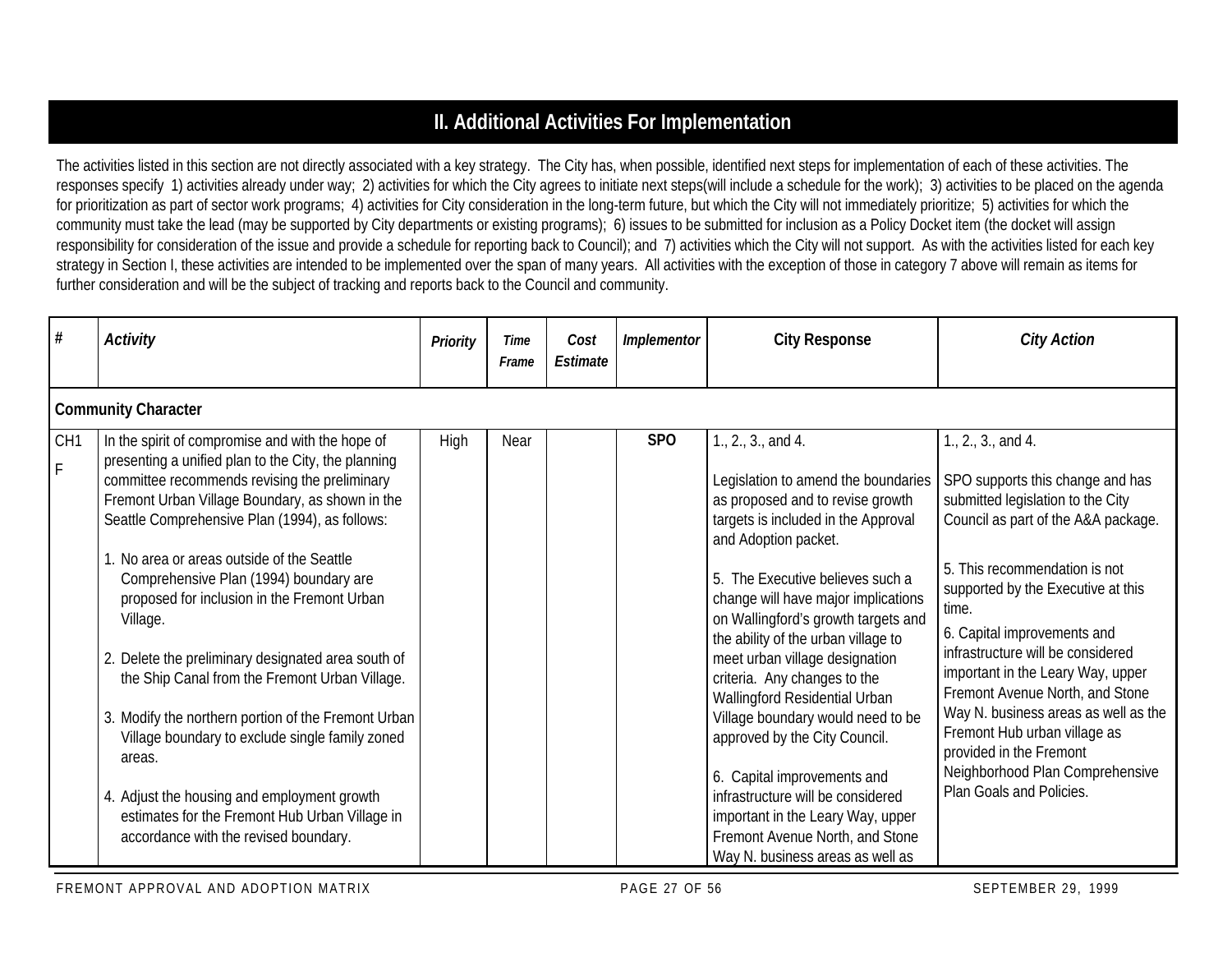## II. Additional Activities For Implementation

The activities listed in this section are not directly associated with a key strategy. The City has, when possible, identified next steps for implementation of each of these activities. The responses specify 1) activities already under way; 2) activities for which the City agrees to initiate next steps(will include a schedule for the work); 3) activities to be placed on the agenda for prioritization as part of sector work programs; 4) activities for City consideration in the long-term future, but which the City will not immediately prioritize; 5) activities for which the community must take the lead (may be supported by City departments or existing programs); 6) issues to be submitted for inclusion as a Policy Docket item (the docket will assign responsibility for consideration of the issue and provide a schedule for reporting back to Council); and 7) activities which the City will not support. As with the activities listed for each key strategy in Section I, these activities are intended to be implemented over the span of many years. All activities with the exception of those in category 7 above will remain as items for further consideration and will be the subject of tracking and reports back to the Council and community.

| # | *Activity* | *Priority* | *Time Frame* | *Cost Estimate* | *Implementor* | City Response | *City Action* |
|---|---|---|---|---|---|---|---|
| **Community Character** | | | | | | | |
| CH1 F | In the spirit of compromise and with the hope of presenting a unified plan to the City, the planning committee recommends revising the preliminary Fremont Urban Village Boundary, as shown in the Seattle Comprehensive Plan (1994), as follows:<br><br>1. No area or areas outside of the Seattle Comprehensive Plan (1994) boundary are proposed for inclusion in the Fremont Urban Village.<br><br>2. Delete the preliminary designated area south of the Ship Canal from the Fremont Urban Village.<br><br>3. Modify the northern portion of the Fremont Urban Village boundary to exclude single family zoned areas.<br><br>4. Adjust the housing and employment growth estimates for the Fremont Hub Urban Village in accordance with the revised boundary. | High | Near | | **SPO** | 1., 2., 3., and 4.<br><br>Legislation to amend the boundaries as proposed and to revise growth targets is included in the Approval and Adoption packet.<br><br>5. The Executive believes such a change will have major implications on Wallingford's growth targets and the ability of the urban village to meet urban village designation criteria. Any changes to the Wallingford Residential Urban Village boundary would need to be approved by the City Council.<br><br>6. Capital improvements and infrastructure will be considered important in the Leary Way, upper Fremont Avenue North, and Stone Way N. business areas as well as | 1., 2., 3., and 4.<br><br>SPO supports this change and has submitted legislation to the City Council as part of the A&A package.<br><br>5. This recommendation is not supported by the Executive at this time.<br><br>6. Capital improvements and infrastructure will be considered important in the Leary Way, upper Fremont Avenue North, and Stone Way N. business areas as well as the Fremont Hub urban village as provided in the Fremont Neighborhood Plan Comprehensive Plan Goals and Policies. |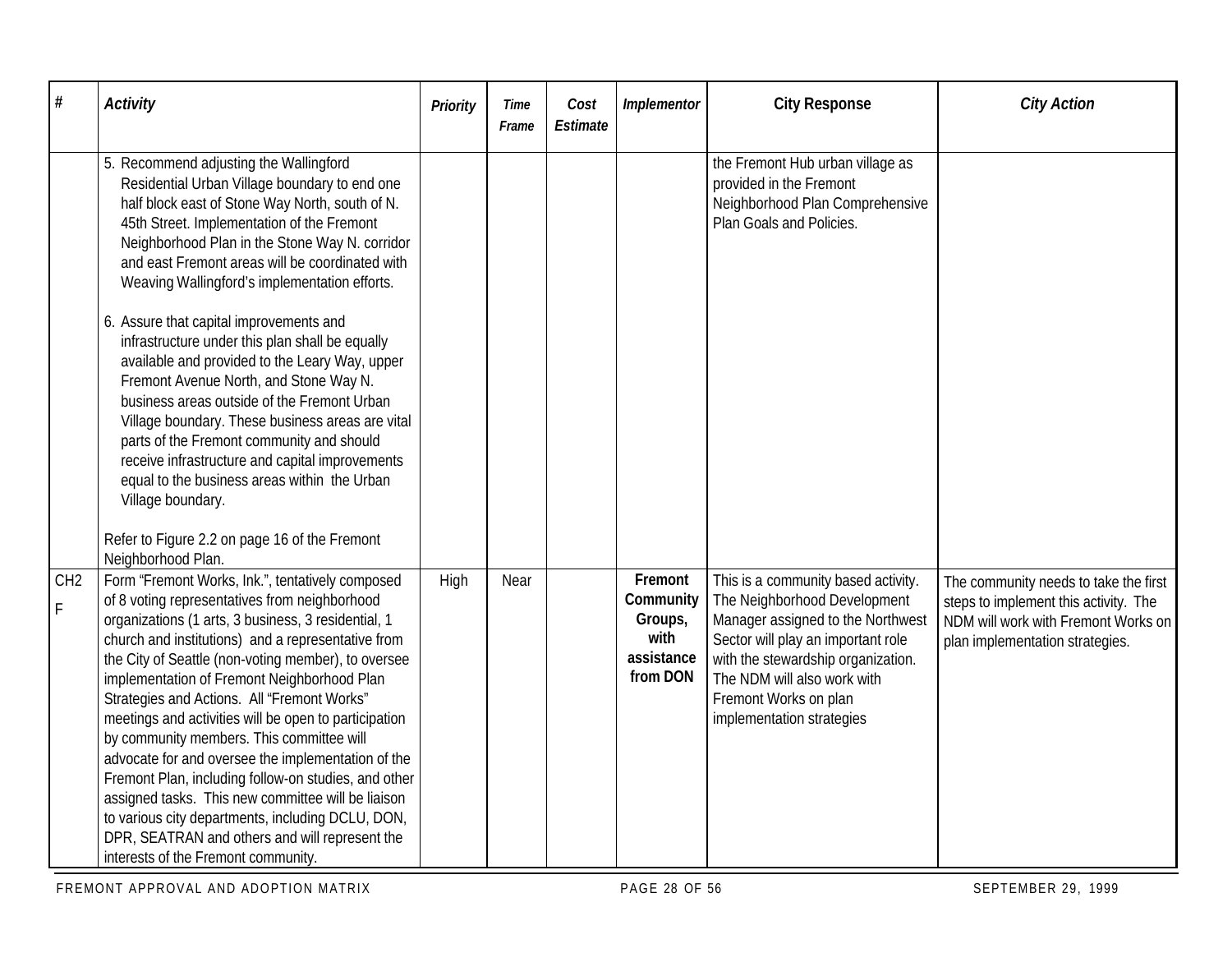| # | Activity | Priority | Time Frame | Cost Estimate | Implementor | City Response | City Action |
|---|---|---|---|---|---|---|---|
| | 5. Recommend adjusting the Wallingford Residential Urban Village boundary to end one half block east of Stone Way North, south of N. 45th Street. Implementation of the Fremont Neighborhood Plan in the Stone Way N. corridor and east Fremont areas will be coordinated with Weaving Wallingford's implementation efforts.<br><br>6. Assure that capital improvements and infrastructure under this plan shall be equally available and provided to the Leary Way, upper Fremont Avenue North, and Stone Way N. business areas outside of the Fremont Urban Village boundary. These business areas are vital parts of the Fremont community and should receive infrastructure and capital improvements equal to the business areas within the Urban Village boundary.<br><br>Refer to Figure 2.2 on page 16 of the Fremont Neighborhood Plan. | | | | | the Fremont Hub urban village as provided in the Fremont Neighborhood Plan Comprehensive Plan Goals and Policies. | |
| CH2 F | Form "Fremont Works, Ink.", tentatively composed of 8 voting representatives from neighborhood organizations (1 arts, 3 business, 3 residential, 1 church and institutions) and a representative from the City of Seattle (non-voting member), to oversee implementation of Fremont Neighborhood Plan Strategies and Actions. All "Fremont Works" meetings and activities will be open to participation by community members. This committee will advocate for and oversee the implementation of the Fremont Plan, including follow-on studies, and other assigned tasks. This new committee will be liaison to various city departments, including DCLU, DON, DPR, SEATRAN and others and will represent the interests of the Fremont community. | High | Near | | **Fremont Community Groups, with assistance from DON** | This is a community based activity. The Neighborhood Development Manager assigned to the Northwest Sector will play an important role with the stewardship organization. The NDM will also work with Fremont Works on plan implementation strategies | The community needs to take the first steps to implement this activity. The NDM will work with Fremont Works on plan implementation strategies. |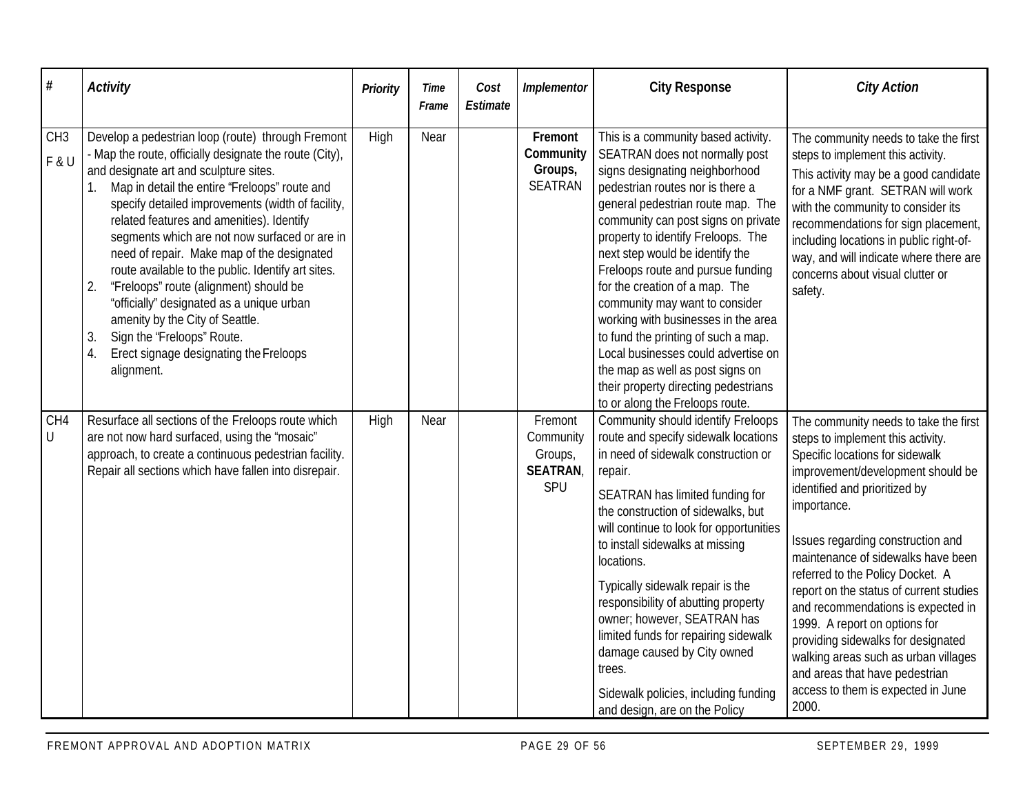| # | *Activity* | *Priority* | *Time Frame* | *Cost Estimate* | *Implementor* | **City Response** | *City Action* |
|---|---|---|---|---|---|---|---|
| CH3 F & U | Develop a pedestrian loop (route) through Fremont - Map the route, officially designate the route (City), and designate art and sculpture sites. 1. Map in detail the entire "Freloops" route and specify detailed improvements (width of facility, related features and amenities). Identify segments which are not now surfaced or are in need of repair. Make map of the designated route available to the public. Identify art sites. 2. "Freloops" route (alignment) should be "officially" designated as a unique urban amenity by the City of Seattle. 3. Sign the "Freloops" Route. 4. Erect signage designating the Freloops alignment. | High | Near | | **Fremont Community Groups,** SEATRAN | This is a community based activity. SEATRAN does not normally post signs designating neighborhood pedestrian routes nor is there a general pedestrian route map. The community can post signs on private property to identify Freloops. The next step would be identify the Freloops route and pursue funding for the creation of a map. The community may want to consider working with businesses in the area to fund the printing of such a map. Local businesses could advertise on the map as well as post signs on their property directing pedestrians to or along the Freloops route. | The community needs to take the first steps to implement this activity. This activity may be a good candidate for a NMF grant. SETRAN will work with the community to consider its recommendations for sign placement, including locations in public right-of-way, and will indicate where there are concerns about visual clutter or safety. |
| CH4 U | Resurface all sections of the Freloops route which are not now hard surfaced, using the "mosaic" approach, to create a continuous pedestrian facility. Repair all sections which have fallen into disrepair. | High | Near | | Fremont Community Groups, **SEATRAN**, SPU | Community should identify Freloops route and specify sidewalk locations in need of sidewalk construction or repair. SEATRAN has limited funding for the construction of sidewalks, but will continue to look for opportunities to install sidewalks at missing locations. Typically sidewalk repair is the responsibility of abutting property owner; however, SEATRAN has limited funds for repairing sidewalk damage caused by City owned trees. Sidewalk policies, including funding and design, are on the Policy | The community needs to take the first steps to implement this activity. Specific locations for sidewalk improvement/development should be identified and prioritized by importance. Issues regarding construction and maintenance of sidewalks have been referred to the Policy Docket. A report on the status of current studies and recommendations is expected in 1999. A report on options for providing sidewalks for designated walking areas such as urban villages and areas that have pedestrian access to them is expected in June 2000. |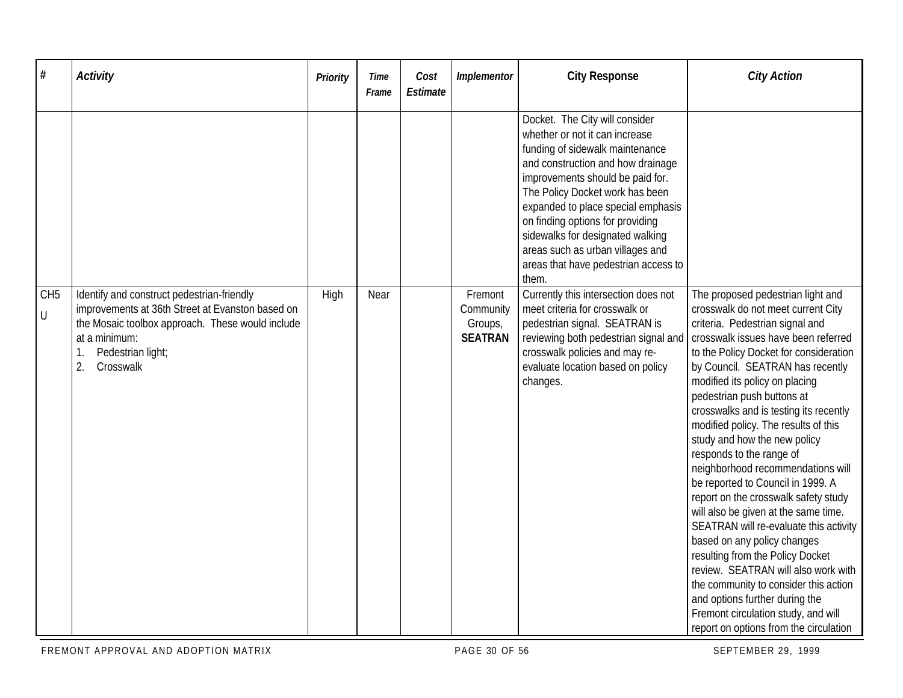| # | *Activity* | *Priority* | *Time Frame* | *Cost Estimate* | *Implementor* | **City Response** | ***City Action*** |
|---|---|---|---|---|---|---|---|
| | | | | | | Docket. The City will consider whether or not it can increase funding of sidewalk maintenance and construction and how drainage improvements should be paid for. The Policy Docket work has been expanded to place special emphasis on finding options for providing sidewalks for designated walking areas such as urban villages and areas that have pedestrian access to them. | |
| CH5 U | Identify and construct pedestrian-friendly improvements at 36th Street at Evanston based on the Mosaic toolbox approach. These would include at a minimum: 1. Pedestrian light; 2. Crosswalk | High | Near | | Fremont Community Groups, **SEATRAN** | Currently this intersection does not meet criteria for crosswalk or pedestrian signal. SEATRAN is reviewing both pedestrian signal and crosswalk policies and may re-evaluate location based on policy changes. | The proposed pedestrian light and crosswalk do not meet current City criteria. Pedestrian signal and crosswalk issues have been referred to the Policy Docket for consideration by Council. SEATRAN has recently modified its policy on placing pedestrian push buttons at crosswalks and is testing its recently modified policy. The results of this study and how the new policy responds to the range of neighborhood recommendations will be reported to Council in 1999. A report on the crosswalk safety study will also be given at the same time. SEATRAN will re-evaluate this activity based on any policy changes resulting from the Policy Docket review. SEATRAN will also work with the community to consider this action and options further during the Fremont circulation study, and will report on options from the circulation |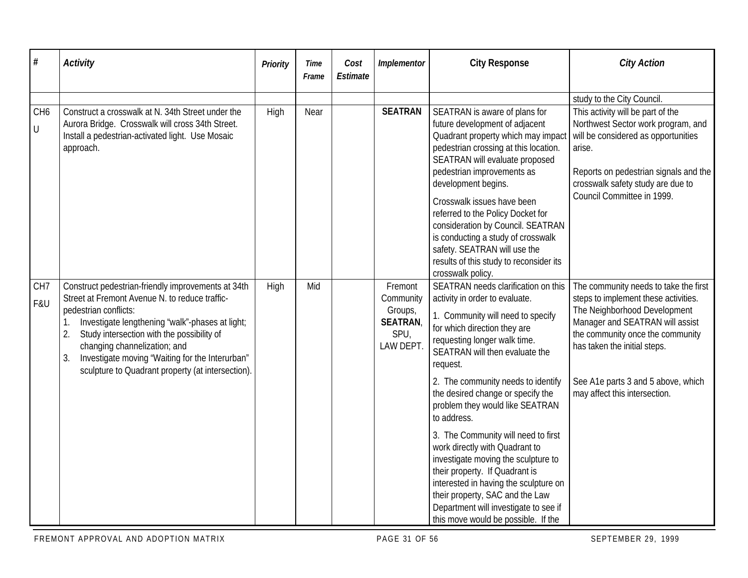| # | *Activity* | *Priority* | *Time Frame* | *Cost Estimate* | *Implementor* | **City Response** | *City Action* |
|---|---|---|---|---|---|---|---|
| | | | | | | | study to the City Council. |
| CH6 U | Construct a crosswalk at N. 34th Street under the Aurora Bridge. Crosswalk will cross 34th Street. Install a pedestrian-activated light. Use Mosaic approach. | High | Near | | **SEATRAN** | SEATRAN is aware of plans for future development of adjacent Quadrant property which may impact pedestrian crossing at this location. SEATRAN will evaluate proposed pedestrian improvements as development begins.<br><br>Crosswalk issues have been referred to the Policy Docket for consideration by Council. SEATRAN is conducting a study of crosswalk safety. SEATRAN will use the results of this study to reconsider its crosswalk policy. | This activity will be part of the Northwest Sector work program, and will be considered as opportunities arise.<br><br>Reports on pedestrian signals and the crosswalk safety study are due to Council Committee in 1999. |
| CH7 F&U | Construct pedestrian-friendly improvements at 34th Street at Fremont Avenue N. to reduce traffic-pedestrian conflicts:<br>1. Investigate lengthening "walk"-phases at light;<br>2. Study intersection with the possibility of changing channelization; and<br>3. Investigate moving "Waiting for the Interurban" sculpture to Quadrant property (at intersection). | High | Mid | | Fremont Community Groups, **SEATRAN**, SPU, LAW DEPT. | SEATRAN needs clarification on this activity in order to evaluate.<br><br>1. Community will need to specify for which direction they are requesting longer walk time. SEATRAN will then evaluate the request.<br><br>2. The community needs to identify the desired change or specify the problem they would like SEATRAN to address.<br><br>3. The Community will need to first work directly with Quadrant to investigate moving the sculpture to their property. If Quadrant is interested in having the sculpture on their property, SAC and the Law Department will investigate to see if this move would be possible. If the | The community needs to take the first steps to implement these activities. The Neighborhood Development Manager and SEATRAN will assist the community once the community has taken the initial steps.<br><br>See A1e parts 3 and 5 above, which may affect this intersection. |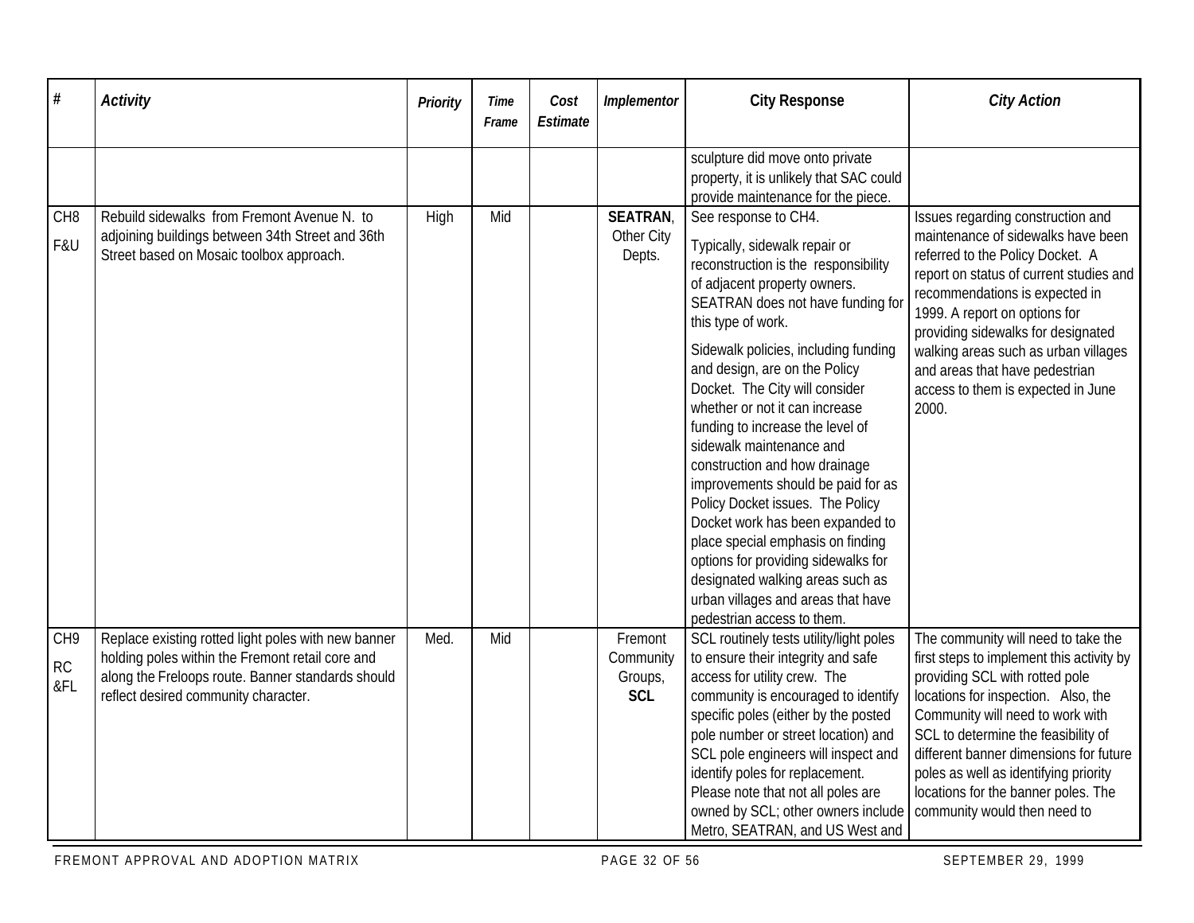| # | Activity | Priority | Time Frame | Cost Estimate | Implementor | City Response | City Action |
|---|---|---|---|---|---|---|---|
| | | | | | | sculpture did move onto private property, it is unlikely that SAC could provide maintenance for the piece. | |
| CH8 F&U | Rebuild sidewalks from Fremont Avenue N. to adjoining buildings between 34th Street and 36th Street based on Mosaic toolbox approach. | High | Mid | | **SEATRAN**, Other City Depts. | See response to CH4. Typically, sidewalk repair or reconstruction is the responsibility of adjacent property owners. SEATRAN does not have funding for this type of work. Sidewalk policies, including funding and design, are on the Policy Docket. The City will consider whether or not it can increase funding to increase the level of sidewalk maintenance and construction and how drainage improvements should be paid for as Policy Docket issues. The Policy Docket work has been expanded to place special emphasis on finding options for providing sidewalks for designated walking areas such as urban villages and areas that have pedestrian access to them. | Issues regarding construction and maintenance of sidewalks have been referred to the Policy Docket. A report on status of current studies and recommendations is expected in 1999. A report on options for providing sidewalks for designated walking areas such as urban villages and areas that have pedestrian access to them is expected in June 2000. |
| CH9 RC &FL | Replace existing rotted light poles with new banner holding poles within the Fremont retail core and along the Freloops route. Banner standards should reflect desired community character. | Med. | Mid | | Fremont Community Groups, **SCL** | SCL routinely tests utility/light poles to ensure their integrity and safe access for utility crew. The community is encouraged to identify specific poles (either by the posted pole number or street location) and SCL pole engineers will inspect and identify poles for replacement. Please note that not all poles are owned by SCL; other owners include Metro, SEATRAN, and US West and | The community will need to take the first steps to implement this activity by providing SCL with rotted pole locations for inspection. Also, the Community will need to work with SCL to determine the feasibility of different banner dimensions for future poles as well as identifying priority locations for the banner poles. The community would then need to |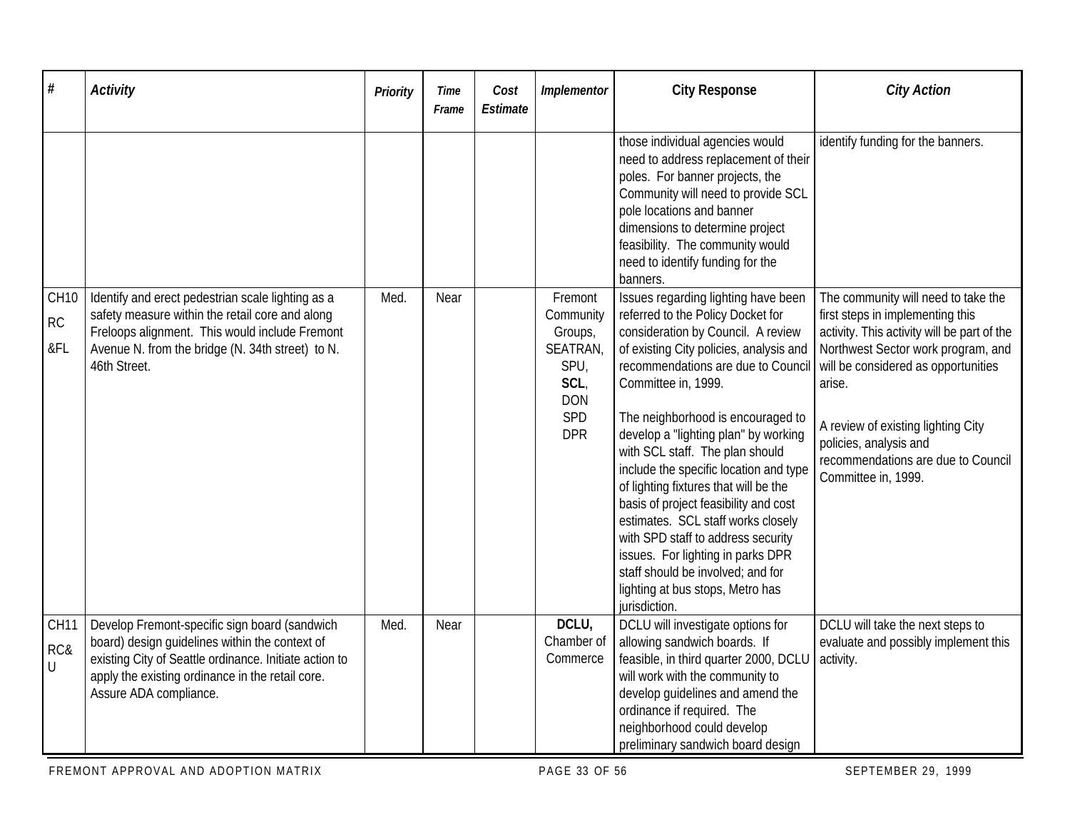| # | Activity | Priority | Time Frame | Cost Estimate | Implementor | City Response | City Action |
|---|---|---|---|---|---|---|---|
| | | | | | | those individual agencies would need to address replacement of their poles. For banner projects, the Community will need to provide SCL pole locations and banner dimensions to determine project feasibility. The community would need to identify funding for the banners. | identify funding for the banners. |
| CH10 RC &FL | Identify and erect pedestrian scale lighting as a safety measure within the retail core and along Freloops alignment. This would include Fremont Avenue N. from the bridge (N. 34th street) to N. 46th Street. | Med. | Near | | Fremont Community Groups, SEATRAN, SPU, **SCL**, DON SPD DPR | Issues regarding lighting have been referred to the Policy Docket for consideration by Council. A review of existing City policies, analysis and recommendations are due to Council Committee in, 1999.<br><br>The neighborhood is encouraged to develop a "lighting plan" by working with SCL staff. The plan should include the specific location and type of lighting fixtures that will be the basis of project feasibility and cost estimates. SCL staff works closely with SPD staff to address security issues. For lighting in parks DPR staff should be involved; and for lighting at bus stops, Metro has jurisdiction. | The community will need to take the first steps in implementing this activity. This activity will be part of the Northwest Sector work program, and will be considered as opportunities arise.<br><br>A review of existing lighting City policies, analysis and recommendations are due to Council Committee in, 1999. |
| CH11 RC& U | Develop Fremont-specific sign board (sandwich board) design guidelines within the context of existing City of Seattle ordinance. Initiate action to apply the existing ordinance in the retail core. Assure ADA compliance. | Med. | Near | | **DCLU,** Chamber of Commerce | DCLU will investigate options for allowing sandwich boards. If feasible, in third quarter 2000, DCLU will work with the community to develop guidelines and amend the ordinance if required. The neighborhood could develop preliminary sandwich board design | DCLU will take the next steps to evaluate and possibly implement this activity. |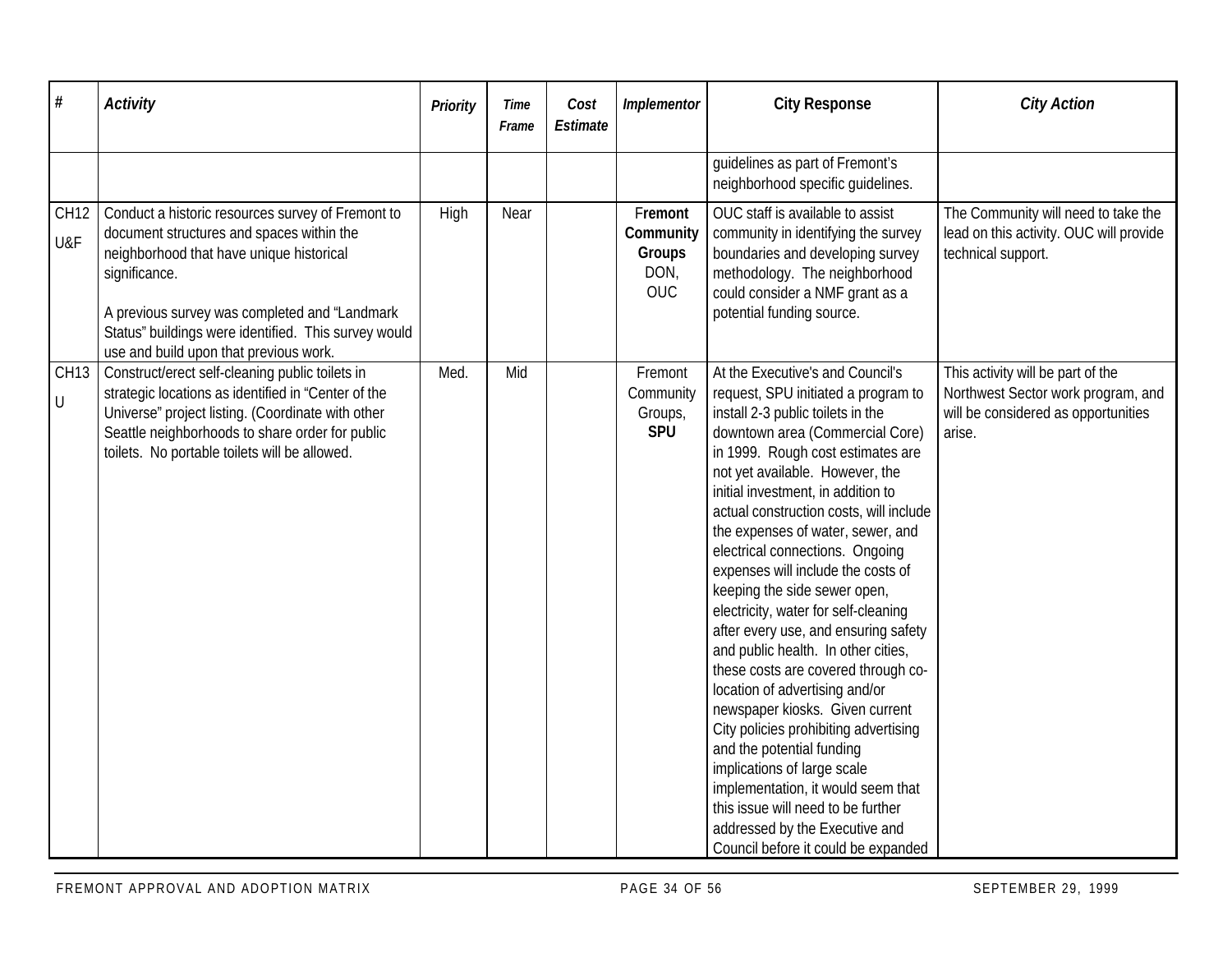| # | *Activity* | *Priority* | *Time Frame* | *Cost Estimate* | *Implementor* | **City Response** | *City Action* |
|---|---|---|---|---|---|---|---|
| | | | | | | guidelines as part of Fremont's neighborhood specific guidelines. | |
| CH12 U&F | Conduct a historic resources survey of Fremont to document structures and spaces within the neighborhood that have unique historical significance.<br><br>A previous survey was completed and "Landmark Status" buildings were identified. This survey would use and build upon that previous work. | High | Near | | **Fremont Community Groups** DON, OUC | OUC staff is available to assist community in identifying the survey boundaries and developing survey methodology. The neighborhood could consider a NMF grant as a potential funding source. | The Community will need to take the lead on this activity. OUC will provide technical support. |
| CH13 U | Construct/erect self-cleaning public toilets in strategic locations as identified in "Center of the Universe" project listing. (Coordinate with other Seattle neighborhoods to share order for public toilets. No portable toilets will be allowed. | Med. | Mid | | Fremont Community Groups, **SPU** | At the Executive's and Council's request, SPU initiated a program to install 2-3 public toilets in the downtown area (Commercial Core) in 1999. Rough cost estimates are not yet available. However, the initial investment, in addition to actual construction costs, will include the expenses of water, sewer, and electrical connections. Ongoing expenses will include the costs of keeping the side sewer open, electricity, water for self-cleaning after every use, and ensuring safety and public health. In other cities, these costs are covered through co-location of advertising and/or newspaper kiosks. Given current City policies prohibiting advertising and the potential funding implications of large scale implementation, it would seem that this issue will need to be further addressed by the Executive and Council before it could be expanded | This activity will be part of the Northwest Sector work program, and will be considered as opportunities arise. |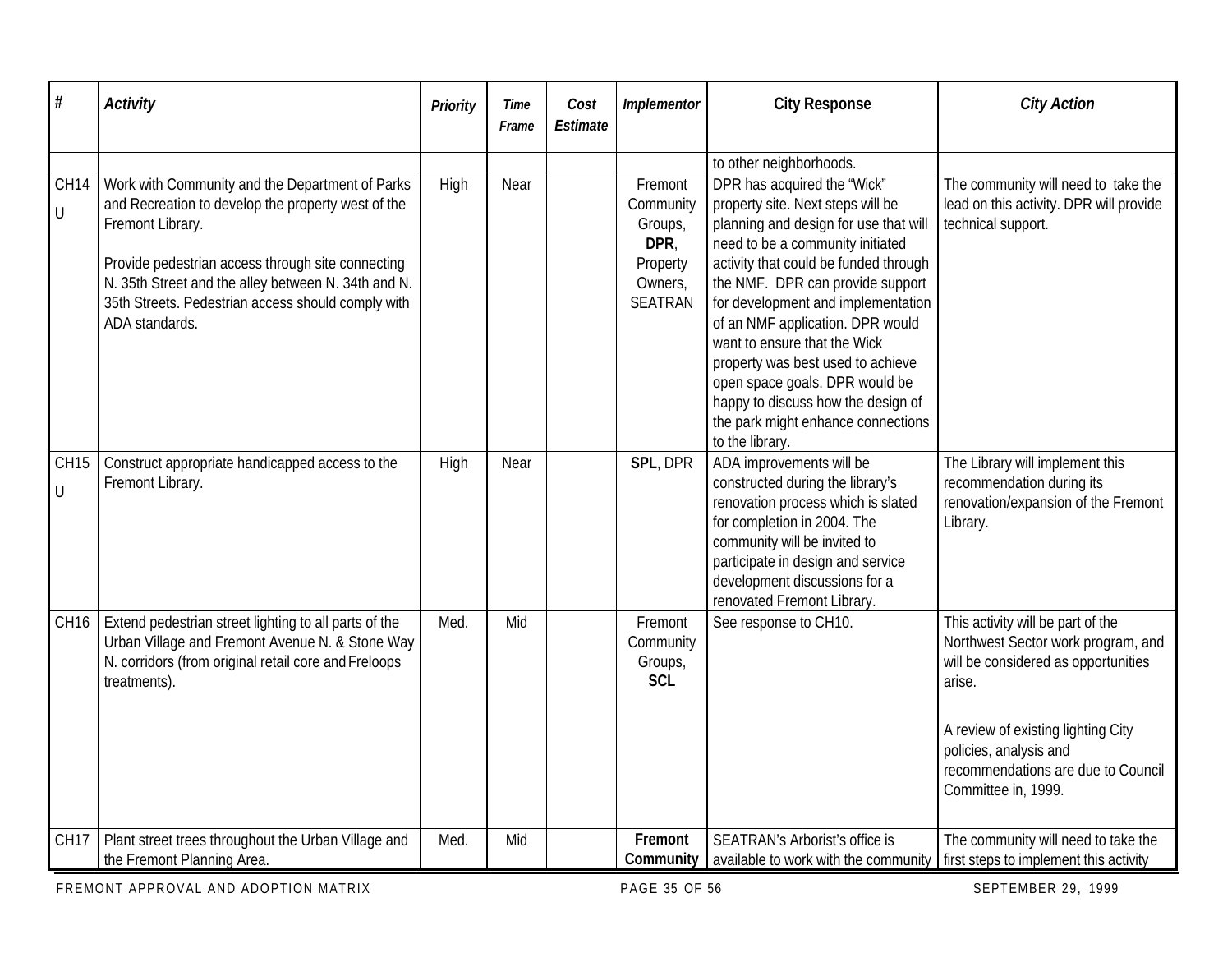| # | Activity | Priority | Time Frame | Cost Estimate | Implementor | City Response | City Action |
|---|---|---|---|---|---|---|---|
| | | | | | | to other neighborhoods. | |
| CH14 U | Work with Community and the Department of Parks and Recreation to develop the property west of the Fremont Library.<br><br>Provide pedestrian access through site connecting N. 35th Street and the alley between N. 34th and N. 35th Streets. Pedestrian access should comply with ADA standards. | High | Near | | Fremont Community Groups, **DPR**, Property Owners, SEATRAN | DPR has acquired the "Wick" property site. Next steps will be planning and design for use that will need to be a community initiated activity that could be funded through the NMF. DPR can provide support for development and implementation of an NMF application. DPR would want to ensure that the Wick property was best used to achieve open space goals. DPR would be happy to discuss how the design of the park might enhance connections to the library. | The community will need to take the lead on this activity. DPR will provide technical support. |
| CH15 U | Construct appropriate handicapped access to the Fremont Library. | High | Near | | **SPL**, DPR | ADA improvements will be constructed during the library's renovation process which is slated for completion in 2004. The community will be invited to participate in design and service development discussions for a renovated Fremont Library. | The Library will implement this recommendation during its renovation/expansion of the Fremont Library. |
| CH16 | Extend pedestrian street lighting to all parts of the Urban Village and Fremont Avenue N. & Stone Way N. corridors (from original retail core and Freloops treatments). | Med. | Mid | | Fremont Community Groups, **SCL** | See response to CH10. | This activity will be part of the Northwest Sector work program, and will be considered as opportunities arise.<br><br>A review of existing lighting City policies, analysis and recommendations are due to Council Committee in, 1999. |
| CH17 | Plant street trees throughout the Urban Village and the Fremont Planning Area. | Med. | Mid | | **Fremont Community** | SEATRAN's Arborist's office is available to work with the community | The community will need to take the first steps to implement this activity |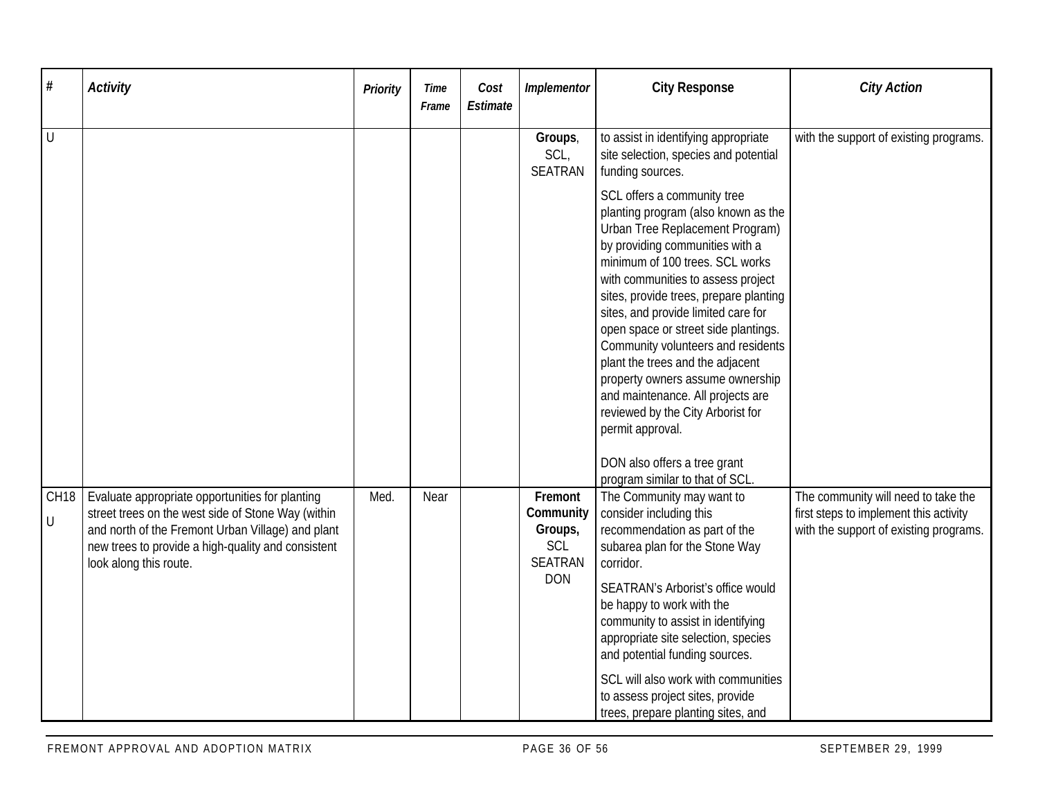| # | Activity | Priority | Time Frame | Cost Estimate | Implementor | City Response | City Action |
|---|---|---|---|---|---|---|---|
| U | | | | | **Groups**, SCL, SEATRAN | to assist in identifying appropriate site selection, species and potential funding sources.<br><br>SCL offers a community tree planting program (also known as the Urban Tree Replacement Program) by providing communities with a minimum of 100 trees. SCL works with communities to assess project sites, provide trees, prepare planting sites, and provide limited care for open space or street side plantings. Community volunteers and residents plant the trees and the adjacent property owners assume ownership and maintenance. All projects are reviewed by the City Arborist for permit approval.<br><br>DON also offers a tree grant program similar to that of SCL. | with the support of existing programs. |
| CH18 U | Evaluate appropriate opportunities for planting street trees on the west side of Stone Way (within and north of the Fremont Urban Village) and plant new trees to provide a high-quality and consistent look along this route. | Med. | Near | | **Fremont Community Groups,** SCL SEATRAN DON | The Community may want to consider including this recommendation as part of the subarea plan for the Stone Way corridor.<br><br>SEATRAN's Arborist's office would be happy to work with the community to assist in identifying appropriate site selection, species and potential funding sources.<br><br>SCL will also work with communities to assess project sites, provide trees, prepare planting sites, and | The community will need to take the first steps to implement this activity with the support of existing programs. |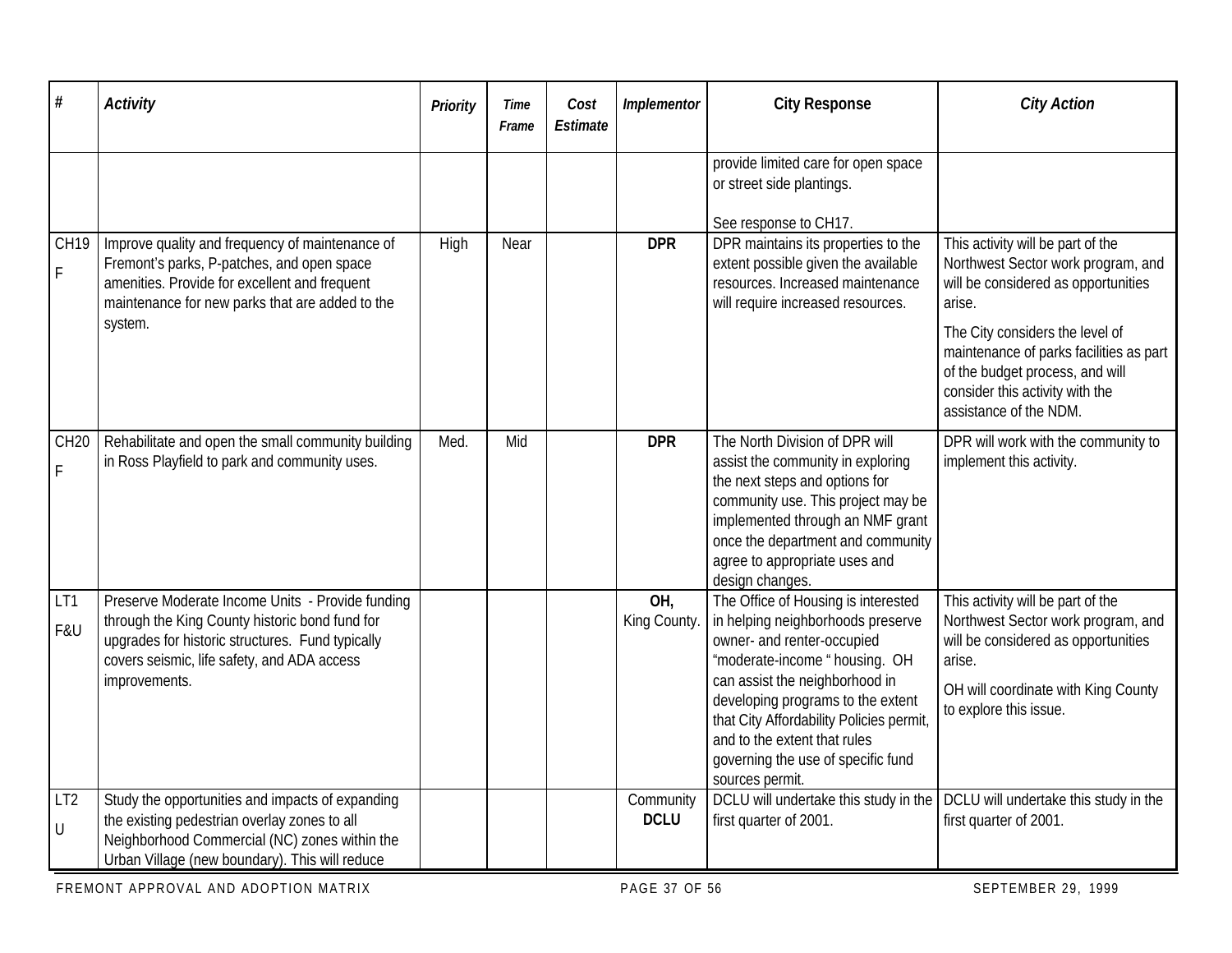| # | Activity | Priority | Time Frame | Cost Estimate | Implementor | City Response | City Action |
|---|---|---|---|---|---|---|---|
| | | | | | | provide limited care for open space or street side plantings.<br><br>See response to CH17. | |
| CH19 F | Improve quality and frequency of maintenance of Fremont's parks, P-patches, and open space amenities. Provide for excellent and frequent maintenance for new parks that are added to the system. | High | Near | | **DPR** | DPR maintains its properties to the extent possible given the available resources. Increased maintenance will require increased resources. | This activity will be part of the Northwest Sector work program, and will be considered as opportunities arise.<br><br>The City considers the level of maintenance of parks facilities as part of the budget process, and will consider this activity with the assistance of the NDM. |
| CH20 F | Rehabilitate and open the small community building in Ross Playfield to park and community uses. | Med. | Mid | | **DPR** | The North Division of DPR will assist the community in exploring the next steps and options for community use. This project may be implemented through an NMF grant once the department and community agree to appropriate uses and design changes. | DPR will work with the community to implement this activity. |
| LT1 F&U | Preserve Moderate Income Units - Provide funding through the King County historic bond fund for upgrades for historic structures. Fund typically covers seismic, life safety, and ADA access improvements. | | | | **OH,** King County. | The Office of Housing is interested in helping neighborhoods preserve owner- and renter-occupied "moderate-income " housing. OH can assist the neighborhood in developing programs to the extent that City Affordability Policies permit, and to the extent that rules governing the use of specific fund sources permit. | This activity will be part of the Northwest Sector work program, and will be considered as opportunities arise.<br><br>OH will coordinate with King County to explore this issue. |
| LT2 U | Study the opportunities and impacts of expanding the existing pedestrian overlay zones to all Neighborhood Commercial (NC) zones within the Urban Village (new boundary). This will reduce | | | | Community **DCLU** | DCLU will undertake this study in the first quarter of 2001. | DCLU will undertake this study in the first quarter of 2001. |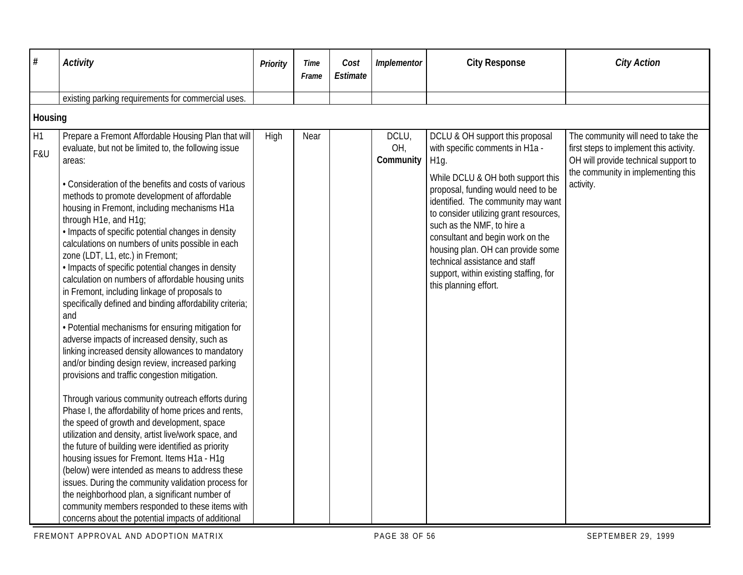| # | Activity | Priority | Time Frame | Cost Estimate | Implementor | City Response | City Action |
|---|---|---|---|---|---|---|---|
| | existing parking requirements for commercial uses. | | | | | | |
| **Housing** | | | | | | | |
| H1 F&U | Prepare a Fremont Affordable Housing Plan that will evaluate, but not be limited to, the following issue areas:<br><br>• Consideration of the benefits and costs of various methods to promote development of affordable housing in Fremont, including mechanisms H1a through H1e, and H1g;<br>• Impacts of specific potential changes in density calculations on numbers of units possible in each zone (LDT, L1, etc.) in Fremont;<br>• Impacts of specific potential changes in density calculation on numbers of affordable housing units in Fremont, including linkage of proposals to specifically defined and binding affordability criteria; and<br>• Potential mechanisms for ensuring mitigation for adverse impacts of increased density, such as linking increased density allowances to mandatory and/or binding design review, increased parking provisions and traffic congestion mitigation.<br><br>Through various community outreach efforts during Phase I, the affordability of home prices and rents, the speed of growth and development, space utilization and density, artist live/work space, and the future of building were identified as priority housing issues for Fremont. Items H1a - H1g (below) were intended as means to address these issues. During the community validation process for the neighborhood plan, a significant number of community members responded to these items with concerns about the potential impacts of additional | High | Near | | DCLU, OH, **Community** | DCLU & OH support this proposal with specific comments in H1a - H1g.<br><br>While DCLU & OH both support this proposal, funding would need to be identified. The community may want to consider utilizing grant resources, such as the NMF, to hire a consultant and begin work on the housing plan. OH can provide some technical assistance and staff support, within existing staffing, for this planning effort. | The community will need to take the first steps to implement this activity. OH will provide technical support to the community in implementing this activity. |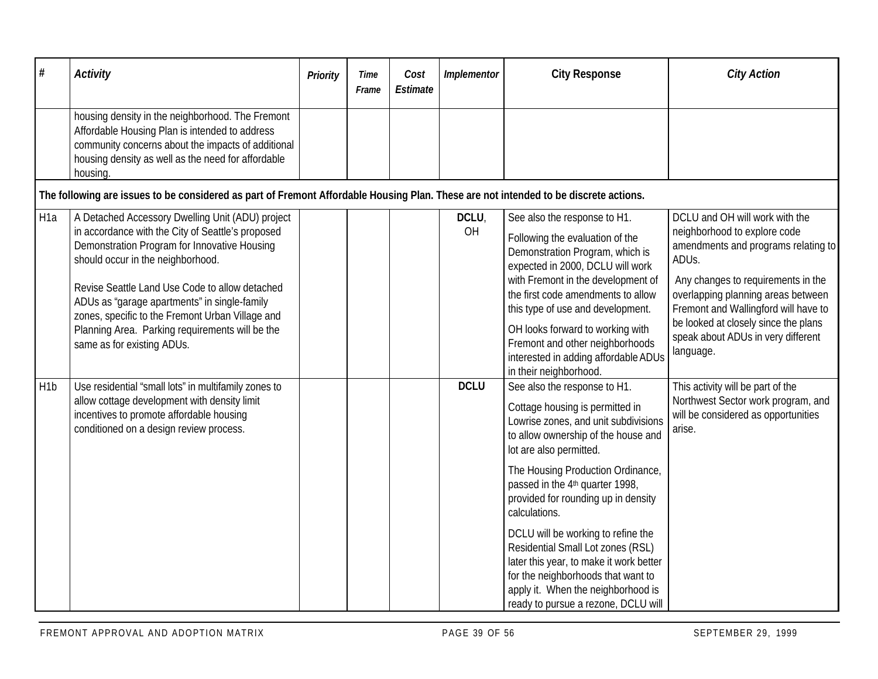| # | Activity | Priority | Time Frame | Cost Estimate | Implementor | City Response | City Action |
|---|---|---|---|---|---|---|---|
| | housing density in the neighborhood. The Fremont Affordable Housing Plan is intended to address community concerns about the impacts of additional housing density as well as the need for affordable housing. | | | | | | |
| **The following are issues to be considered as part of Fremont Affordable Housing Plan. These are not intended to be discrete actions.** | | | | | | | |
| H1a | A Detached Accessory Dwelling Unit (ADU) project in accordance with the City of Seattle's proposed Demonstration Program for Innovative Housing should occur in the neighborhood.<br><br>Revise Seattle Land Use Code to allow detached ADUs as "garage apartments" in single-family zones, specific to the Fremont Urban Village and Planning Area. Parking requirements will be the same as for existing ADUs. | | | | **DCLU**, OH | See also the response to H1.<br><br>Following the evaluation of the Demonstration Program, which is expected in 2000, DCLU will work with Fremont in the development of the first code amendments to allow this type of use and development.<br><br>OH looks forward to working with Fremont and other neighborhoods interested in adding affordable ADUs in their neighborhood. | DCLU and OH will work with the neighborhood to explore code amendments and programs relating to ADUs.<br><br>Any changes to requirements in the overlapping planning areas between Fremont and Wallingford will have to be looked at closely since the plans speak about ADUs in very different language. |
| H1b | Use residential "small lots" in multifamily zones to allow cottage development with density limit incentives to promote affordable housing conditioned on a design review process. | | | | **DCLU** | See also the response to H1.<br><br>Cottage housing is permitted in Lowrise zones, and unit subdivisions to allow ownership of the house and lot are also permitted.<br><br>The Housing Production Ordinance, passed in the 4th quarter 1998, provided for rounding up in density calculations.<br><br>DCLU will be working to refine the Residential Small Lot zones (RSL) later this year, to make it work better for the neighborhoods that want to apply it. When the neighborhood is ready to pursue a rezone, DCLU will | This activity will be part of the Northwest Sector work program, and will be considered as opportunities arise. |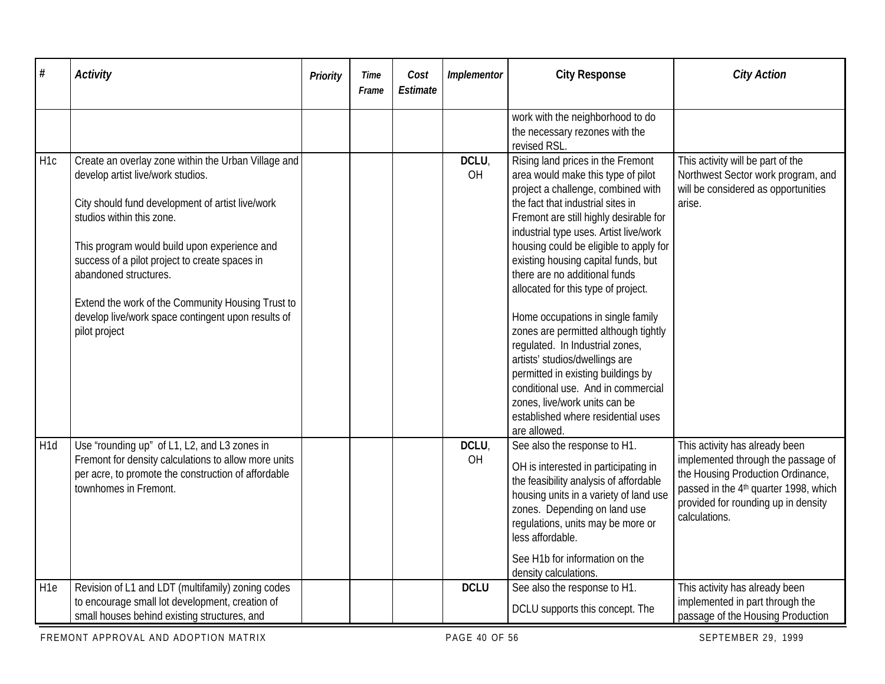| # | *Activity* | *Priority* | *Time Frame* | *Cost Estimate* | *Implementor* | **City Response** | *City Action* |
|---|---|---|---|---|---|---|---|
| | | | | | | work with the neighborhood to do the necessary rezones with the revised RSL. | |
| H1c | Create an overlay zone within the Urban Village and develop artist live/work studios.<br><br>City should fund development of artist live/work studios within this zone.<br><br>This program would build upon experience and success of a pilot project to create spaces in abandoned structures.<br><br>Extend the work of the Community Housing Trust to develop live/work space contingent upon results of pilot project | | | | **DCLU**, OH | Rising land prices in the Fremont area would make this type of pilot project a challenge, combined with the fact that industrial sites in Fremont are still highly desirable for industrial type uses. Artist live/work housing could be eligible to apply for existing housing capital funds, but there are no additional funds allocated for this type of project.<br><br>Home occupations in single family zones are permitted although tightly regulated. In Industrial zones, artists' studios/dwellings are permitted in existing buildings by conditional use. And in commercial zones, live/work units can be established where residential uses are allowed. | This activity will be part of the Northwest Sector work program, and will be considered as opportunities arise. |
| H1d | Use "rounding up" of L1, L2, and L3 zones in Fremont for density calculations to allow more units per acre, to promote the construction of affordable townhomes in Fremont. | | | | **DCLU**, OH | See also the response to H1.<br><br>OH is interested in participating in the feasibility analysis of affordable housing units in a variety of land use zones. Depending on land use regulations, units may be more or less affordable.<br><br>See H1b for information on the density calculations. | This activity has already been implemented through the passage of the Housing Production Ordinance, passed in the 4th quarter 1998, which provided for rounding up in density calculations. |
| H1e | Revision of L1 and LDT (multifamily) zoning codes to encourage small lot development, creation of small houses behind existing structures, and | | | | **DCLU** | See also the response to H1.<br><br>DCLU supports this concept. The | This activity has already been implemented in part through the passage of the Housing Production |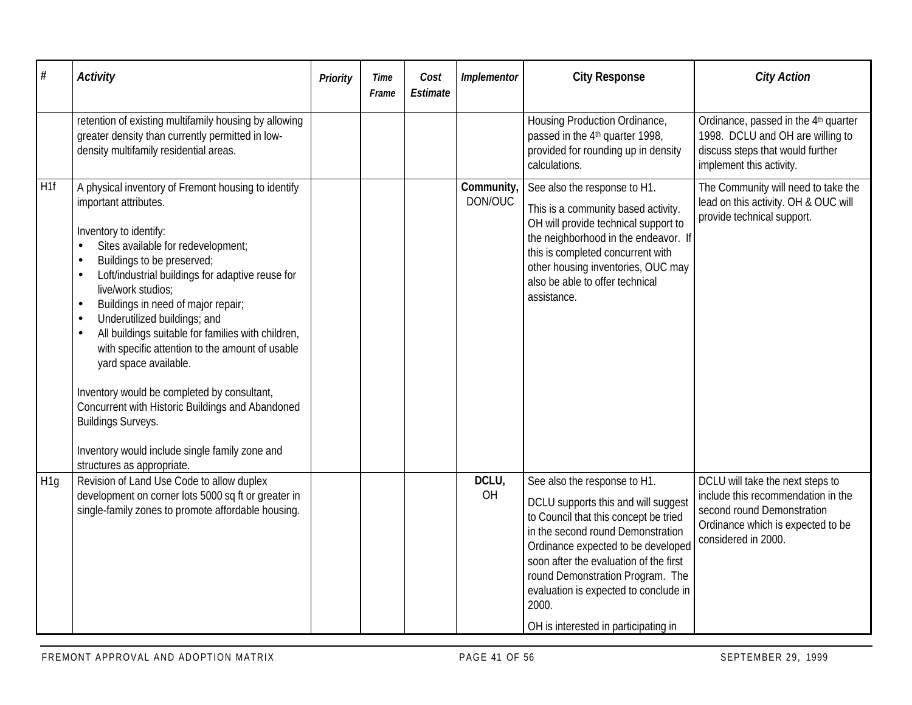| # | *Activity* | *Priority* | *Time Frame* | *Cost Estimate* | *Implementor* | **City Response** | *City Action* |
|---|---|---|---|---|---|---|---|
| | retention of existing multifamily housing by allowing greater density than currently permitted in low-density multifamily residential areas. | | | | | Housing Production Ordinance, passed in the 4th quarter 1998, provided for rounding up in density calculations. | Ordinance, passed in the 4th quarter 1998. DCLU and OH are willing to discuss steps that would further implement this activity. |
| H1f | A physical inventory of Fremont housing to identify important attributes.<br><br>Inventory to identify:<br>• Sites available for redevelopment;<br>• Buildings to be preserved;<br>• Loft/industrial buildings for adaptive reuse for live/work studios;<br>• Buildings in need of major repair;<br>• Underutilized buildings; and<br>• All buildings suitable for families with children, with specific attention to the amount of usable yard space available.<br><br>Inventory would be completed by consultant, Concurrent with Historic Buildings and Abandoned Buildings Surveys.<br><br>Inventory would include single family zone and structures as appropriate. | | | | **Community,** DON/OUC | See also the response to H1.<br><br>This is a community based activity. OH will provide technical support to the neighborhood in the endeavor. If this is completed concurrent with other housing inventories, OUC may also be able to offer technical assistance. | The Community will need to take the lead on this activity. OH & OUC will provide technical support. |
| H1g | Revision of Land Use Code to allow duplex development on corner lots 5000 sq ft or greater in single-family zones to promote affordable housing. | | | | **DCLU,** OH | See also the response to H1.<br><br>DCLU supports this and will suggest to Council that this concept be tried in the second round Demonstration Ordinance expected to be developed soon after the evaluation of the first round Demonstration Program. The evaluation is expected to conclude in 2000.<br><br>OH is interested in participating in | DCLU will take the next steps to include this recommendation in the second round Demonstration Ordinance which is expected to be considered in 2000. |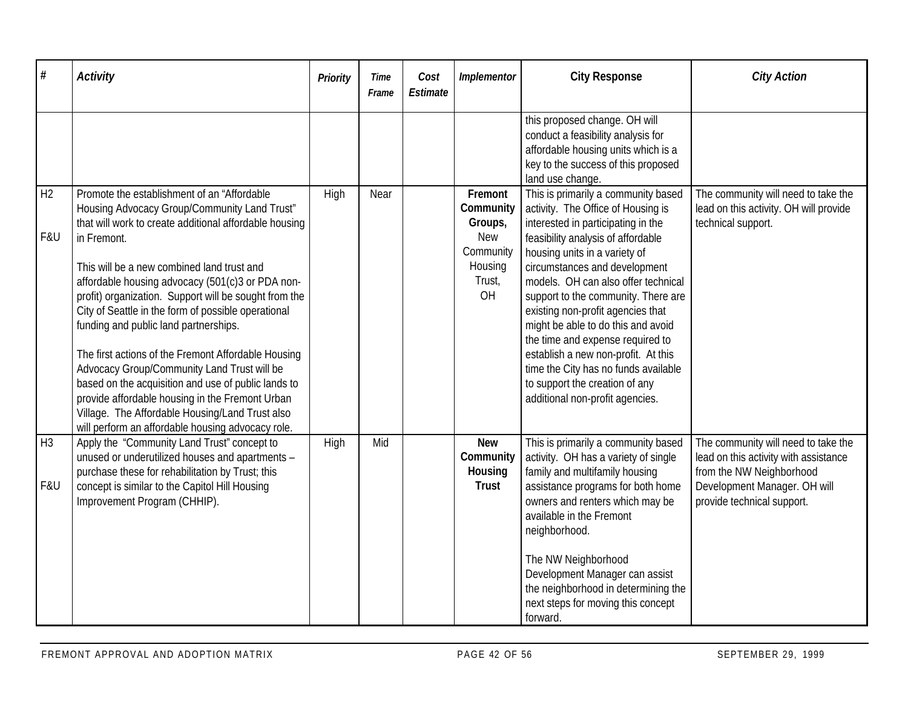| # | *Activity* | *Priority* | *Time Frame* | *Cost Estimate* | *Implementor* | **City Response** | *City Action* |
|---|---|---|---|---|---|---|---|
| | | | | | | this proposed change. OH will conduct a feasibility analysis for affordable housing units which is a key to the success of this proposed land use change. | |
| H2<br><br>F&U | Promote the establishment of an "Affordable Housing Advocacy Group/Community Land Trust" that will work to create additional affordable housing in Fremont.<br><br>This will be a new combined land trust and affordable housing advocacy (501(c)3 or PDA non-profit) organization. Support will be sought from the City of Seattle in the form of possible operational funding and public land partnerships.<br><br>The first actions of the Fremont Affordable Housing Advocacy Group/Community Land Trust will be based on the acquisition and use of public lands to provide affordable housing in the Fremont Urban Village. The Affordable Housing/Land Trust also will perform an affordable housing advocacy role. | High | Near | | **Fremont Community Groups,** New Community Housing Trust, OH | This is primarily a community based activity. The Office of Housing is interested in participating in the feasibility analysis of affordable housing units in a variety of circumstances and development models. OH can also offer technical support to the community. There are existing non-profit agencies that might be able to do this and avoid the time and expense required to establish a new non-profit. At this time the City has no funds available to support the creation of any additional non-profit agencies. | The community will need to take the lead on this activity. OH will provide technical support. |
| H3<br><br>F&U | Apply the "Community Land Trust" concept to unused or underutilized houses and apartments – purchase these for rehabilitation by Trust; this concept is similar to the Capitol Hill Housing Improvement Program (CHHIP). | High | Mid | | **New Community Housing Trust** | This is primarily a community based activity. OH has a variety of single family and multifamily housing assistance programs for both home owners and renters which may be available in the Fremont neighborhood.<br><br>The NW Neighborhood Development Manager can assist the neighborhood in determining the next steps for moving this concept forward. | The community will need to take the lead on this activity with assistance from the NW Neighborhood Development Manager. OH will provide technical support. |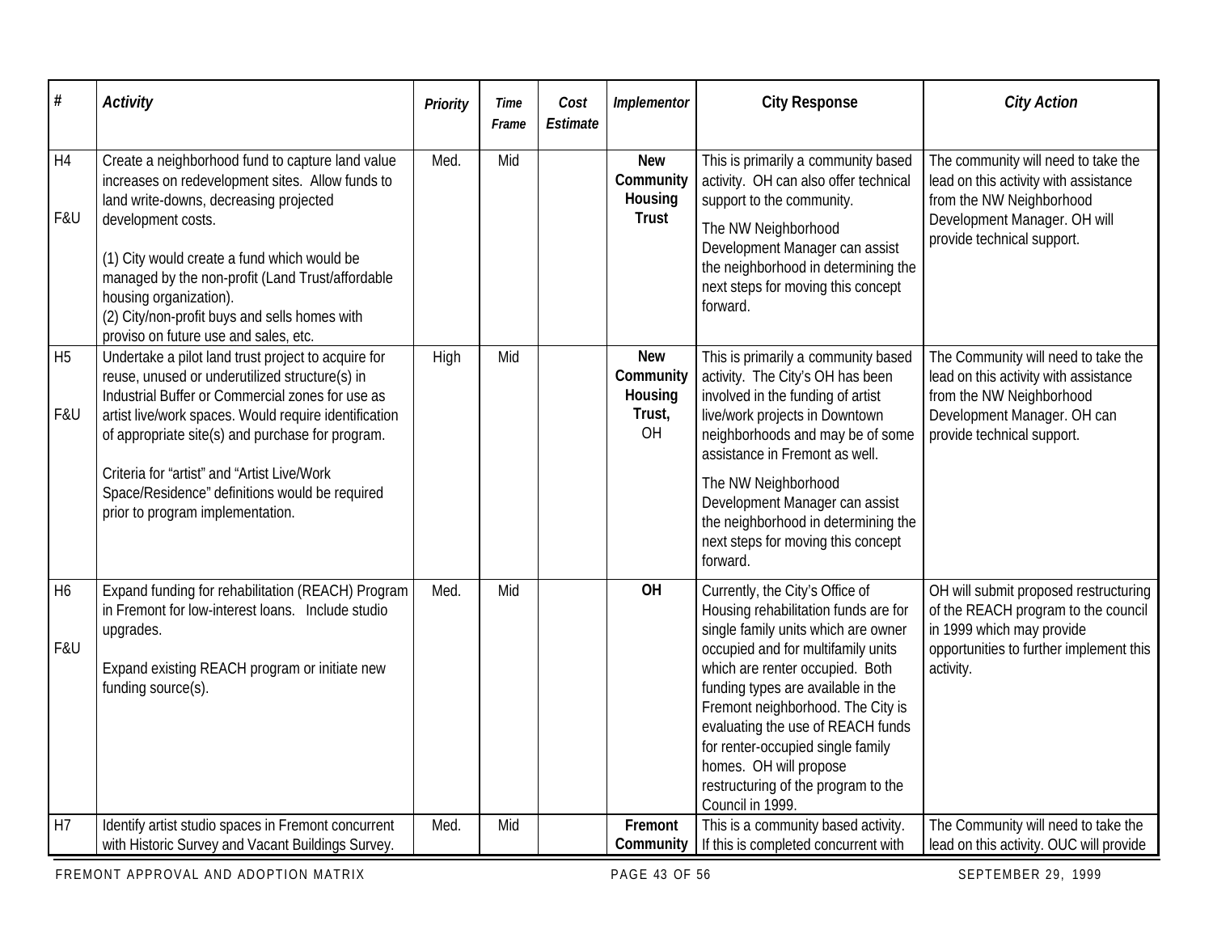| # | Activity | Priority | Time Frame | Cost Estimate | Implementor | City Response | City Action |
|---|---|---|---|---|---|---|---|
| H4<br><br>F&U | Create a neighborhood fund to capture land value increases on redevelopment sites. Allow funds to land write-downs, decreasing projected development costs.<br><br>(1) City would create a fund which would be managed by the non-profit (Land Trust/affordable housing organization).<br>(2) City/non-profit buys and sells homes with proviso on future use and sales, etc. | Med. | Mid | | **New Community Housing Trust** | This is primarily a community based activity. OH can also offer technical support to the community.<br><br>The NW Neighborhood Development Manager can assist the neighborhood in determining the next steps for moving this concept forward. | The community will need to take the lead on this activity with assistance from the NW Neighborhood Development Manager. OH will provide technical support. |
| H5<br><br>F&U | Undertake a pilot land trust project to acquire for reuse, unused or underutilized structure(s) in Industrial Buffer or Commercial zones for use as artist live/work spaces. Would require identification of appropriate site(s) and purchase for program.<br><br>Criteria for "artist" and "Artist Live/Work Space/Residence" definitions would be required prior to program implementation. | High | Mid | | **New Community Housing Trust,** OH | This is primarily a community based activity. The City's OH has been involved in the funding of artist live/work projects in Downtown neighborhoods and may be of some assistance in Fremont as well.<br><br>The NW Neighborhood Development Manager can assist the neighborhood in determining the next steps for moving this concept forward. | The Community will need to take the lead on this activity with assistance from the NW Neighborhood Development Manager. OH can provide technical support. |
| H6<br><br>F&U | Expand funding for rehabilitation (REACH) Program in Fremont for low-interest loans. Include studio upgrades.<br><br>Expand existing REACH program or initiate new funding source(s). | Med. | Mid | | **OH** | Currently, the City's Office of Housing rehabilitation funds are for single family units which are owner occupied and for multifamily units which are renter occupied. Both funding types are available in the Fremont neighborhood. The City is evaluating the use of REACH funds for renter-occupied single family homes. OH will propose restructuring of the program to the Council in 1999. | OH will submit proposed restructuring of the REACH program to the council in 1999 which may provide opportunities to further implement this activity. |
| H7 | Identify artist studio spaces in Fremont concurrent with Historic Survey and Vacant Buildings Survey. | Med. | Mid | | **Fremont Community** | This is a community based activity. If this is completed concurrent with | The Community will need to take the lead on this activity. OUC will provide |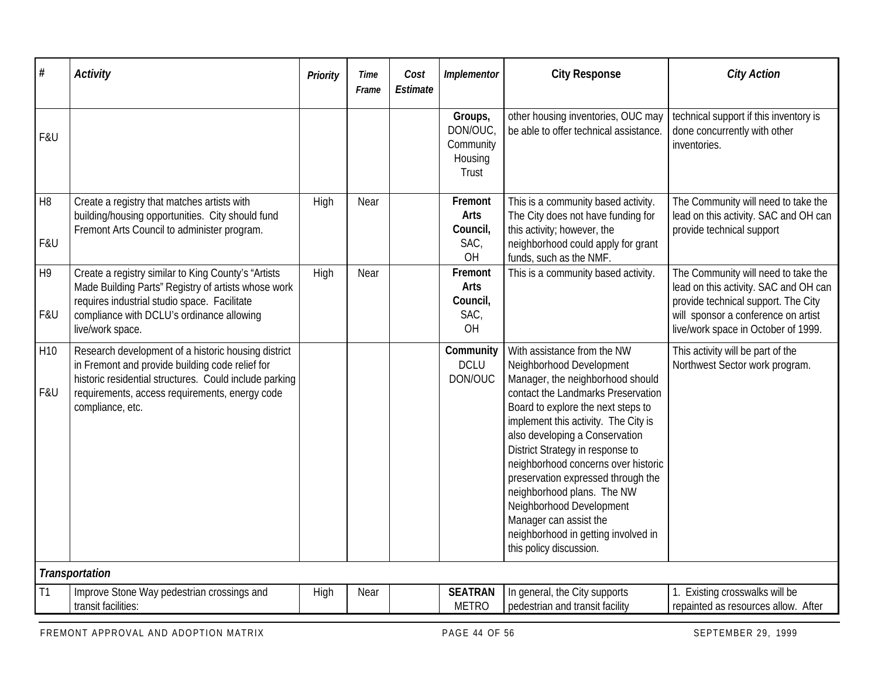| # | Activity | Priority | Time Frame | Cost Estimate | Implementor | City Response | City Action |
|---|---|---|---|---|---|---|---|
| F&U | | | | | **Groups,** DON/OUC, Community Housing Trust | other housing inventories, OUC may be able to offer technical assistance. | technical support if this inventory is done concurrently with other inventories. |
| H8<br><br>F&U | Create a registry that matches artists with building/housing opportunities. City should fund Fremont Arts Council to administer program. | High | Near | | **Fremont Arts Council,** SAC, OH | This is a community based activity. The City does not have funding for this activity; however, the neighborhood could apply for grant funds, such as the NMF. | The Community will need to take the lead on this activity. SAC and OH can provide technical support |
| H9<br><br>F&U | Create a registry similar to King County's "Artists Made Building Parts" Registry of artists whose work requires industrial studio space. Facilitate compliance with DCLU's ordinance allowing live/work space. | High | Near | | **Fremont Arts Council,** SAC, OH | This is a community based activity. | The Community will need to take the lead on this activity. SAC and OH can provide technical support. The City will sponsor a conference on artist live/work space in October of 1999. |
| H10<br><br>F&U | Research development of a historic housing district in Fremont and provide building code relief for historic residential structures. Could include parking requirements, access requirements, energy code compliance, etc. | | | | **Community** DCLU DON/OUC | With assistance from the NW Neighborhood Development Manager, the neighborhood should contact the Landmarks Preservation Board to explore the next steps to implement this activity. The City is also developing a Conservation District Strategy in response to neighborhood concerns over historic preservation expressed through the neighborhood plans. The NW Neighborhood Development Manager can assist the neighborhood in getting involved in this policy discussion. | This activity will be part of the Northwest Sector work program. |
| ***Transportation*** | | | | | | | |
| T1 | Improve Stone Way pedestrian crossings and transit facilities: | High | Near | | **SEATRAN** METRO | In general, the City supports pedestrian and transit facility | 1. Existing crosswalks will be repainted as resources allow. After |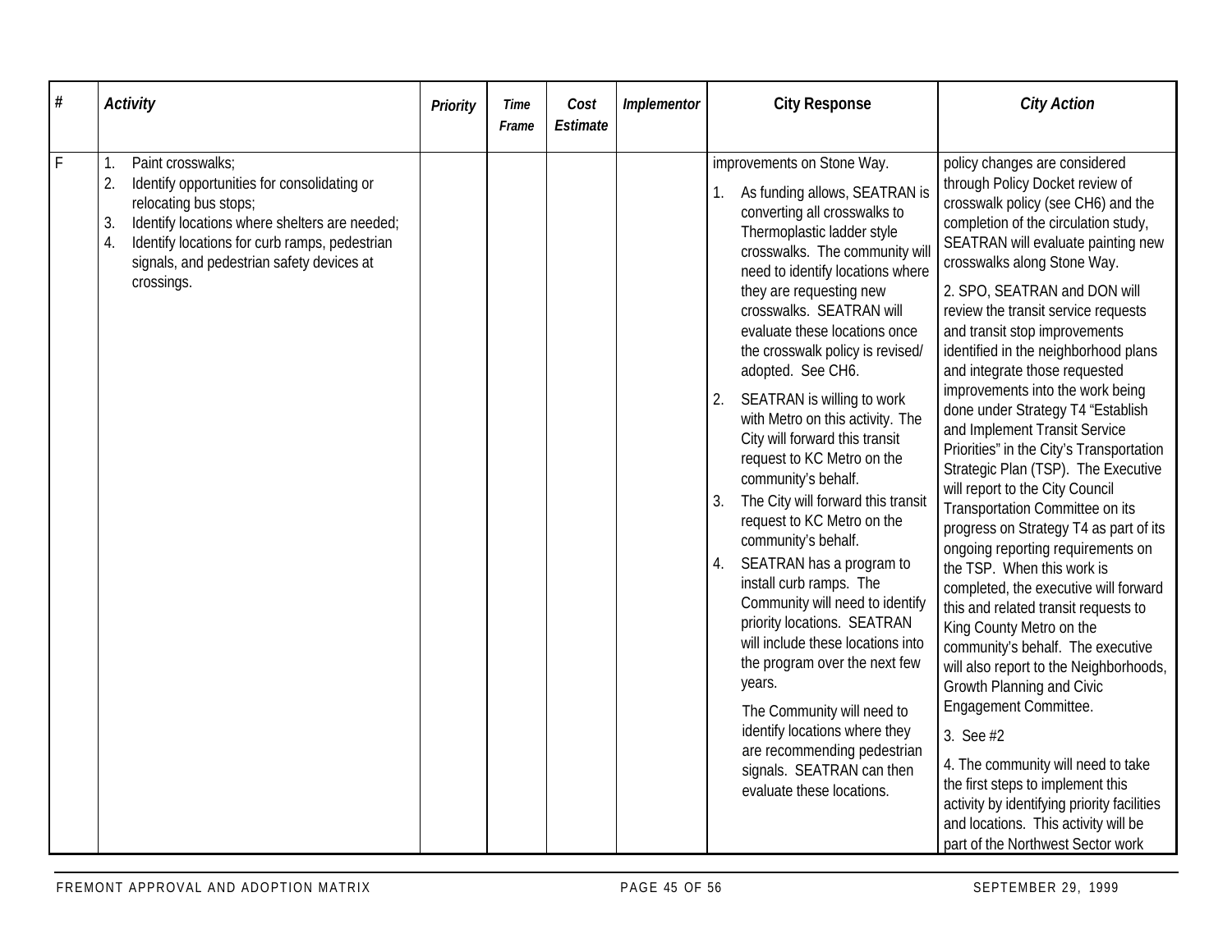| # | Activity | Priority | Time Frame | Cost Estimate | Implementor | City Response | City Action |
|---|---|---|---|---|---|---|---|
| F | 1. Paint crosswalks;<br>2. Identify opportunities for consolidating or relocating bus stops;<br>3. Identify locations where shelters are needed;<br>4. Identify locations for curb ramps, pedestrian signals, and pedestrian safety devices at crossings. | | | | | improvements on Stone Way.<br>1. As funding allows, SEATRAN is converting all crosswalks to Thermoplastic ladder style crosswalks. The community will need to identify locations where they are requesting new crosswalks. SEATRAN will evaluate these locations once the crosswalk policy is revised/ adopted. See CH6.<br>2. SEATRAN is willing to work with Metro on this activity. The City will forward this transit request to KC Metro on the community's behalf.<br>3. The City will forward this transit request to KC Metro on the community's behalf.<br>4. SEATRAN has a program to install curb ramps. The Community will need to identify priority locations. SEATRAN will include these locations into the program over the next few years.<br>The Community will need to identify locations where they are recommending pedestrian signals. SEATRAN can then evaluate these locations. | policy changes are considered through Policy Docket review of crosswalk policy (see CH6) and the completion of the circulation study, SEATRAN will evaluate painting new crosswalks along Stone Way.<br>2. SPO, SEATRAN and DON will review the transit service requests and transit stop improvements identified in the neighborhood plans and integrate those requested improvements into the work being done under Strategy T4 "Establish and Implement Transit Service Priorities" in the City's Transportation Strategic Plan (TSP). The Executive will report to the City Council Transportation Committee on its progress on Strategy T4 as part of its ongoing reporting requirements on the TSP. When this work is completed, the executive will forward this and related transit requests to King County Metro on the community's behalf. The executive will also report to the Neighborhoods, Growth Planning and Civic Engagement Committee.<br>3. See #2<br>4. The community will need to take the first steps to implement this activity by identifying priority facilities and locations. This activity will be part of the Northwest Sector work |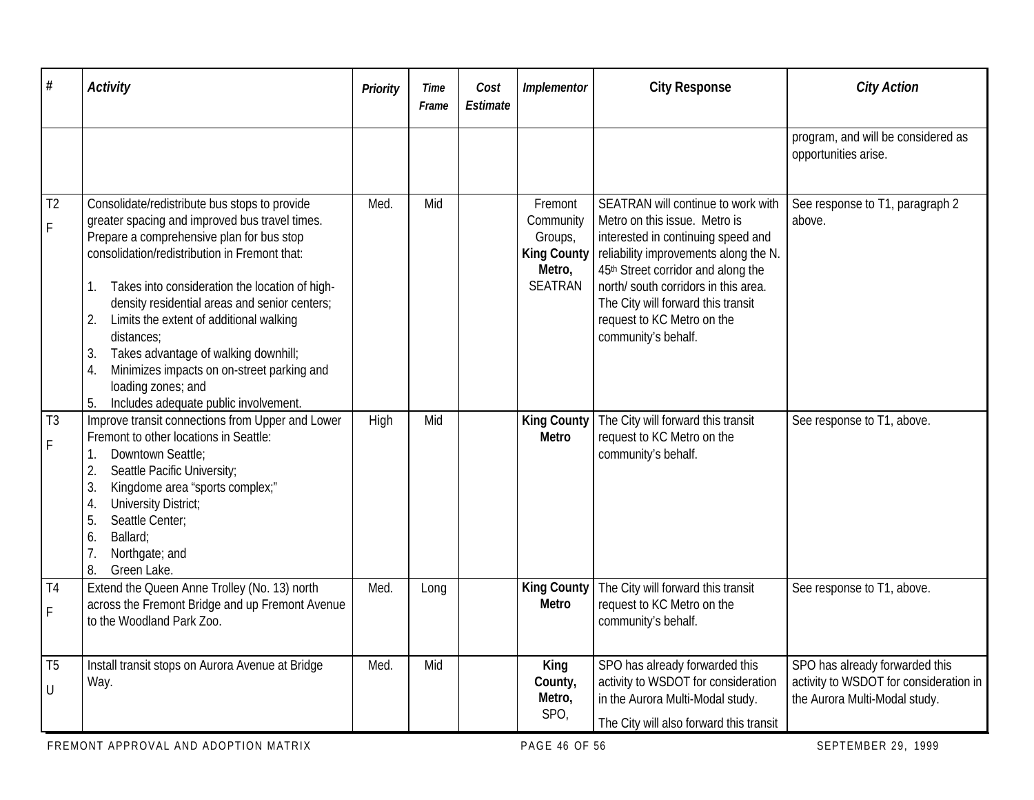| # | Activity | Priority | Time Frame | Cost Estimate | Implementor | City Response | City Action |
|---|---|---|---|---|---|---|---|
| | | | | | | | program, and will be considered as opportunities arise. |
| T2<br>F | Consolidate/redistribute bus stops to provide greater spacing and improved bus travel times. Prepare a comprehensive plan for bus stop consolidation/redistribution in Fremont that:<br><br>1. Takes into consideration the location of high-density residential areas and senior centers;<br>2. Limits the extent of additional walking distances;<br>3. Takes advantage of walking downhill;<br>4. Minimizes impacts on on-street parking and loading zones; and<br>5. Includes adequate public involvement. | Med. | Mid | | Fremont Community Groups, **King County Metro,** SEATRAN | SEATRAN will continue to work with Metro on this issue. Metro is interested in continuing speed and reliability improvements along the N. 45th Street corridor and along the north/ south corridors in this area. The City will forward this transit request to KC Metro on the community's behalf. | See response to T1, paragraph 2 above. |
| T3<br>F | Improve transit connections from Upper and Lower Fremont to other locations in Seattle:<br>1. Downtown Seattle;<br>2. Seattle Pacific University;<br>3. Kingdome area "sports complex;"<br>4. University District;<br>5. Seattle Center;<br>6. Ballard;<br>7. Northgate; and<br>8. Green Lake. | High | Mid | | **King County Metro** | The City will forward this transit request to KC Metro on the community's behalf. | See response to T1, above. |
| T4<br>F | Extend the Queen Anne Trolley (No. 13) north across the Fremont Bridge and up Fremont Avenue to the Woodland Park Zoo. | Med. | Long | | **King County Metro** | The City will forward this transit request to KC Metro on the community's behalf. | See response to T1, above. |
| T5<br>U | Install transit stops on Aurora Avenue at Bridge Way. | Med. | Mid | | **King County, Metro,** SPO, | SPO has already forwarded this activity to WSDOT for consideration in the Aurora Multi-Modal study.<br>The City will also forward this transit | SPO has already forwarded this activity to WSDOT for consideration in the Aurora Multi-Modal study. |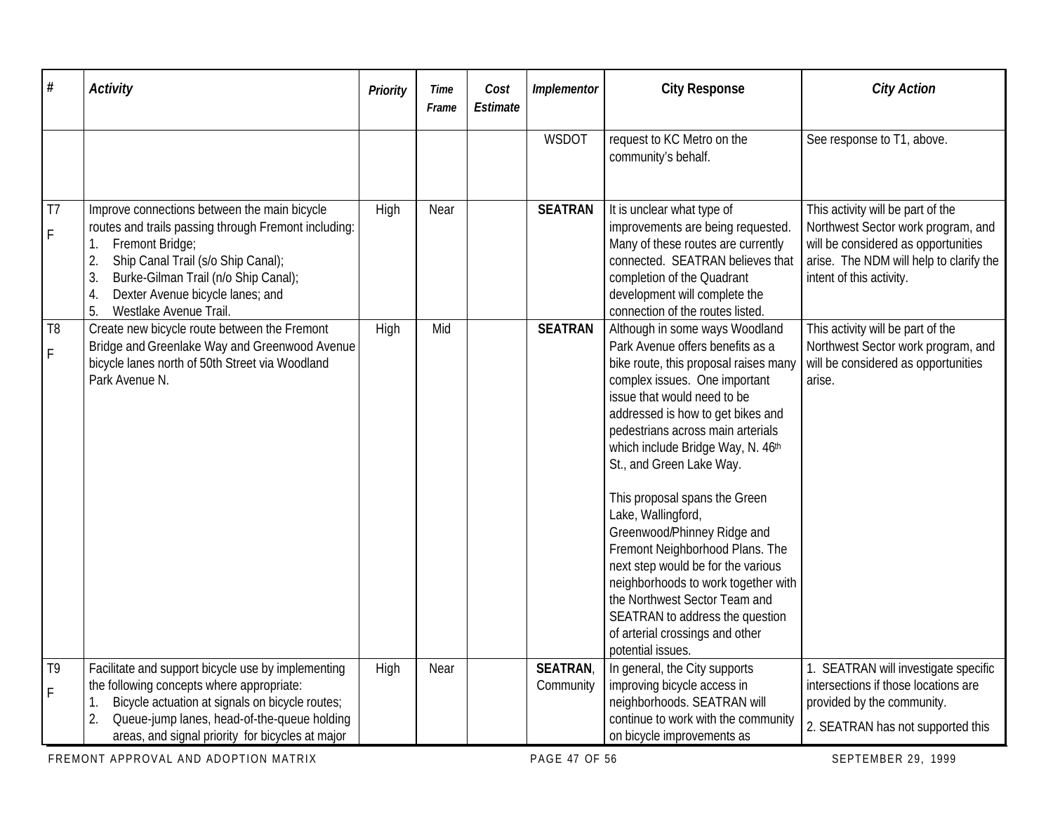| # | *Activity* | *Priority* | *Time Frame* | *Cost Estimate* | *Implementor* | **City Response** | *City Action* |
|---|---|---|---|---|---|---|---|
| | | | | | WSDOT | request to KC Metro on the community's behalf. | See response to T1, above. |
| T7<br>F | Improve connections between the main bicycle routes and trails passing through Fremont including:<br>1. Fremont Bridge;<br>2. Ship Canal Trail (s/o Ship Canal);<br>3. Burke-Gilman Trail (n/o Ship Canal);<br>4. Dexter Avenue bicycle lanes; and<br>5. Westlake Avenue Trail. | High | Near | | **SEATRAN** | It is unclear what type of improvements are being requested. Many of these routes are currently connected. SEATRAN believes that completion of the Quadrant development will complete the connection of the routes listed. | This activity will be part of the Northwest Sector work program, and will be considered as opportunities arise. The NDM will help to clarify the intent of this activity. |
| T8<br>F | Create new bicycle route between the Fremont Bridge and Greenlake Way and Greenwood Avenue bicycle lanes north of 50th Street via Woodland Park Avenue N. | High | Mid | | **SEATRAN** | Although in some ways Woodland Park Avenue offers benefits as a bike route, this proposal raises many complex issues. One important issue that would need to be addressed is how to get bikes and pedestrians across main arterials which include Bridge Way, N. 46th St., and Green Lake Way.<br><br>This proposal spans the Green Lake, Wallingford, Greenwood/Phinney Ridge and Fremont Neighborhood Plans. The next step would be for the various neighborhoods to work together with the Northwest Sector Team and SEATRAN to address the question of arterial crossings and other potential issues. | This activity will be part of the Northwest Sector work program, and will be considered as opportunities arise. |
| T9<br>F | Facilitate and support bicycle use by implementing the following concepts where appropriate:<br>1. Bicycle actuation at signals on bicycle routes;<br>2. Queue-jump lanes, head-of-the-queue holding areas, and signal priority for bicycles at major | High | Near | | **SEATRAN**, Community | In general, the City supports improving bicycle access in neighborhoods. SEATRAN will continue to work with the community on bicycle improvements as | 1. SEATRAN will investigate specific intersections if those locations are provided by the community.<br><br>2. SEATRAN has not supported this |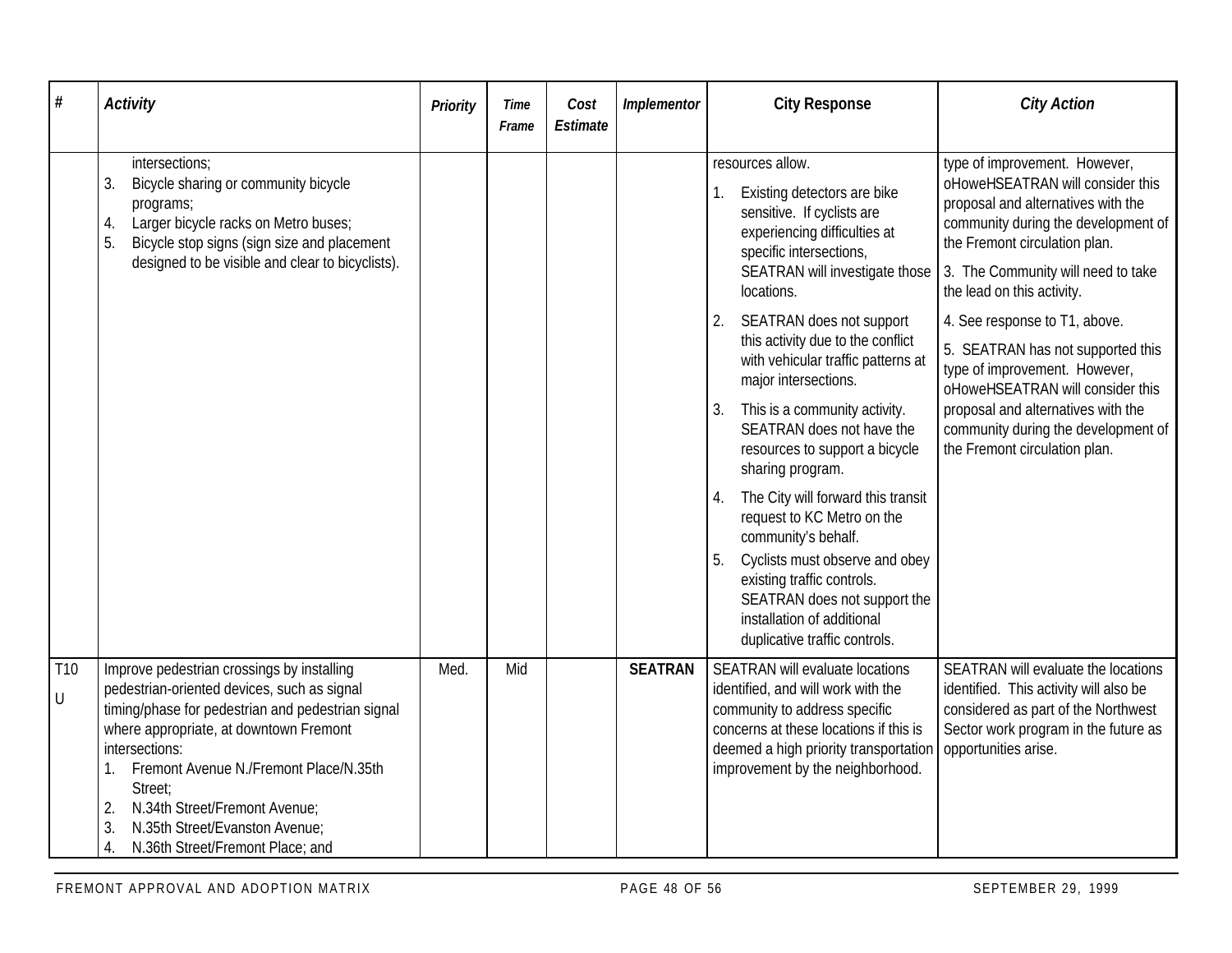| # | Activity | Priority | Time Frame | Cost Estimate | Implementor | City Response | City Action |
|---|---|---|---|---|---|---|---|
| | intersections;<br>3. Bicycle sharing or community bicycle programs;<br>4. Larger bicycle racks on Metro buses;<br>5. Bicycle stop signs (sign size and placement designed to be visible and clear to bicyclists). | | | | | resources allow.<br>1. Existing detectors are bike sensitive. If cyclists are experiencing difficulties at specific intersections, SEATRAN will investigate those locations.<br>2. SEATRAN does not support this activity due to the conflict with vehicular traffic patterns at major intersections.<br>3. This is a community activity. SEATRAN does not have the resources to support a bicycle sharing program.<br>4. The City will forward this transit request to KC Metro on the community's behalf.<br>5. Cyclists must observe and obey existing traffic controls. SEATRAN does not support the installation of additional duplicative traffic controls. | type of improvement. However, oHoweHSEATRAN will consider this proposal and alternatives with the community during the development of the Fremont circulation plan.<br>3. The Community will need to take the lead on this activity.<br>4. See response to T1, above.<br>5. SEATRAN has not supported this type of improvement. However, oHoweHSEATRAN will consider this proposal and alternatives with the community during the development of the Fremont circulation plan. |
| T10 U | Improve pedestrian crossings by installing pedestrian-oriented devices, such as signal timing/phase for pedestrian and pedestrian signal where appropriate, at downtown Fremont intersections:<br>1. Fremont Avenue N./Fremont Place/N.35th Street;<br>2. N.34th Street/Fremont Avenue;<br>3. N.35th Street/Evanston Avenue;<br>4. N.36th Street/Fremont Place; and | Med. | Mid | | **SEATRAN** | SEATRAN will evaluate locations identified, and will work with the community to address specific concerns at these locations if this is deemed a high priority transportation improvement by the neighborhood. | SEATRAN will evaluate the locations identified. This activity will also be considered as part of the Northwest Sector work program in the future as opportunities arise. |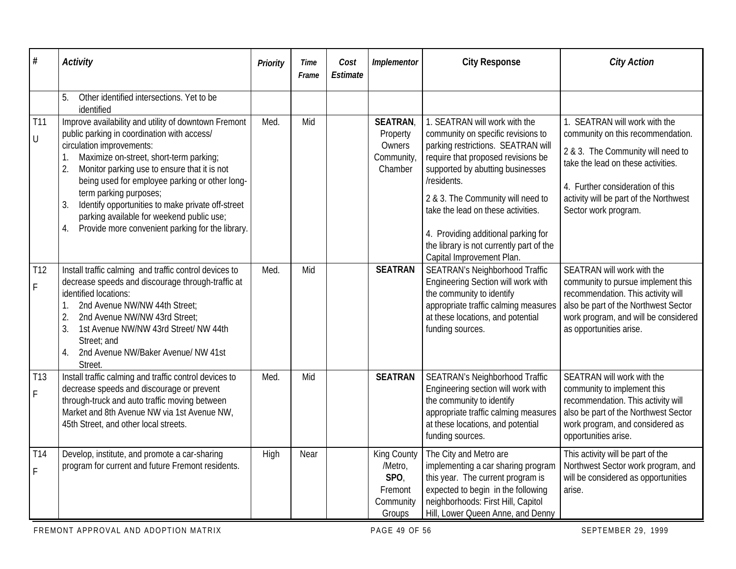| # | Activity | Priority | Time Frame | Cost Estimate | Implementor | City Response | City Action |
|---|---|---|---|---|---|---|---|
| | 5. Other identified intersections. Yet to be identified | | | | | | |
| T11 U | Improve availability and utility of downtown Fremont public parking in coordination with access/ circulation improvements:<br>1. Maximize on-street, short-term parking;<br>2. Monitor parking use to ensure that it is not being used for employee parking or other long-term parking purposes;<br>3. Identify opportunities to make private off-street parking available for weekend public use;<br>4. Provide more convenient parking for the library. | Med. | Mid | | **SEATRAN**, Property Owners Community, Chamber | 1. SEATRAN will work with the community on specific revisions to parking restrictions. SEATRAN will require that proposed revisions be supported by abutting businesses /residents.<br>2 & 3. The Community will need to take the lead on these activities.<br>4. Providing additional parking for the library is not currently part of the Capital Improvement Plan. | 1. SEATRAN will work with the community on this recommendation.<br>2 & 3. The Community will need to take the lead on these activities.<br>4. Further consideration of this activity will be part of the Northwest Sector work program. |
| T12 F | Install traffic calming and traffic control devices to decrease speeds and discourage through-traffic at identified locations:<br>1. 2nd Avenue NW/NW 44th Street;<br>2. 2nd Avenue NW/NW 43rd Street;<br>3. 1st Avenue NW/NW 43rd Street/ NW 44th Street; and<br>4. 2nd Avenue NW/Baker Avenue/ NW 41st Street. | Med. | Mid | | **SEATRAN** | SEATRAN's Neighborhood Traffic Engineering Section will work with the community to identify appropriate traffic calming measures at these locations, and potential funding sources. | SEATRAN will work with the community to pursue implement this recommendation. This activity will also be part of the Northwest Sector work program, and will be considered as opportunities arise. |
| T13 F | Install traffic calming and traffic control devices to decrease speeds and discourage or prevent through-truck and auto traffic moving between Market and 8th Avenue NW via 1st Avenue NW, 45th Street, and other local streets. | Med. | Mid | | **SEATRAN** | SEATRAN's Neighborhood Traffic Engineering section will work with the community to identify appropriate traffic calming measures at these locations, and potential funding sources. | SEATRAN will work with the community to implement this recommendation. This activity will also be part of the Northwest Sector work program, and considered as opportunities arise. |
| T14 F | Develop, institute, and promote a car-sharing program for current and future Fremont residents. | High | Near | | King County /Metro, **SPO**, Fremont Community Groups | The City and Metro are implementing a car sharing program this year. The current program is expected to begin in the following neighborhoods: First Hill, Capitol Hill, Lower Queen Anne, and Denny | This activity will be part of the Northwest Sector work program, and will be considered as opportunities arise. |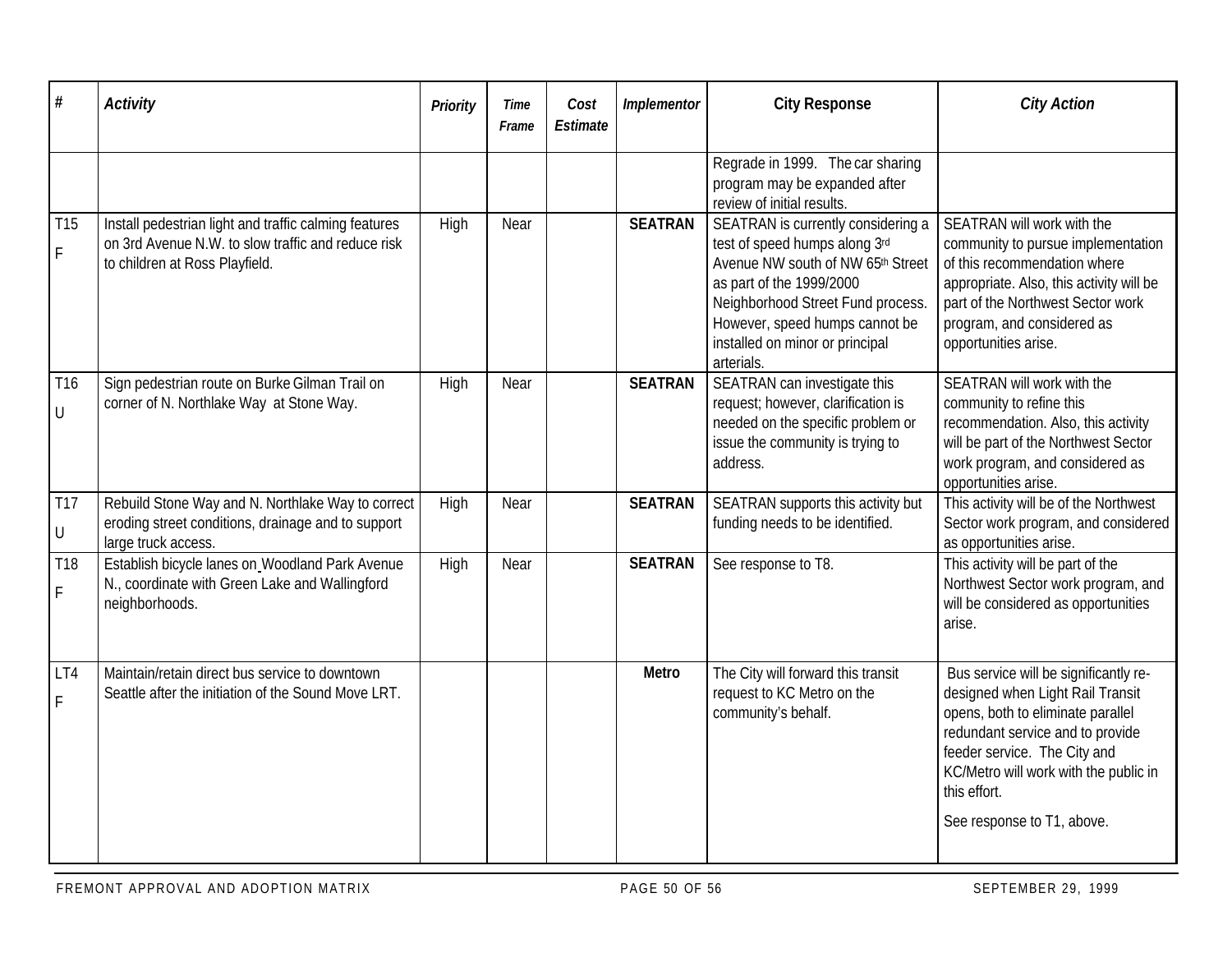| # | Activity | Priority | Time Frame | Cost Estimate | Implementor | City Response | City Action |
|---|---|---|---|---|---|---|---|
| | | | | | | Regrade in 1999. The car sharing program may be expanded after review of initial results. | |
| T15 F | Install pedestrian light and traffic calming features on 3rd Avenue N.W. to slow traffic and reduce risk to children at Ross Playfield. | High | Near | | **SEATRAN** | SEATRAN is currently considering a test of speed humps along 3rd Avenue NW south of NW 65th Street as part of the 1999/2000 Neighborhood Street Fund process. However, speed humps cannot be installed on minor or principal arterials. | SEATRAN will work with the community to pursue implementation of this recommendation where appropriate. Also, this activity will be part of the Northwest Sector work program, and considered as opportunities arise. |
| T16 U | Sign pedestrian route on Burke Gilman Trail on corner of N. Northlake Way at Stone Way. | High | Near | | **SEATRAN** | SEATRAN can investigate this request; however, clarification is needed on the specific problem or issue the community is trying to address. | SEATRAN will work with the community to refine this recommendation. Also, this activity will be part of the Northwest Sector work program, and considered as opportunities arise. |
| T17 U | Rebuild Stone Way and N. Northlake Way to correct eroding street conditions, drainage and to support large truck access. | High | Near | | **SEATRAN** | SEATRAN supports this activity but funding needs to be identified. | This activity will be of the Northwest Sector work program, and considered as opportunities arise. |
| T18 F | Establish bicycle lanes on Woodland Park Avenue N., coordinate with Green Lake and Wallingford neighborhoods. | High | Near | | **SEATRAN** | See response to T8. | This activity will be part of the Northwest Sector work program, and will be considered as opportunities arise. |
| LT4 F | Maintain/retain direct bus service to downtown Seattle after the initiation of the Sound Move LRT. | | | | **Metro** | The City will forward this transit request to KC Metro on the community's behalf. | Bus service will be significantly re-designed when Light Rail Transit opens, both to eliminate parallel redundant service and to provide feeder service. The City and KC/Metro will work with the public in this effort. <br><br> See response to T1, above. |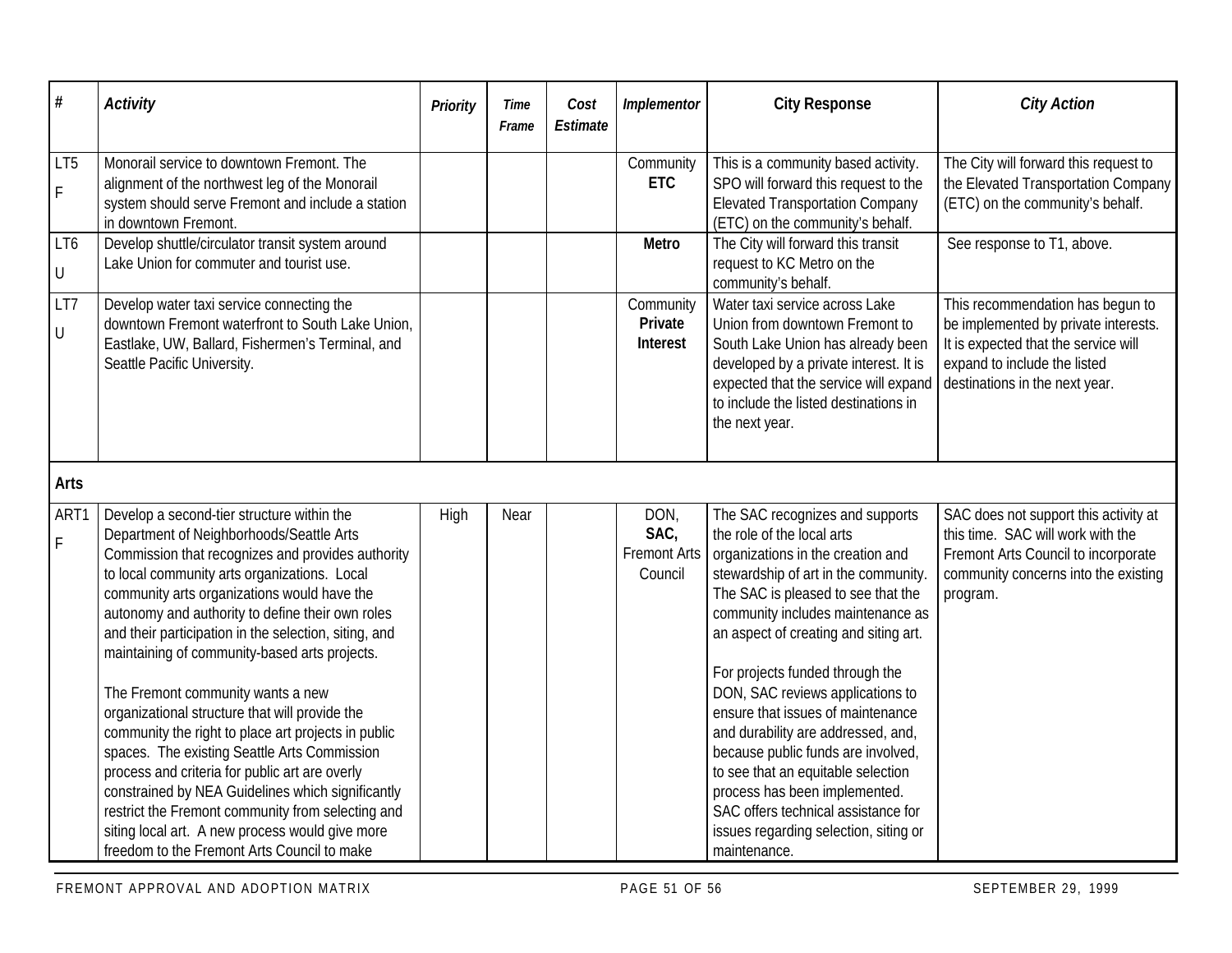| # | Activity | Priority | Time Frame | Cost Estimate | Implementor | City Response | City Action |
|---|---|---|---|---|---|---|---|
| LT5 F | Monorail service to downtown Fremont. The alignment of the northwest leg of the Monorail system should serve Fremont and include a station in downtown Fremont. | | | | Community **ETC** | This is a community based activity. SPO will forward this request to the Elevated Transportation Company (ETC) on the community's behalf. | The City will forward this request to the Elevated Transportation Company (ETC) on the community's behalf. |
| LT6 U | Develop shuttle/circulator transit system around Lake Union for commuter and tourist use. | | | | **Metro** | The City will forward this transit request to KC Metro on the community's behalf. | See response to T1, above. |
| LT7 U | Develop water taxi service connecting the downtown Fremont waterfront to South Lake Union, Eastlake, UW, Ballard, Fishermen's Terminal, and Seattle Pacific University. | | | | Community **Private Interest** | Water taxi service across Lake Union from downtown Fremont to South Lake Union has already been developed by a private interest. It is expected that the service will expand to include the listed destinations in the next year. | This recommendation has begun to be implemented by private interests. It is expected that the service will expand to include the listed destinations in the next year. |
| **Arts** | | | | | | | |
| ART1 F | Develop a second-tier structure within the Department of Neighborhoods/Seattle Arts Commission that recognizes and provides authority to local community arts organizations. Local community arts organizations would have the autonomy and authority to define their own roles and their participation in the selection, siting, and maintaining of community-based arts projects.<br><br>The Fremont community wants a new organizational structure that will provide the community the right to place art projects in public spaces. The existing Seattle Arts Commission process and criteria for public art are overly constrained by NEA Guidelines which significantly restrict the Fremont community from selecting and siting local art. A new process would give more freedom to the Fremont Arts Council to make | High | Near | | DON, **SAC,** Fremont Arts Council | The SAC recognizes and supports the role of the local arts organizations in the creation and stewardship of art in the community. The SAC is pleased to see that the community includes maintenance as an aspect of creating and siting art.<br><br>For projects funded through the DON, SAC reviews applications to ensure that issues of maintenance and durability are addressed, and, because public funds are involved, to see that an equitable selection process has been implemented. SAC offers technical assistance for issues regarding selection, siting or maintenance. | SAC does not support this activity at this time. SAC will work with the Fremont Arts Council to incorporate community concerns into the existing program. |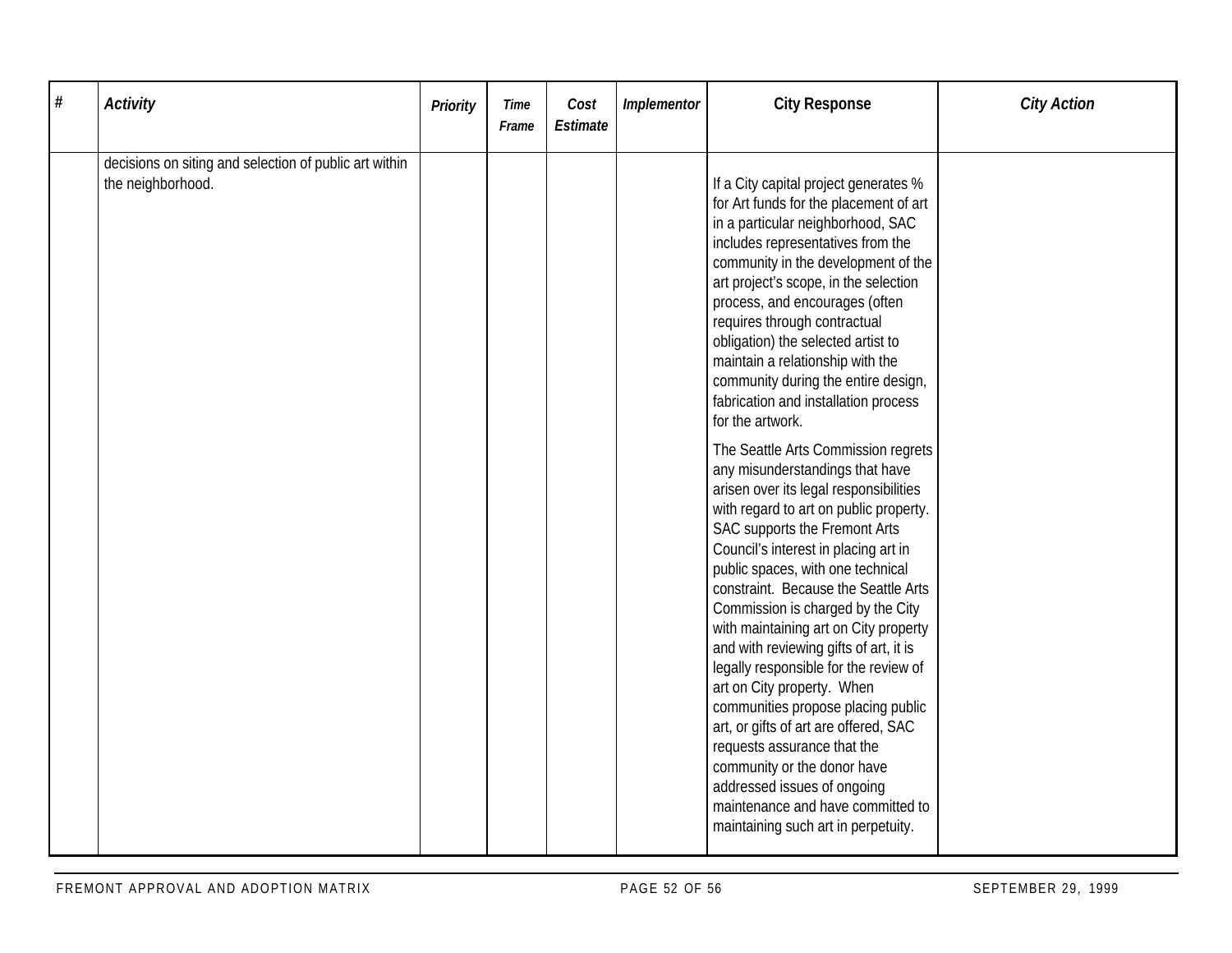| # | Activity | Priority | Time Frame | Cost Estimate | Implementor | City Response | City Action |
|---|---|---|---|---|---|---|---|
| | decisions on siting and selection of public art within the neighborhood. | | | | | If a City capital project generates % for Art funds for the placement of art in a particular neighborhood, SAC includes representatives from the community in the development of the art project's scope, in the selection process, and encourages (often requires through contractual obligation) the selected artist to maintain a relationship with the community during the entire design, fabrication and installation process for the artwork.<br><br>The Seattle Arts Commission regrets any misunderstandings that have arisen over its legal responsibilities with regard to art on public property. SAC supports the Fremont Arts Council's interest in placing art in public spaces, with one technical constraint. Because the Seattle Arts Commission is charged by the City with maintaining art on City property and with reviewing gifts of art, it is legally responsible for the review of art on City property. When communities propose placing public art, or gifts of art are offered, SAC requests assurance that the community or the donor have addressed issues of ongoing maintenance and have committed to maintaining such art in perpetuity. | |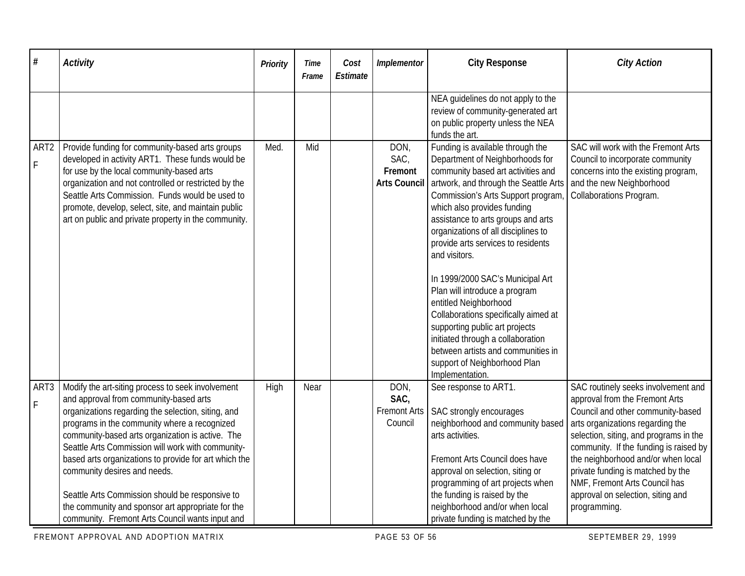| # | *Activity* | *Priority* | *Time Frame* | *Cost Estimate* | *Implementor* | **City Response** | *City Action* |
|---|---|---|---|---|---|---|---|
| | | | | | | NEA guidelines do not apply to the review of community-generated art on public property unless the NEA funds the art. | |
| ART2 F | Provide funding for community-based arts groups developed in activity ART1. These funds would be for use by the local community-based arts organization and not controlled or restricted by the Seattle Arts Commission. Funds would be used to promote, develop, select, site, and maintain public art on public and private property in the community. | Med. | Mid | | DON, SAC, **Fremont Arts Council** | Funding is available through the Department of Neighborhoods for community based art activities and artwork, and through the Seattle Arts Commission's Arts Support program, which also provides funding assistance to arts groups and arts organizations of all disciplines to provide arts services to residents and visitors.<br><br>In 1999/2000 SAC's Municipal Art Plan will introduce a program entitled Neighborhood Collaborations specifically aimed at supporting public art projects initiated through a collaboration between artists and communities in support of Neighborhood Plan Implementation. | SAC will work with the Fremont Arts Council to incorporate community concerns into the existing program, and the new Neighborhood Collaborations Program. |
| ART3 F | Modify the art-siting process to seek involvement and approval from community-based arts organizations regarding the selection, siting, and programs in the community where a recognized community-based arts organization is active. The Seattle Arts Commission will work with community-based arts organizations to provide for art which the community desires and needs.<br><br>Seattle Arts Commission should be responsive to the community and sponsor art appropriate for the community. Fremont Arts Council wants input and | High | Near | | DON, **SAC,** Fremont Arts Council | See response to ART1.<br><br>SAC strongly encourages neighborhood and community based arts activities.<br><br>Fremont Arts Council does have approval on selection, siting or programming of art projects when the funding is raised by the neighborhood and/or when local private funding is matched by the | SAC routinely seeks involvement and approval from the Fremont Arts Council and other community-based arts organizations regarding the selection, siting, and programs in the community. If the funding is raised by the neighborhood and/or when local private funding is matched by the NMF, Fremont Arts Council has approval on selection, siting and programming. |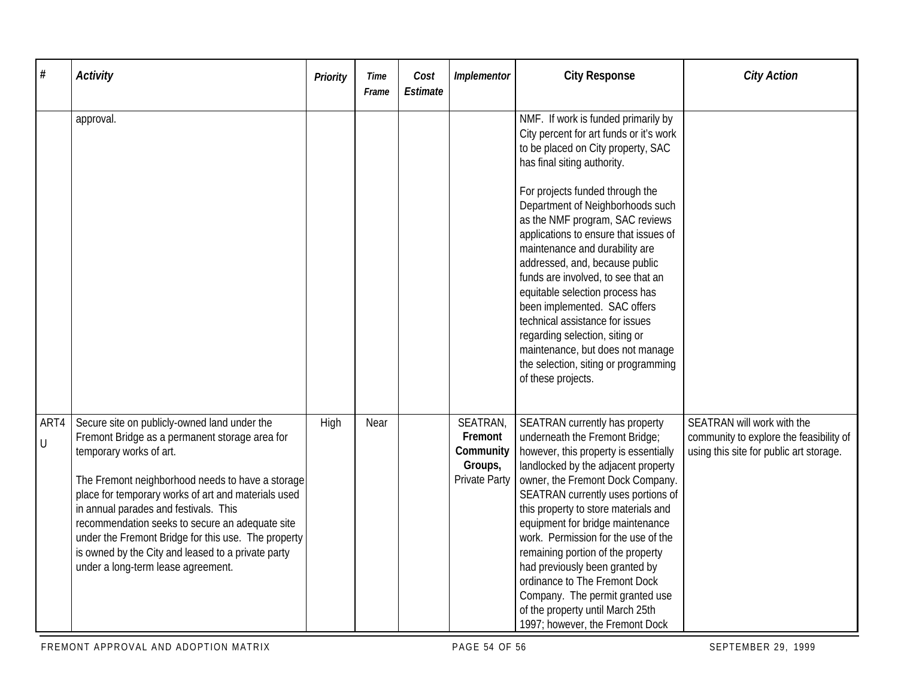| # | *Activity* | *Priority* | *Time Frame* | *Cost Estimate* | *Implementor* | **City Response** | *City Action* |
|---|---|---|---|---|---|---|---|
| | approval. | | | | | NMF. If work is funded primarily by City percent for art funds or it's work to be placed on City property, SAC has final siting authority.<br><br>For projects funded through the Department of Neighborhoods such as the NMF program, SAC reviews applications to ensure that issues of maintenance and durability are addressed, and, because public funds are involved, to see that an equitable selection process has been implemented. SAC offers technical assistance for issues regarding selection, siting or maintenance, but does not manage the selection, siting or programming of these projects. | |
| ART4U | Secure site on publicly-owned land under the Fremont Bridge as a permanent storage area for temporary works of art.<br><br>The Fremont neighborhood needs to have a storage place for temporary works of art and materials used in annual parades and festivals. This recommendation seeks to secure an adequate site under the Fremont Bridge for this use. The property is owned by the City and leased to a private party under a long-term lease agreement. | High | Near | | SEATRAN, **Fremont Community Groups,** Private Party | SEATRAN currently has property underneath the Fremont Bridge; however, this property is essentially landlocked by the adjacent property owner, the Fremont Dock Company. SEATRAN currently uses portions of this property to store materials and equipment for bridge maintenance work. Permission for the use of the remaining portion of the property had previously been granted by ordinance to The Fremont Dock Company. The permit granted use of the property until March 25th 1997; however, the Fremont Dock | SEATRAN will work with the community to explore the feasibility of using this site for public art storage. |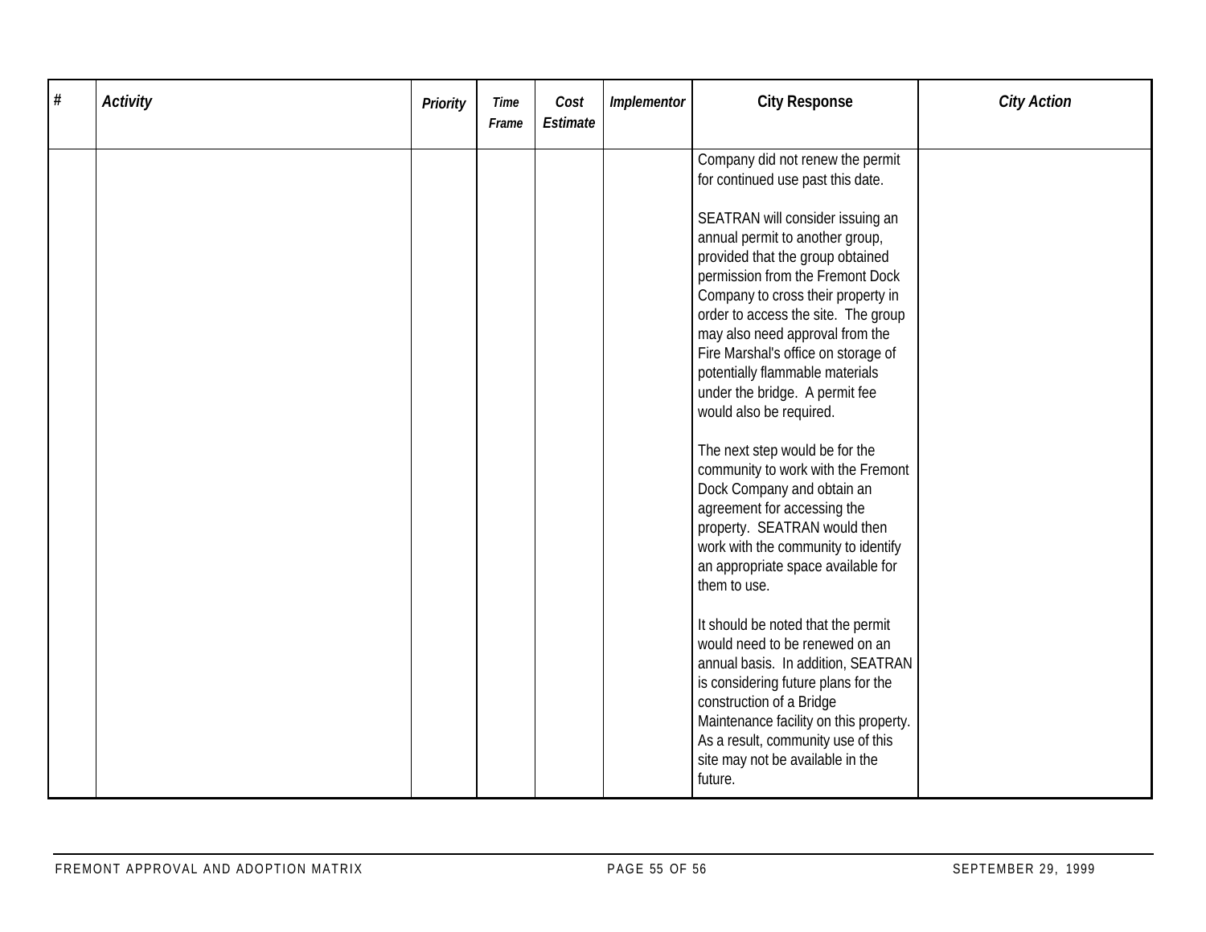| # | Activity | Priority | Time Frame | Cost Estimate | Implementor | City Response | City Action |
|---|---|---|---|---|---|---|---|
| | | | | | | Company did not renew the permit for continued use past this date.<br><br>SEATRAN will consider issuing an annual permit to another group, provided that the group obtained permission from the Fremont Dock Company to cross their property in order to access the site. The group may also need approval from the Fire Marshal's office on storage of potentially flammable materials under the bridge. A permit fee would also be required.<br><br>The next step would be for the community to work with the Fremont Dock Company and obtain an agreement for accessing the property. SEATRAN would then work with the community to identify an appropriate space available for them to use.<br><br>It should be noted that the permit would need to be renewed on an annual basis. In addition, SEATRAN is considering future plans for the construction of a Bridge Maintenance facility on this property. As a result, community use of this site may not be available in the future. | |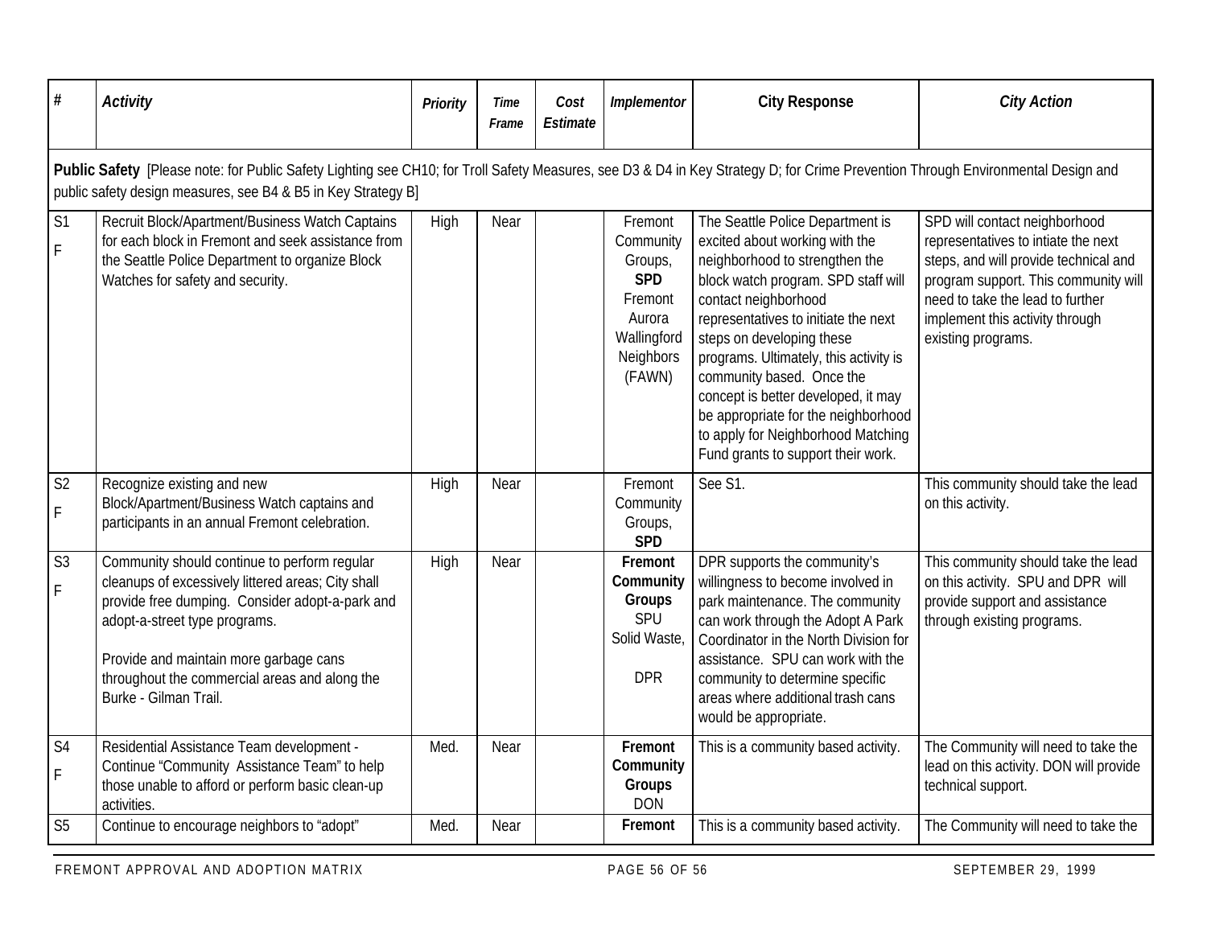| # | *Activity* | *Priority* | *Time Frame* | *Cost Estimate* | *Implementor* | City Response | *City Action* |
|---|---|---|---|---|---|---|---|
| **Public Safety** [Please note: for Public Safety Lighting see CH10; for Troll Safety Measures, see D3 & D4 in Key Strategy D; for Crime Prevention Through Environmental Design and public safety design measures, see B4 & B5 in Key Strategy B] | | | | | | | |
| S1 F | Recruit Block/Apartment/Business Watch Captains for each block in Fremont and seek assistance from the Seattle Police Department to organize Block Watches for safety and security. | High | Near | | Fremont Community Groups, **SPD** Fremont Aurora Wallingford Neighbors (FAWN) | The Seattle Police Department is excited about working with the neighborhood to strengthen the block watch program. SPD staff will contact neighborhood representatives to initiate the next steps on developing these programs. Ultimately, this activity is community based. Once the concept is better developed, it may be appropriate for the neighborhood to apply for Neighborhood Matching Fund grants to support their work. | SPD will contact neighborhood representatives to intiate the next steps, and will provide technical and program support. This community will need to take the lead to further implement this activity through existing programs. |
| S2 F | Recognize existing and new Block/Apartment/Business Watch captains and participants in an annual Fremont celebration. | High | Near | | Fremont Community Groups, **SPD** | See S1. | This community should take the lead on this activity. |
| S3 F | Community should continue to perform regular cleanups of excessively littered areas; City shall provide free dumping. Consider adopt-a-park and adopt-a-street type programs.<br><br>Provide and maintain more garbage cans throughout the commercial areas and along the Burke - Gilman Trail. | High | Near | | **Fremont Community Groups** SPU Solid Waste, DPR | DPR supports the community's willingness to become involved in park maintenance. The community can work through the Adopt A Park Coordinator in the North Division for assistance. SPU can work with the community to determine specific areas where additional trash cans would be appropriate. | This community should take the lead on this activity. SPU and DPR will provide support and assistance through existing programs. |
| S4 F | Residential Assistance Team development - Continue "Community Assistance Team" to help those unable to afford or perform basic clean-up activities. | Med. | Near | | **Fremont Community Groups** DON | This is a community based activity. | The Community will need to take the lead on this activity. DON will provide technical support. |
| S5 | Continue to encourage neighbors to "adopt" | Med. | Near | | **Fremont** | This is a community based activity. | The Community will need to take the |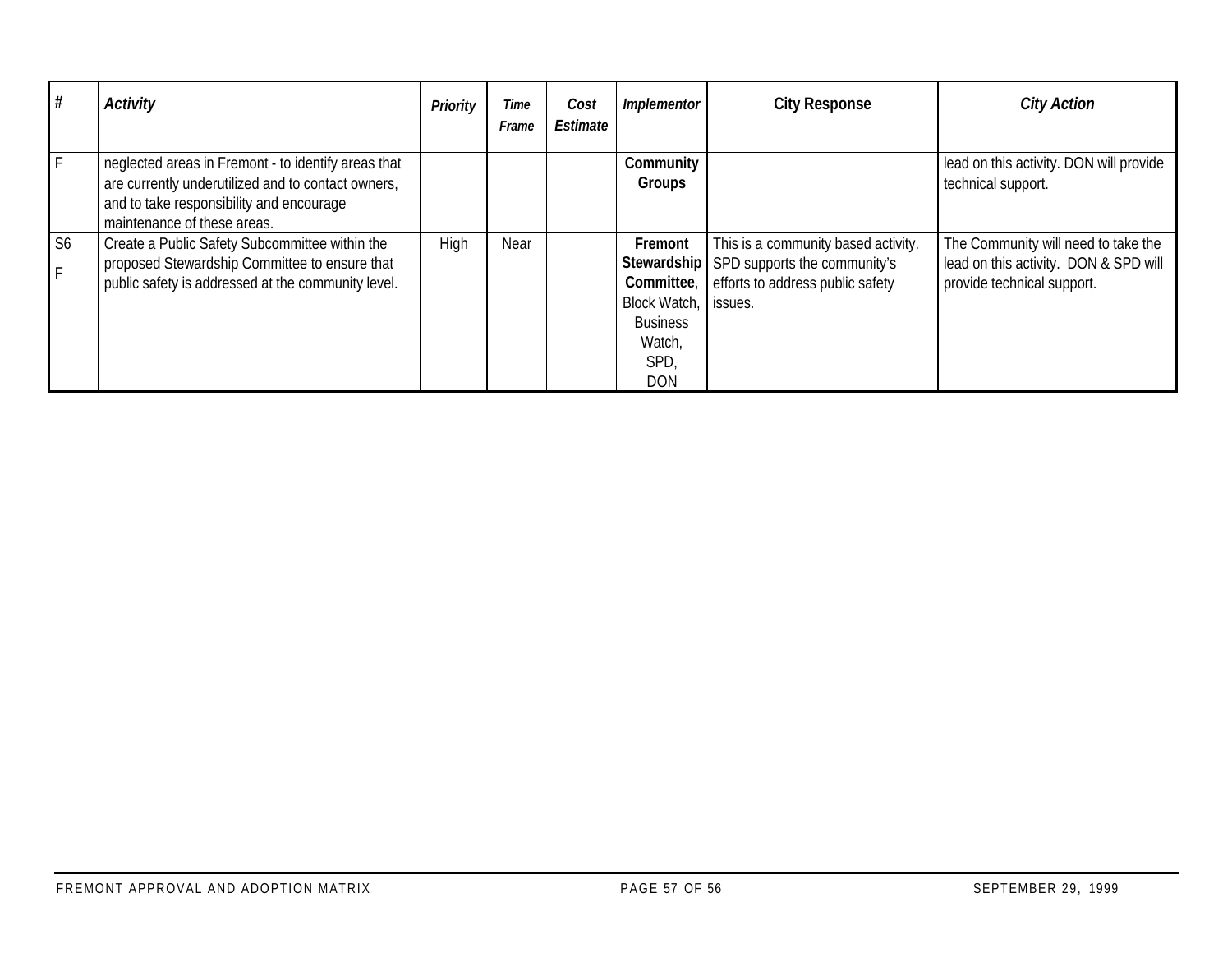| # | *Activity* | *Priority* | *Time Frame* | *Cost Estimate* | *Implementor* | **City Response** | *City Action* |
|---|---|---|---|---|---|---|---|
| F | neglected areas in Fremont - to identify areas that are currently underutilized and to contact owners, and to take responsibility and encourage maintenance of these areas. | | | | **Community Groups** | | lead on this activity. DON will provide technical support. |
| S6 F | Create a Public Safety Subcommittee within the proposed Stewardship Committee to ensure that public safety is addressed at the community level. | High | Near | | **Fremont Stewardship Committee**, Block Watch, Business Watch, SPD, DON | This is a community based activity. SPD supports the community's efforts to address public safety issues. | The Community will need to take the lead on this activity. DON & SPD will provide technical support. |